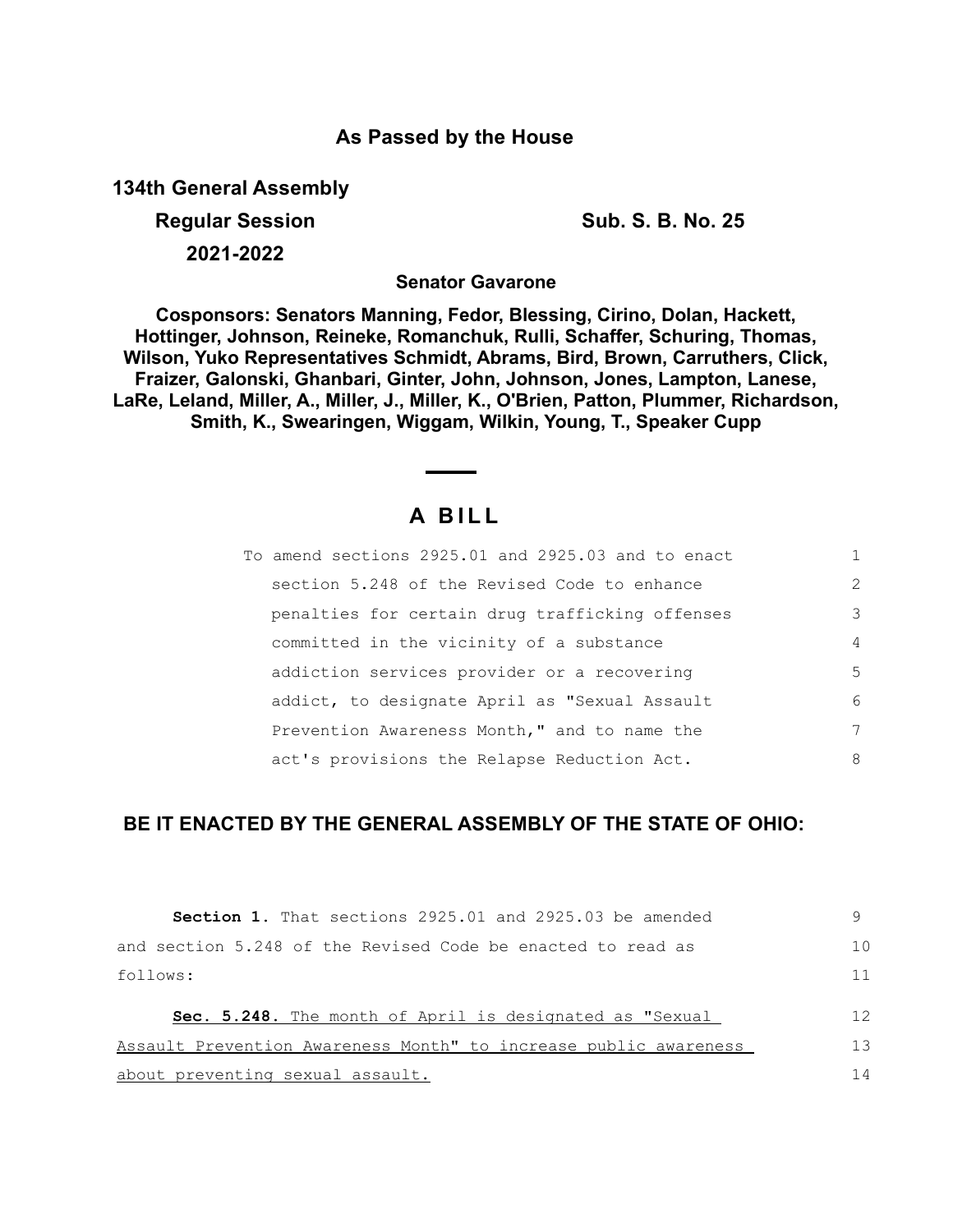# As Passed by the House

**134th General Assembly**

**Regular Session** **Sub. S. B. No. 25**

**2021-2022**

**Senator Gavarone**

**Cosponsors: Senators Manning, Fedor, Blessing, Cirino, Dolan, Hackett, Hottinger, Johnson, Reineke, Romanchuk, Rulli, Schaffer, Schuring, Thomas, Wilson, Yuko Representatives Schmidt, Abrams, Bird, Brown, Carruthers, Click, Fraizer, Galonski, Ghanbari, Ginter, John, Johnson, Jones, Lampton, Lanese, LaRe, Leland, Miller, A., Miller, J., Miller, K., O'Brien, Patton, Plummer, Richardson, Smith, K., Swearingen, Wiggam, Wilkin, Young, T., Speaker Cupp**

## A BILL

To amend sections 2925.01 and 2925.03 and to enact section 5.248 of the Revised Code to enhance penalties for certain drug trafficking offenses committed in the vicinity of a substance addiction services provider or a recovering addict, to designate April as "Sexual Assault Prevention Awareness Month," and to name the act's provisions the Relapse Reduction Act.

### BE IT ENACTED BY THE GENERAL ASSEMBLY OF THE STATE OF OHIO:

**Section 1.** That sections 2925.01 and 2925.03 be amended and section 5.248 of the Revised Code be enacted to read as follows:

<u>**Sec. 5.248.** The month of April is designated as "Sexual Assault Prevention Awareness Month" to increase public awareness about preventing sexual assault.</u>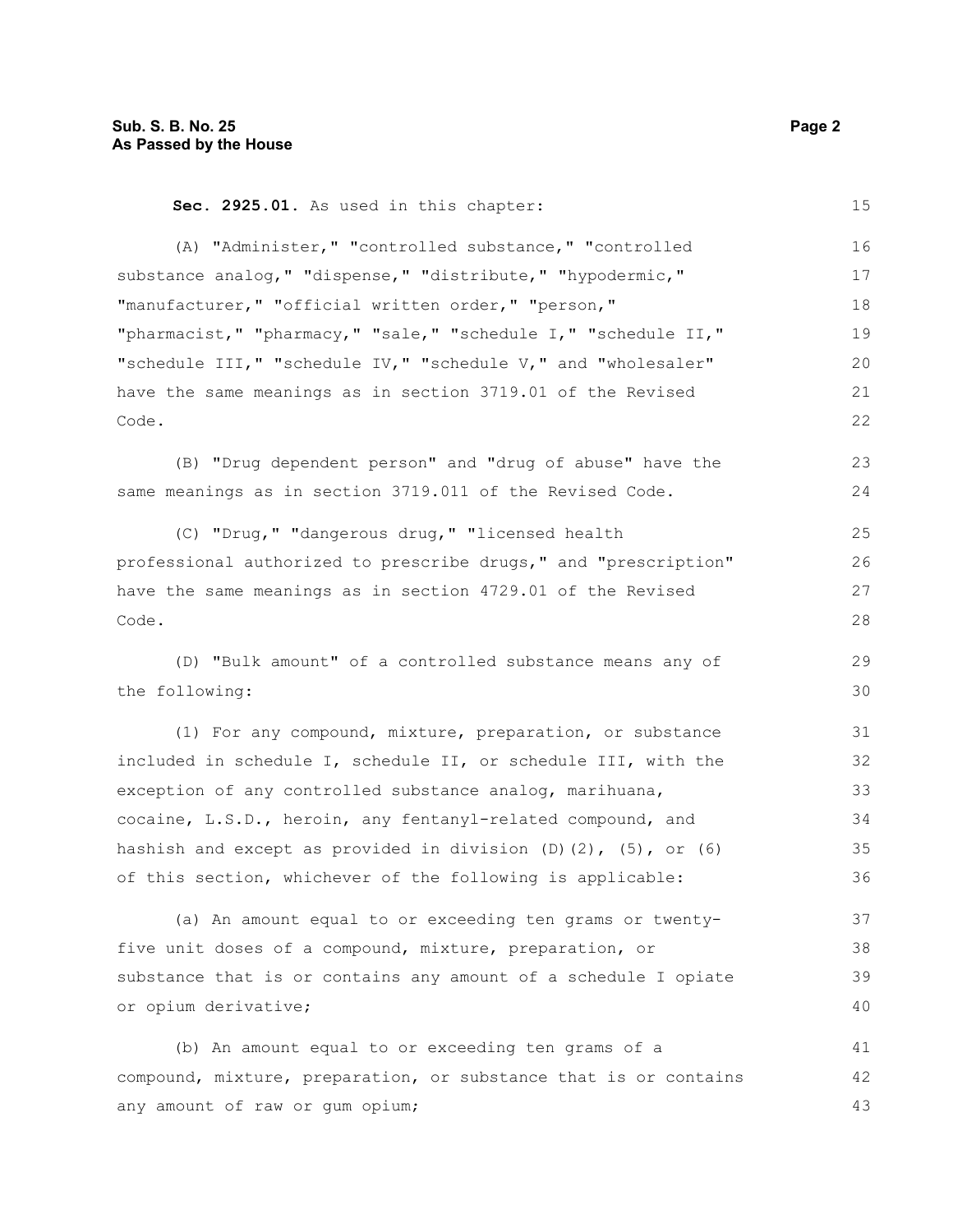**Sec. 2925.01.** As used in this chapter:

(A) "Administer," "controlled substance," "controlled substance analog," "dispense," "distribute," "hypodermic," "manufacturer," "official written order," "person," "pharmacist," "pharmacy," "sale," "schedule I," "schedule II," "schedule III," "schedule IV," "schedule V," and "wholesaler" have the same meanings as in section 3719.01 of the Revised Code.

(B) "Drug dependent person" and "drug of abuse" have the same meanings as in section 3719.011 of the Revised Code.

(C) "Drug," "dangerous drug," "licensed health professional authorized to prescribe drugs," and "prescription" have the same meanings as in section 4729.01 of the Revised Code.

(D) "Bulk amount" of a controlled substance means any of the following:

(1) For any compound, mixture, preparation, or substance included in schedule I, schedule II, or schedule III, with the exception of any controlled substance analog, marihuana, cocaine, L.S.D., heroin, any fentanyl-related compound, and hashish and except as provided in division (D)(2), (5), or (6) of this section, whichever of the following is applicable:

(a) An amount equal to or exceeding ten grams or twenty-five unit doses of a compound, mixture, preparation, or substance that is or contains any amount of a schedule I opiate or opium derivative;

(b) An amount equal to or exceeding ten grams of a compound, mixture, preparation, or substance that is or contains any amount of raw or gum opium;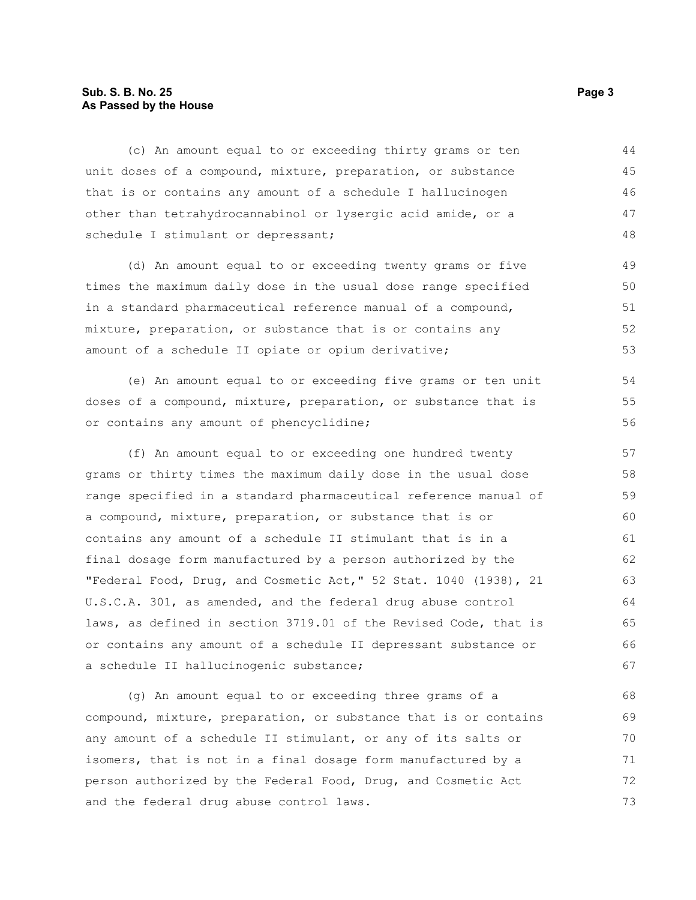(c) An amount equal to or exceeding thirty grams or ten unit doses of a compound, mixture, preparation, or substance that is or contains any amount of a schedule I hallucinogen other than tetrahydrocannabinol or lysergic acid amide, or a schedule I stimulant or depressant;

(d) An amount equal to or exceeding twenty grams or five times the maximum daily dose in the usual dose range specified in a standard pharmaceutical reference manual of a compound, mixture, preparation, or substance that is or contains any amount of a schedule II opiate or opium derivative;

(e) An amount equal to or exceeding five grams or ten unit doses of a compound, mixture, preparation, or substance that is or contains any amount of phencyclidine;

(f) An amount equal to or exceeding one hundred twenty grams or thirty times the maximum daily dose in the usual dose range specified in a standard pharmaceutical reference manual of a compound, mixture, preparation, or substance that is or contains any amount of a schedule II stimulant that is in a final dosage form manufactured by a person authorized by the "Federal Food, Drug, and Cosmetic Act," 52 Stat. 1040 (1938), 21 U.S.C.A. 301, as amended, and the federal drug abuse control laws, as defined in section 3719.01 of the Revised Code, that is or contains any amount of a schedule II depressant substance or a schedule II hallucinogenic substance;

(g) An amount equal to or exceeding three grams of a compound, mixture, preparation, or substance that is or contains any amount of a schedule II stimulant, or any of its salts or isomers, that is not in a final dosage form manufactured by a person authorized by the Federal Food, Drug, and Cosmetic Act and the federal drug abuse control laws.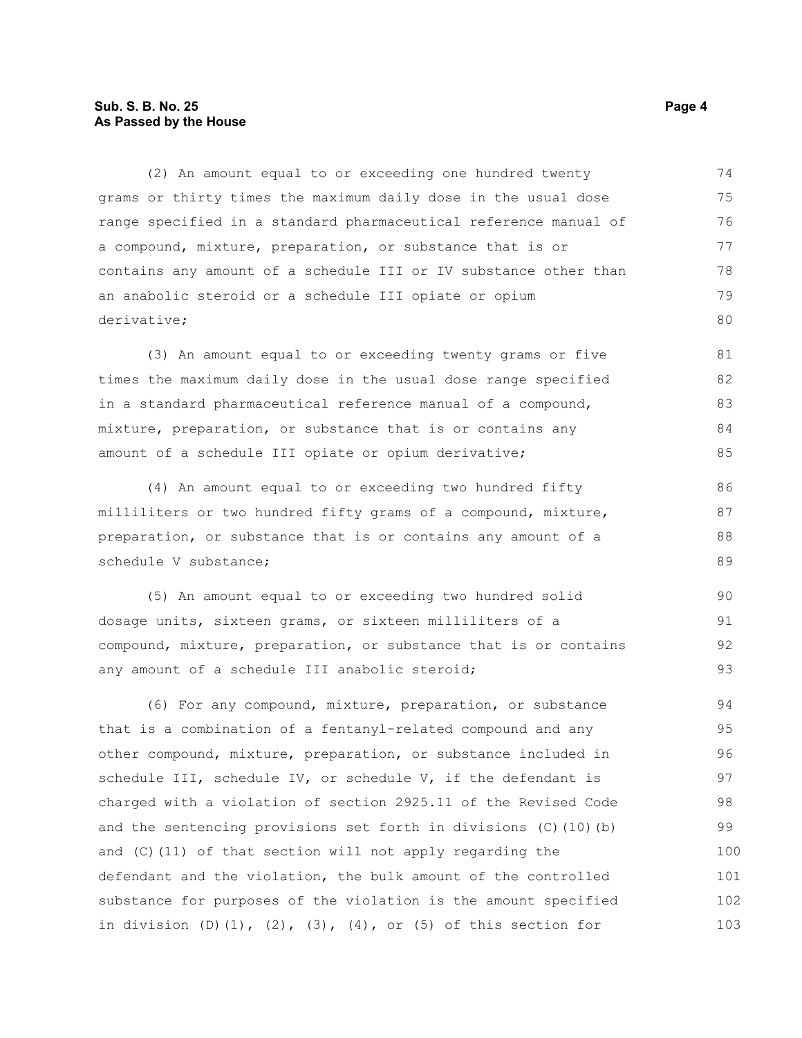(2) An amount equal to or exceeding one hundred twenty grams or thirty times the maximum daily dose in the usual dose range specified in a standard pharmaceutical reference manual of a compound, mixture, preparation, or substance that is or contains any amount of a schedule III or IV substance other than an anabolic steroid or a schedule III opiate or opium derivative;

(3) An amount equal to or exceeding twenty grams or five times the maximum daily dose in the usual dose range specified in a standard pharmaceutical reference manual of a compound, mixture, preparation, or substance that is or contains any amount of a schedule III opiate or opium derivative;

(4) An amount equal to or exceeding two hundred fifty milliliters or two hundred fifty grams of a compound, mixture, preparation, or substance that is or contains any amount of a schedule V substance;

(5) An amount equal to or exceeding two hundred solid dosage units, sixteen grams, or sixteen milliliters of a compound, mixture, preparation, or substance that is or contains any amount of a schedule III anabolic steroid;

(6) For any compound, mixture, preparation, or substance that is a combination of a fentanyl-related compound and any other compound, mixture, preparation, or substance included in schedule III, schedule IV, or schedule V, if the defendant is charged with a violation of section 2925.11 of the Revised Code and the sentencing provisions set forth in divisions (C)(10)(b) and (C)(11) of that section will not apply regarding the defendant and the violation, the bulk amount of the controlled substance for purposes of the violation is the amount specified in division (D)(1), (2), (3), (4), or (5) of this section for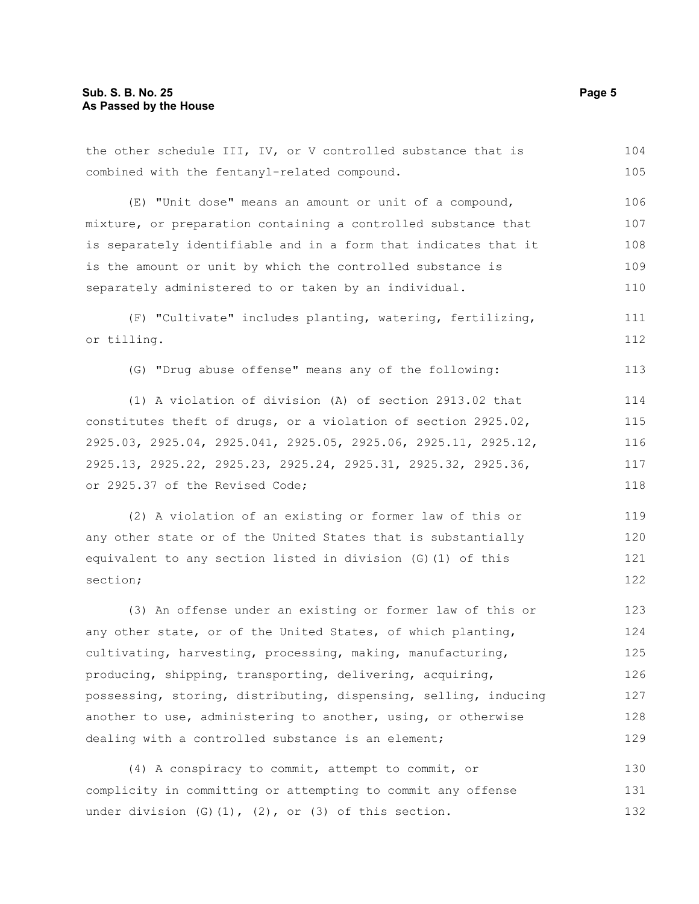the other schedule III, IV, or V controlled substance that is combined with the fentanyl-related compound.

(E) "Unit dose" means an amount or unit of a compound, mixture, or preparation containing a controlled substance that is separately identifiable and in a form that indicates that it is the amount or unit by which the controlled substance is separately administered to or taken by an individual.

(F) "Cultivate" includes planting, watering, fertilizing, or tilling.

(G) "Drug abuse offense" means any of the following:

(1) A violation of division (A) of section 2913.02 that constitutes theft of drugs, or a violation of section 2925.02, 2925.03, 2925.04, 2925.041, 2925.05, 2925.06, 2925.11, 2925.12, 2925.13, 2925.22, 2925.23, 2925.24, 2925.31, 2925.32, 2925.36, or 2925.37 of the Revised Code;

(2) A violation of an existing or former law of this or any other state or of the United States that is substantially equivalent to any section listed in division (G)(1) of this section;

(3) An offense under an existing or former law of this or any other state, or of the United States, of which planting, cultivating, harvesting, processing, making, manufacturing, producing, shipping, transporting, delivering, acquiring, possessing, storing, distributing, dispensing, selling, inducing another to use, administering to another, using, or otherwise dealing with a controlled substance is an element;

(4) A conspiracy to commit, attempt to commit, or complicity in committing or attempting to commit any offense under division (G)(1), (2), or (3) of this section.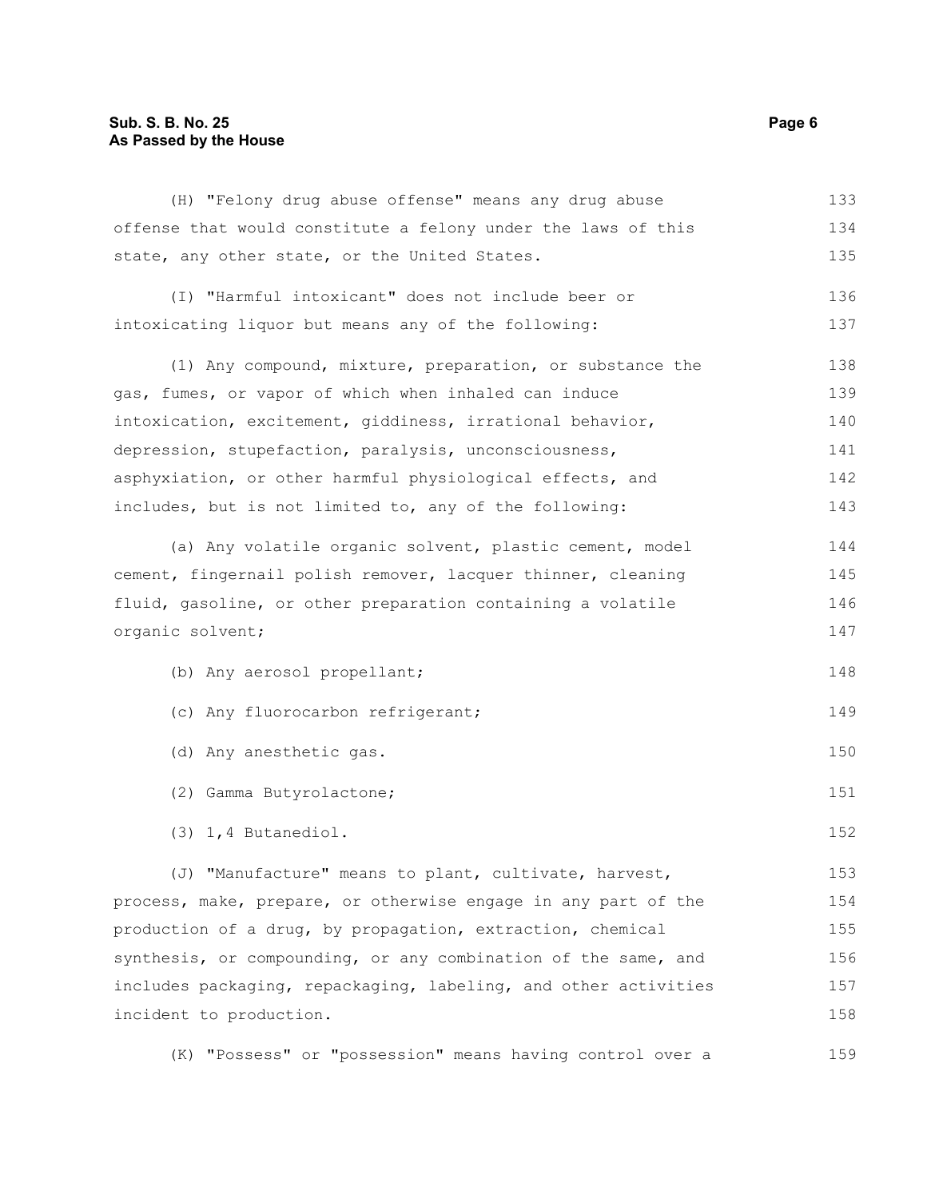(H) "Felony drug abuse offense" means any drug abuse offense that would constitute a felony under the laws of this state, any other state, or the United States.

(I) "Harmful intoxicant" does not include beer or intoxicating liquor but means any of the following:

(1) Any compound, mixture, preparation, or substance the gas, fumes, or vapor of which when inhaled can induce intoxication, excitement, giddiness, irrational behavior, depression, stupefaction, paralysis, unconsciousness, asphyxiation, or other harmful physiological effects, and includes, but is not limited to, any of the following:

(a) Any volatile organic solvent, plastic cement, model cement, fingernail polish remover, lacquer thinner, cleaning fluid, gasoline, or other preparation containing a volatile organic solvent;

(b) Any aerosol propellant;

(c) Any fluorocarbon refrigerant;

(d) Any anesthetic gas.

(2) Gamma Butyrolactone;

(3) 1,4 Butanediol.

(J) "Manufacture" means to plant, cultivate, harvest, process, make, prepare, or otherwise engage in any part of the production of a drug, by propagation, extraction, chemical synthesis, or compounding, or any combination of the same, and includes packaging, repackaging, labeling, and other activities incident to production.

(K) "Possess" or "possession" means having control over a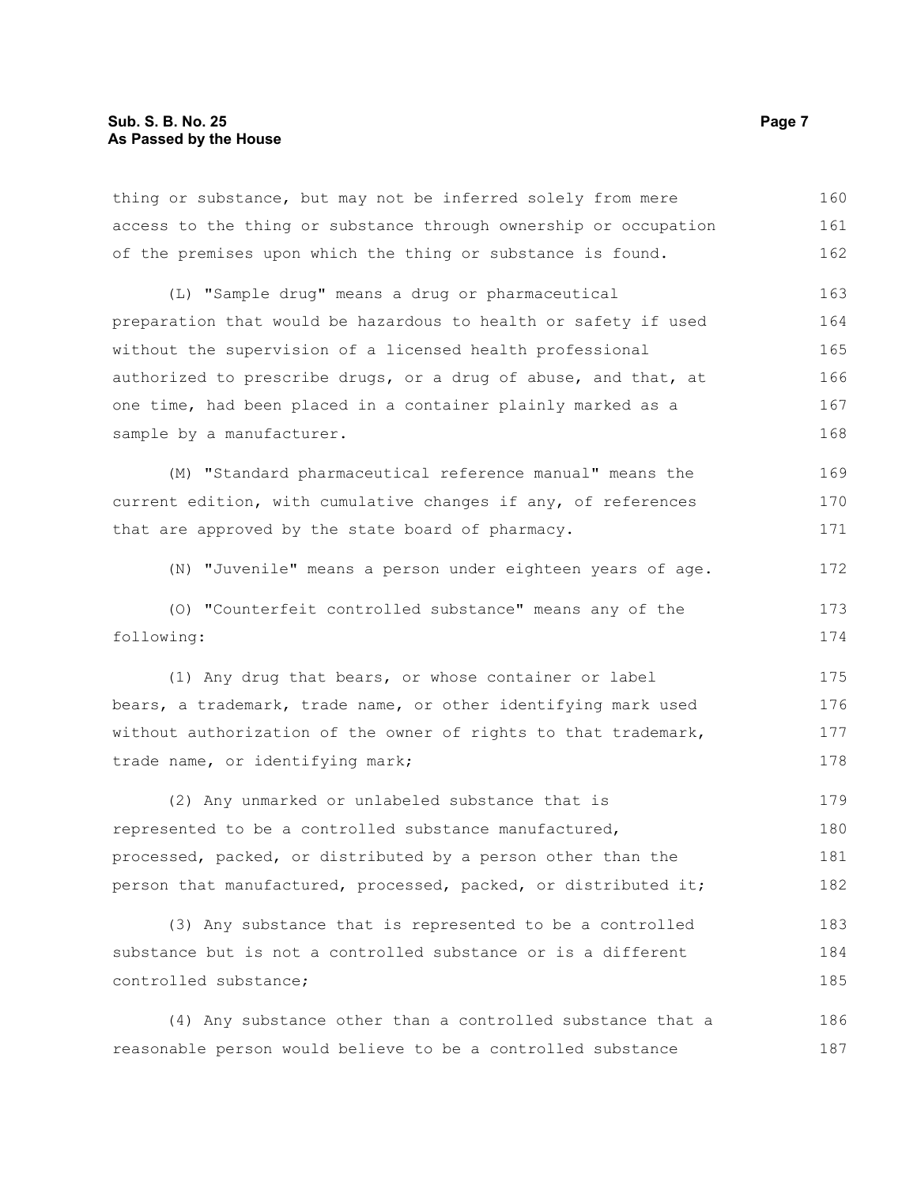thing or substance, but may not be inferred solely from mere access to the thing or substance through ownership or occupation of the premises upon which the thing or substance is found.

(L) "Sample drug" means a drug or pharmaceutical preparation that would be hazardous to health or safety if used without the supervision of a licensed health professional authorized to prescribe drugs, or a drug of abuse, and that, at one time, had been placed in a container plainly marked as a sample by a manufacturer.

(M) "Standard pharmaceutical reference manual" means the current edition, with cumulative changes if any, of references that are approved by the state board of pharmacy.

(N) "Juvenile" means a person under eighteen years of age.

(O) "Counterfeit controlled substance" means any of the following:

(1) Any drug that bears, or whose container or label bears, a trademark, trade name, or other identifying mark used without authorization of the owner of rights to that trademark, trade name, or identifying mark;

(2) Any unmarked or unlabeled substance that is represented to be a controlled substance manufactured, processed, packed, or distributed by a person other than the person that manufactured, processed, packed, or distributed it;

(3) Any substance that is represented to be a controlled substance but is not a controlled substance or is a different controlled substance;

(4) Any substance other than a controlled substance that a reasonable person would believe to be a controlled substance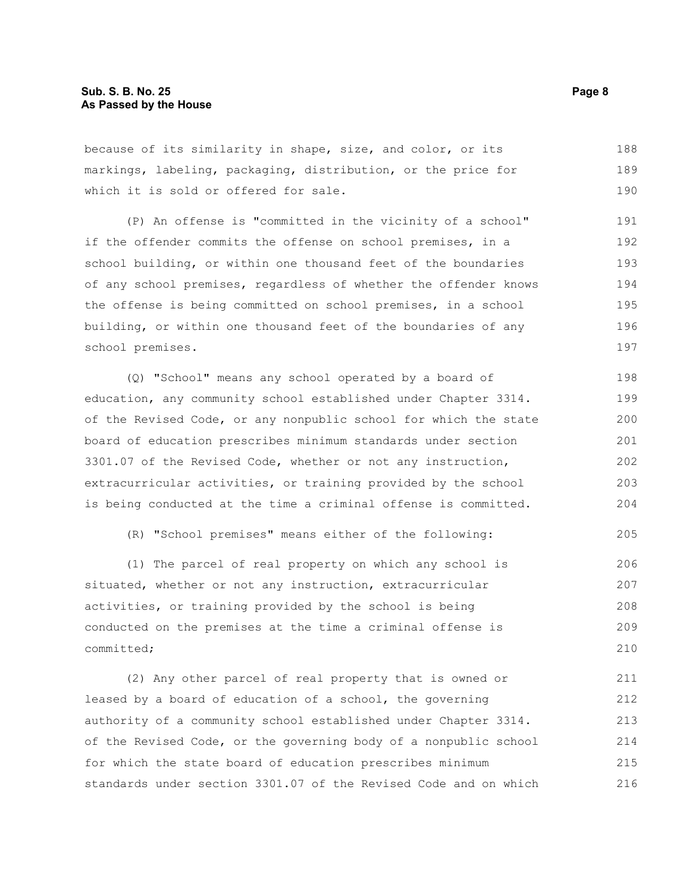because of its similarity in shape, size, and color, or its markings, labeling, packaging, distribution, or the price for which it is sold or offered for sale.

(P) An offense is "committed in the vicinity of a school" if the offender commits the offense on school premises, in a school building, or within one thousand feet of the boundaries of any school premises, regardless of whether the offender knows the offense is being committed on school premises, in a school building, or within one thousand feet of the boundaries of any school premises.

(Q) "School" means any school operated by a board of education, any community school established under Chapter 3314. of the Revised Code, or any nonpublic school for which the state board of education prescribes minimum standards under section 3301.07 of the Revised Code, whether or not any instruction, extracurricular activities, or training provided by the school is being conducted at the time a criminal offense is committed.

(R) "School premises" means either of the following:

(1) The parcel of real property on which any school is situated, whether or not any instruction, extracurricular activities, or training provided by the school is being conducted on the premises at the time a criminal offense is committed;

(2) Any other parcel of real property that is owned or leased by a board of education of a school, the governing authority of a community school established under Chapter 3314. of the Revised Code, or the governing body of a nonpublic school for which the state board of education prescribes minimum standards under section 3301.07 of the Revised Code and on which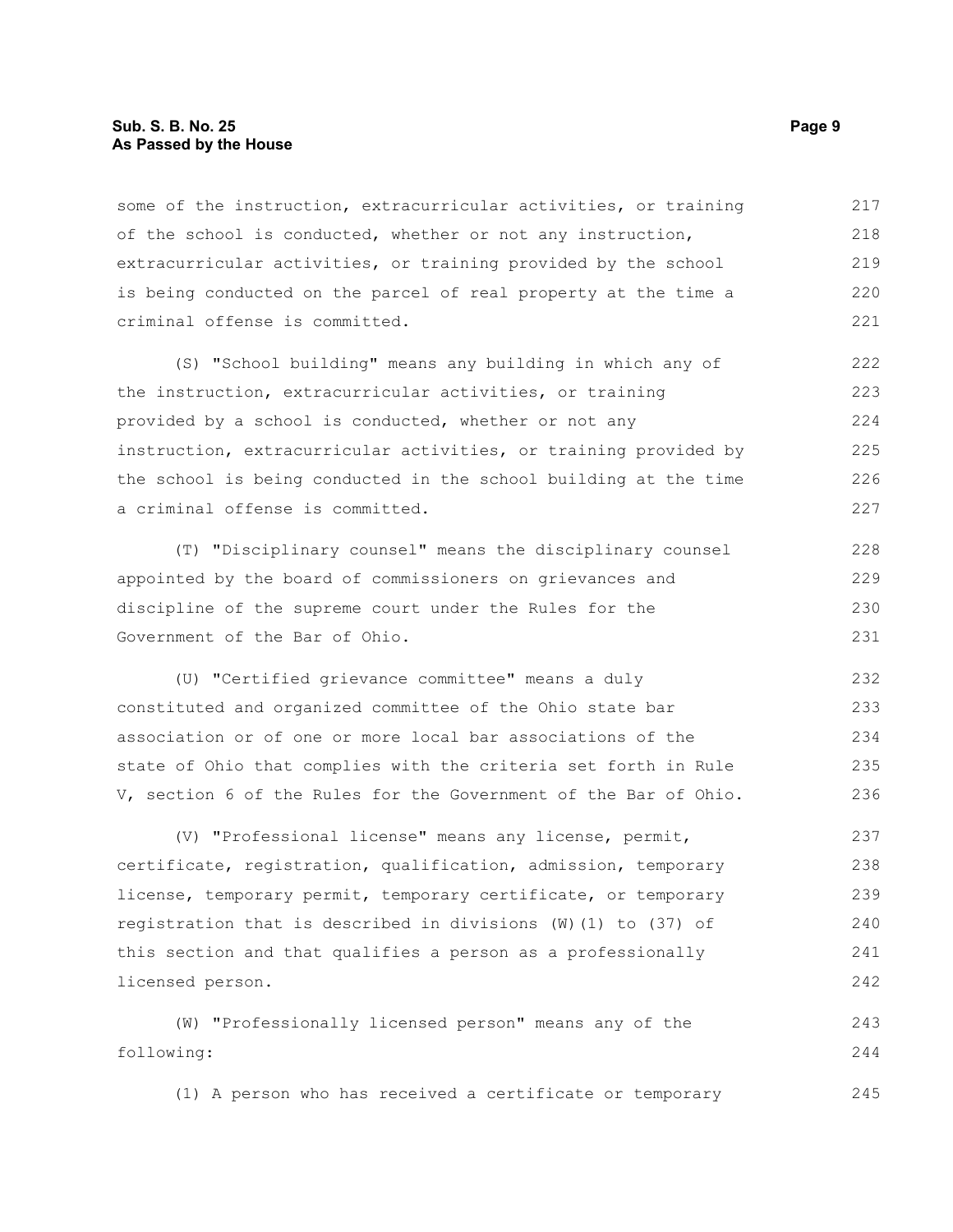some of the instruction, extracurricular activities, or training of the school is conducted, whether or not any instruction, extracurricular activities, or training provided by the school is being conducted on the parcel of real property at the time a criminal offense is committed.

(S) "School building" means any building in which any of the instruction, extracurricular activities, or training provided by a school is conducted, whether or not any instruction, extracurricular activities, or training provided by the school is being conducted in the school building at the time a criminal offense is committed.

(T) "Disciplinary counsel" means the disciplinary counsel appointed by the board of commissioners on grievances and discipline of the supreme court under the Rules for the Government of the Bar of Ohio.

(U) "Certified grievance committee" means a duly constituted and organized committee of the Ohio state bar association or of one or more local bar associations of the state of Ohio that complies with the criteria set forth in Rule V, section 6 of the Rules for the Government of the Bar of Ohio.

(V) "Professional license" means any license, permit, certificate, registration, qualification, admission, temporary license, temporary permit, temporary certificate, or temporary registration that is described in divisions (W)(1) to (37) of this section and that qualifies a person as a professionally licensed person.

(W) "Professionally licensed person" means any of the following:

(1) A person who has received a certificate or temporary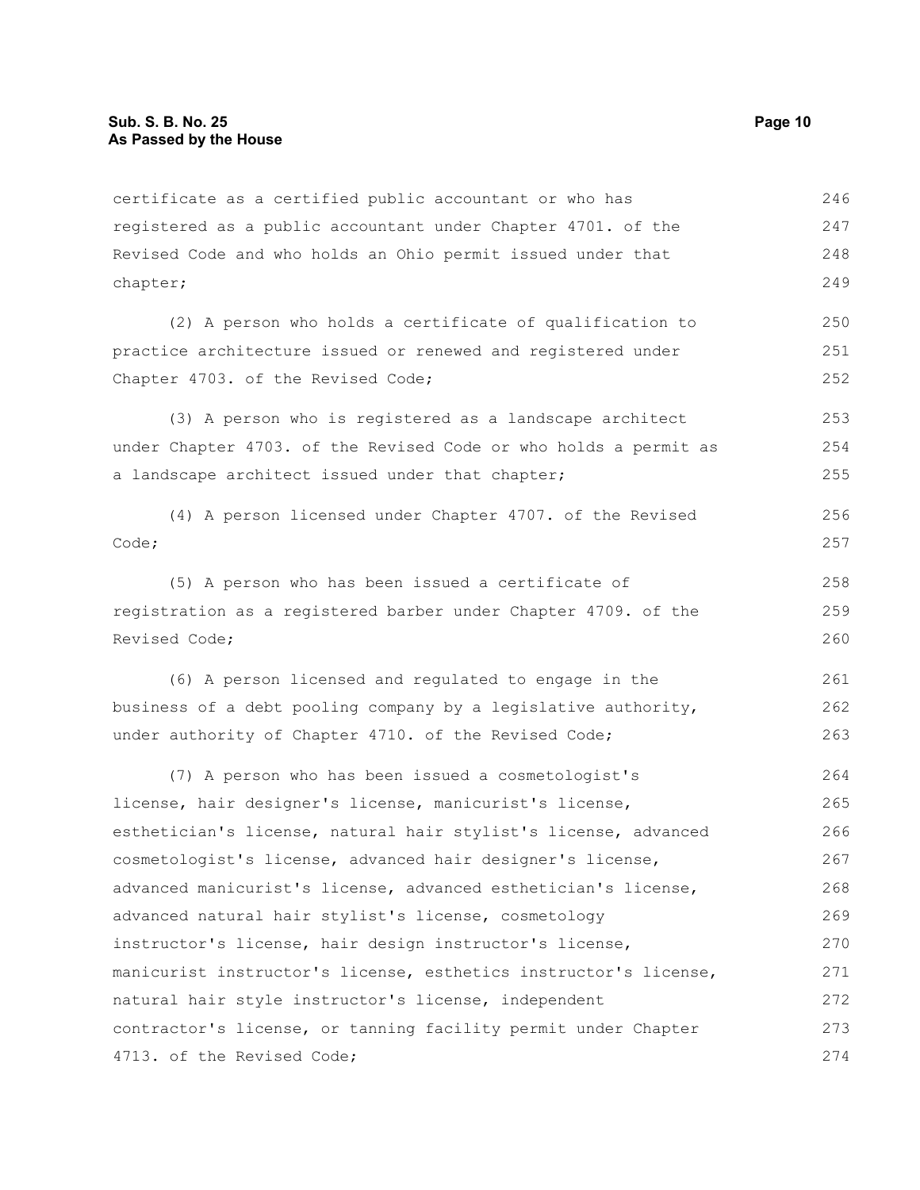certificate as a certified public accountant or who has registered as a public accountant under Chapter 4701. of the Revised Code and who holds an Ohio permit issued under that chapter;

(2) A person who holds a certificate of qualification to practice architecture issued or renewed and registered under Chapter 4703. of the Revised Code;

(3) A person who is registered as a landscape architect under Chapter 4703. of the Revised Code or who holds a permit as a landscape architect issued under that chapter;

(4) A person licensed under Chapter 4707. of the Revised Code;

(5) A person who has been issued a certificate of registration as a registered barber under Chapter 4709. of the Revised Code;

(6) A person licensed and regulated to engage in the business of a debt pooling company by a legislative authority, under authority of Chapter 4710. of the Revised Code;

(7) A person who has been issued a cosmetologist's license, hair designer's license, manicurist's license, esthetician's license, natural hair stylist's license, advanced cosmetologist's license, advanced hair designer's license, advanced manicurist's license, advanced esthetician's license, advanced natural hair stylist's license, cosmetology instructor's license, hair design instructor's license, manicurist instructor's license, esthetics instructor's license, natural hair style instructor's license, independent contractor's license, or tanning facility permit under Chapter 4713. of the Revised Code;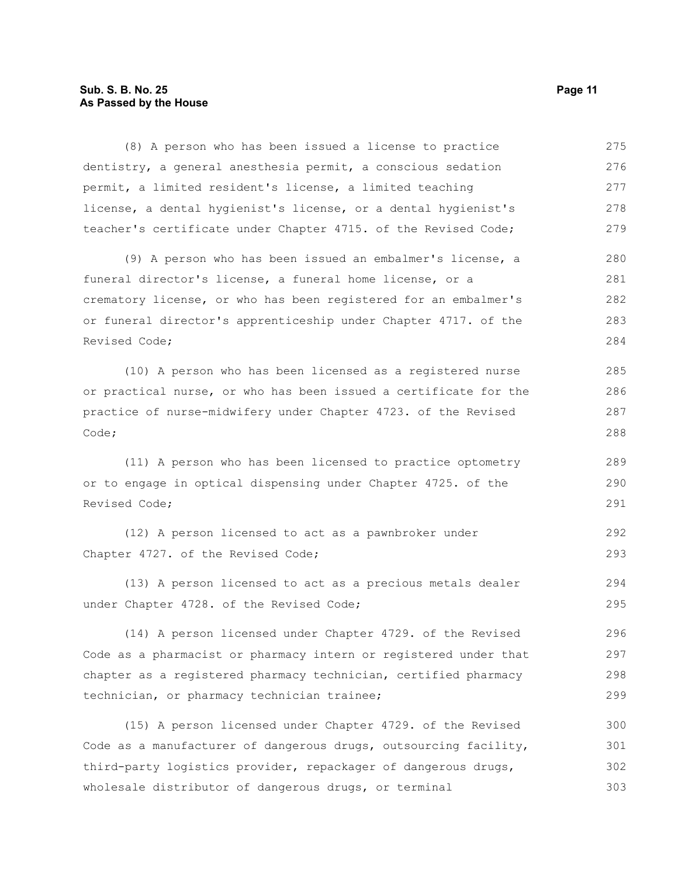(8) A person who has been issued a license to practice dentistry, a general anesthesia permit, a conscious sedation permit, a limited resident's license, a limited teaching license, a dental hygienist's license, or a dental hygienist's teacher's certificate under Chapter 4715. of the Revised Code;

(9) A person who has been issued an embalmer's license, a funeral director's license, a funeral home license, or a crematory license, or who has been registered for an embalmer's or funeral director's apprenticeship under Chapter 4717. of the Revised Code;

(10) A person who has been licensed as a registered nurse or practical nurse, or who has been issued a certificate for the practice of nurse-midwifery under Chapter 4723. of the Revised Code;

(11) A person who has been licensed to practice optometry or to engage in optical dispensing under Chapter 4725. of the Revised Code;

(12) A person licensed to act as a pawnbroker under Chapter 4727. of the Revised Code;

(13) A person licensed to act as a precious metals dealer under Chapter 4728. of the Revised Code;

(14) A person licensed under Chapter 4729. of the Revised Code as a pharmacist or pharmacy intern or registered under that chapter as a registered pharmacy technician, certified pharmacy technician, or pharmacy technician trainee;

(15) A person licensed under Chapter 4729. of the Revised Code as a manufacturer of dangerous drugs, outsourcing facility, third-party logistics provider, repackager of dangerous drugs, wholesale distributor of dangerous drugs, or terminal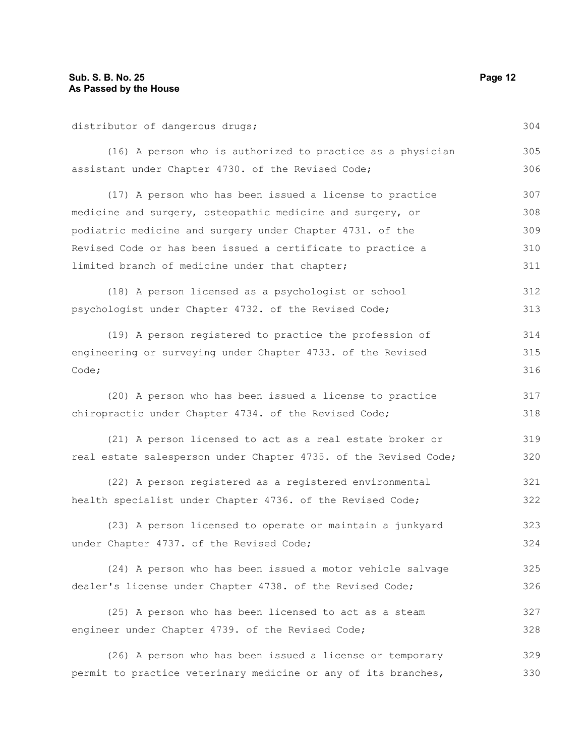distributor of dangerous drugs;

(16) A person who is authorized to practice as a physician assistant under Chapter 4730. of the Revised Code;

(17) A person who has been issued a license to practice medicine and surgery, osteopathic medicine and surgery, or podiatric medicine and surgery under Chapter 4731. of the Revised Code or has been issued a certificate to practice a limited branch of medicine under that chapter;

(18) A person licensed as a psychologist or school psychologist under Chapter 4732. of the Revised Code;

(19) A person registered to practice the profession of engineering or surveying under Chapter 4733. of the Revised Code;

(20) A person who has been issued a license to practice chiropractic under Chapter 4734. of the Revised Code;

(21) A person licensed to act as a real estate broker or real estate salesperson under Chapter 4735. of the Revised Code;

(22) A person registered as a registered environmental health specialist under Chapter 4736. of the Revised Code;

(23) A person licensed to operate or maintain a junkyard under Chapter 4737. of the Revised Code;

(24) A person who has been issued a motor vehicle salvage dealer's license under Chapter 4738. of the Revised Code;

(25) A person who has been licensed to act as a steam engineer under Chapter 4739. of the Revised Code;

(26) A person who has been issued a license or temporary permit to practice veterinary medicine or any of its branches,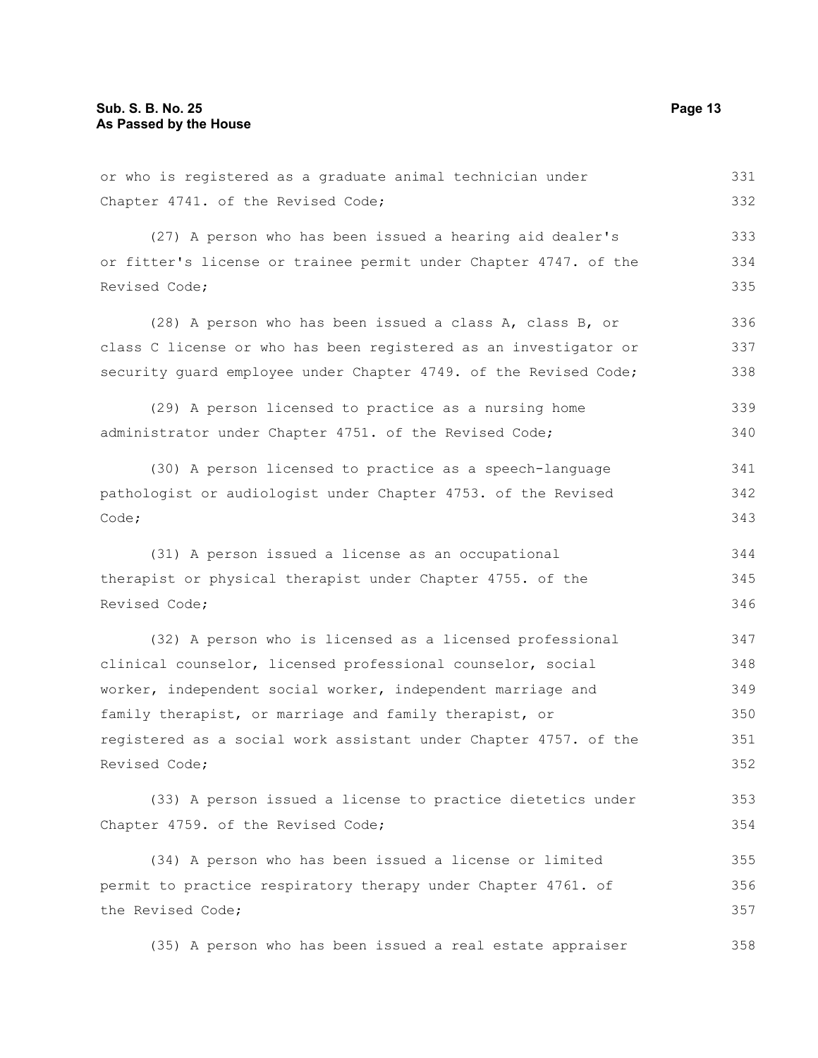or who is registered as a graduate animal technician under Chapter 4741. of the Revised Code;

(27) A person who has been issued a hearing aid dealer's or fitter's license or trainee permit under Chapter 4747. of the Revised Code;

(28) A person who has been issued a class A, class B, or class C license or who has been registered as an investigator or security guard employee under Chapter 4749. of the Revised Code;

(29) A person licensed to practice as a nursing home administrator under Chapter 4751. of the Revised Code;

(30) A person licensed to practice as a speech-language pathologist or audiologist under Chapter 4753. of the Revised Code;

(31) A person issued a license as an occupational therapist or physical therapist under Chapter 4755. of the Revised Code;

(32) A person who is licensed as a licensed professional clinical counselor, licensed professional counselor, social worker, independent social worker, independent marriage and family therapist, or marriage and family therapist, or registered as a social work assistant under Chapter 4757. of the Revised Code;

(33) A person issued a license to practice dietetics under Chapter 4759. of the Revised Code;

(34) A person who has been issued a license or limited permit to practice respiratory therapy under Chapter 4761. of the Revised Code;

(35) A person who has been issued a real estate appraiser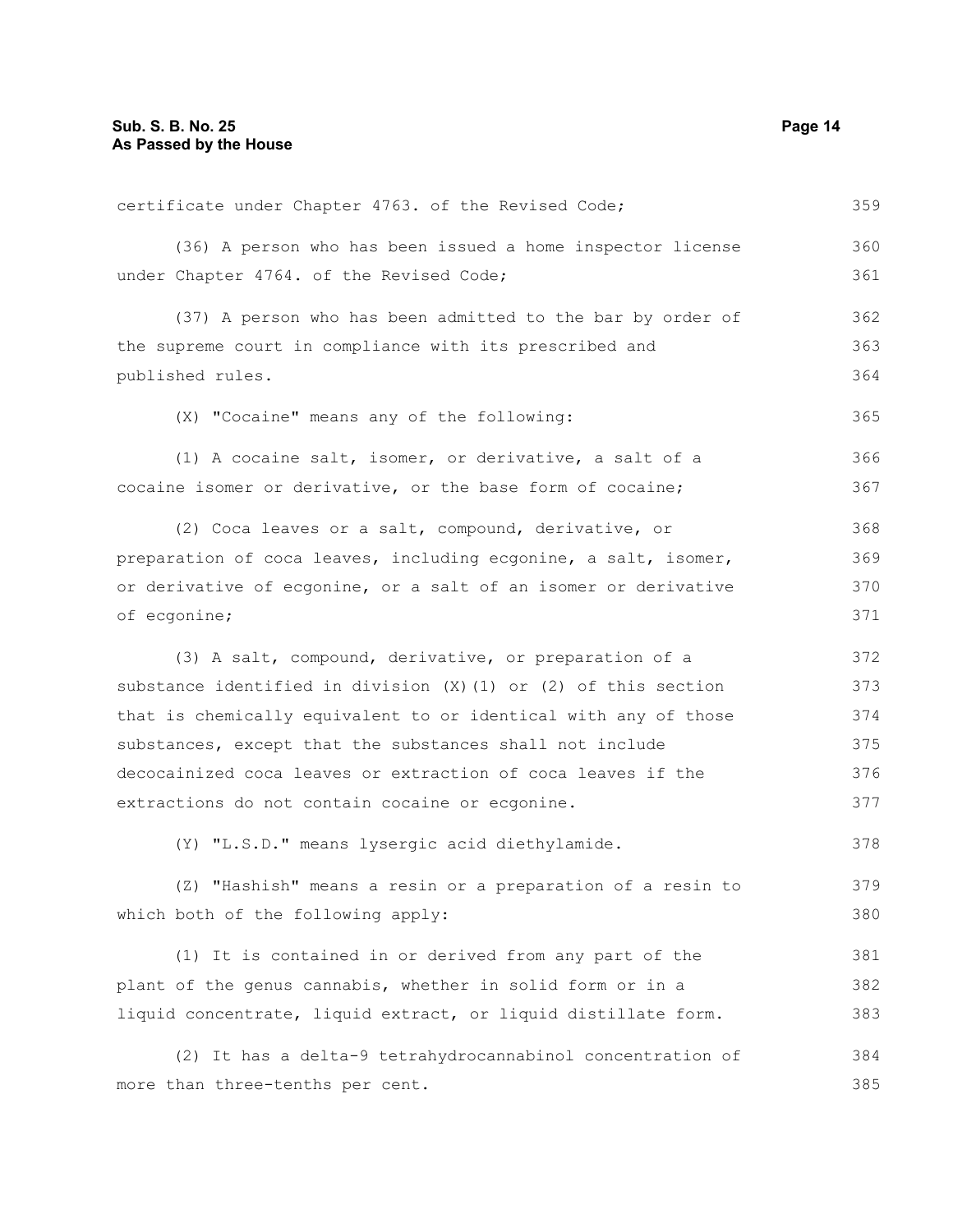certificate under Chapter 4763. of the Revised Code;

(36) A person who has been issued a home inspector license under Chapter 4764. of the Revised Code;

(37) A person who has been admitted to the bar by order of the supreme court in compliance with its prescribed and published rules.

(X) "Cocaine" means any of the following:

(1) A cocaine salt, isomer, or derivative, a salt of a cocaine isomer or derivative, or the base form of cocaine;

(2) Coca leaves or a salt, compound, derivative, or preparation of coca leaves, including ecgonine, a salt, isomer, or derivative of ecgonine, or a salt of an isomer or derivative of ecgonine;

(3) A salt, compound, derivative, or preparation of a substance identified in division (X)(1) or (2) of this section that is chemically equivalent to or identical with any of those substances, except that the substances shall not include decocainized coca leaves or extraction of coca leaves if the extractions do not contain cocaine or ecgonine.

(Y) "L.S.D." means lysergic acid diethylamide.

(Z) "Hashish" means a resin or a preparation of a resin to which both of the following apply:

(1) It is contained in or derived from any part of the plant of the genus cannabis, whether in solid form or in a liquid concentrate, liquid extract, or liquid distillate form.

(2) It has a delta-9 tetrahydrocannabinol concentration of more than three-tenths per cent.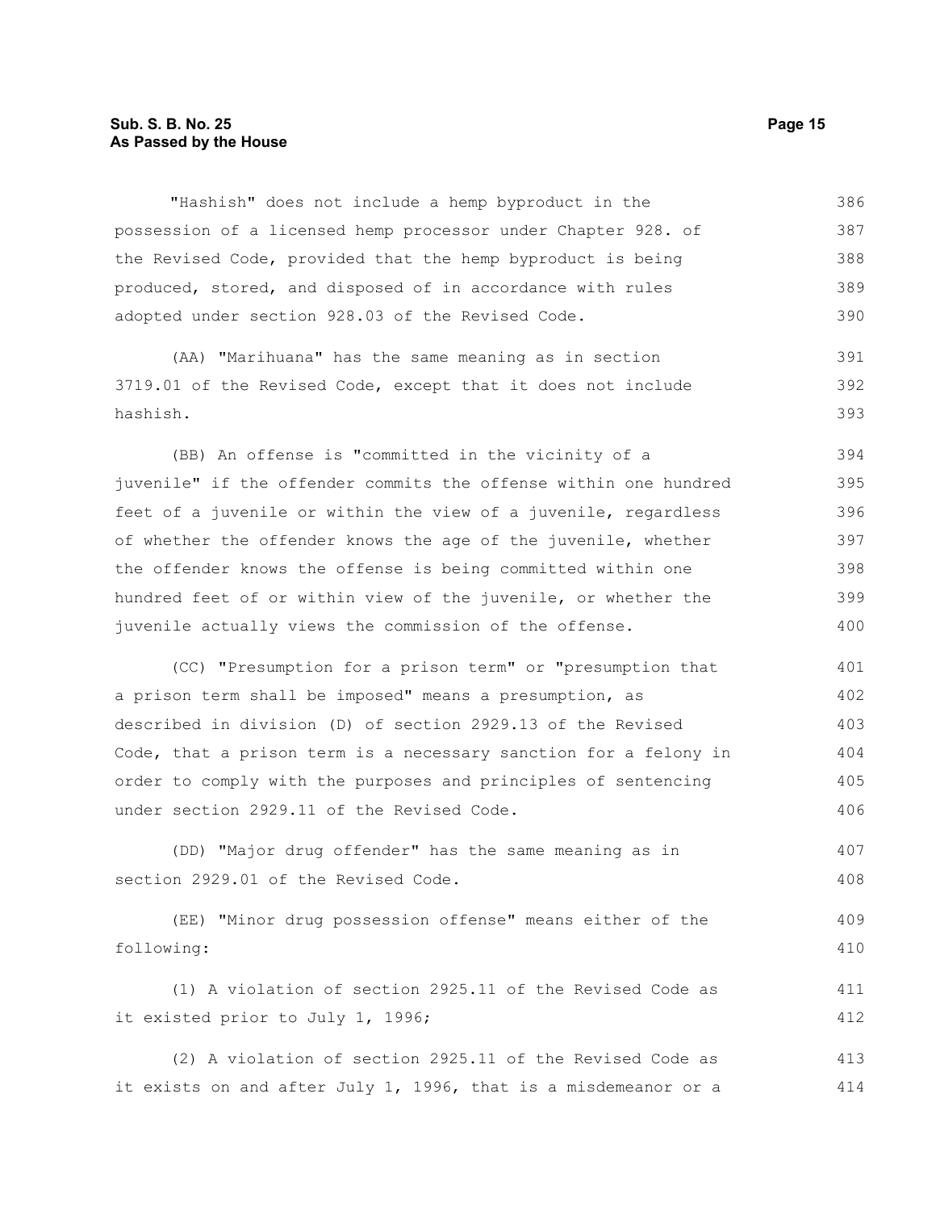"Hashish" does not include a hemp byproduct in the possession of a licensed hemp processor under Chapter 928. of the Revised Code, provided that the hemp byproduct is being produced, stored, and disposed of in accordance with rules adopted under section 928.03 of the Revised Code.

(AA) "Marihuana" has the same meaning as in section 3719.01 of the Revised Code, except that it does not include hashish.

(BB) An offense is "committed in the vicinity of a juvenile" if the offender commits the offense within one hundred feet of a juvenile or within the view of a juvenile, regardless of whether the offender knows the age of the juvenile, whether the offender knows the offense is being committed within one hundred feet of or within view of the juvenile, or whether the juvenile actually views the commission of the offense.

(CC) "Presumption for a prison term" or "presumption that a prison term shall be imposed" means a presumption, as described in division (D) of section 2929.13 of the Revised Code, that a prison term is a necessary sanction for a felony in order to comply with the purposes and principles of sentencing under section 2929.11 of the Revised Code.

(DD) "Major drug offender" has the same meaning as in section 2929.01 of the Revised Code.

(EE) "Minor drug possession offense" means either of the following:

(1) A violation of section 2925.11 of the Revised Code as it existed prior to July 1, 1996;

(2) A violation of section 2925.11 of the Revised Code as it exists on and after July 1, 1996, that is a misdemeanor or a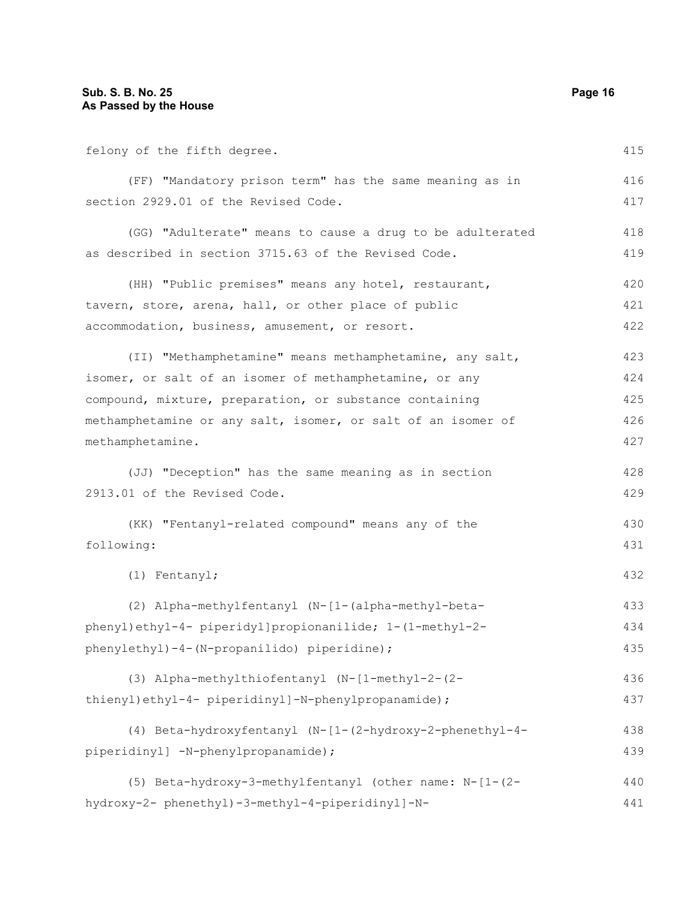felony of the fifth degree.

(FF) "Mandatory prison term" has the same meaning as in section 2929.01 of the Revised Code.

(GG) "Adulterate" means to cause a drug to be adulterated as described in section 3715.63 of the Revised Code.

(HH) "Public premises" means any hotel, restaurant, tavern, store, arena, hall, or other place of public accommodation, business, amusement, or resort.

(II) "Methamphetamine" means methamphetamine, any salt, isomer, or salt of an isomer of methamphetamine, or any compound, mixture, preparation, or substance containing methamphetamine or any salt, isomer, or salt of an isomer of methamphetamine.

(JJ) "Deception" has the same meaning as in section 2913.01 of the Revised Code.

(KK) "Fentanyl-related compound" means any of the following:

(1) Fentanyl;

(2) Alpha-methylfentanyl (N-[1-(alpha-methyl-beta-phenyl)ethyl-4- piperidyl]propionanilide; 1-(1-methyl-2-phenylethyl)-4-(N-propanilido) piperidine);

(3) Alpha-methylthiofentanyl (N-[1-methyl-2-(2-thienyl)ethyl-4- piperidinyl]-N-phenylpropanamide);

(4) Beta-hydroxyfentanyl (N-[1-(2-hydroxy-2-phenethyl-4-piperidinyl] -N-phenylpropanamide);

(5) Beta-hydroxy-3-methylfentanyl (other name: N-[1-(2-hydroxy-2- phenethyl)-3-methyl-4-piperidinyl]-N-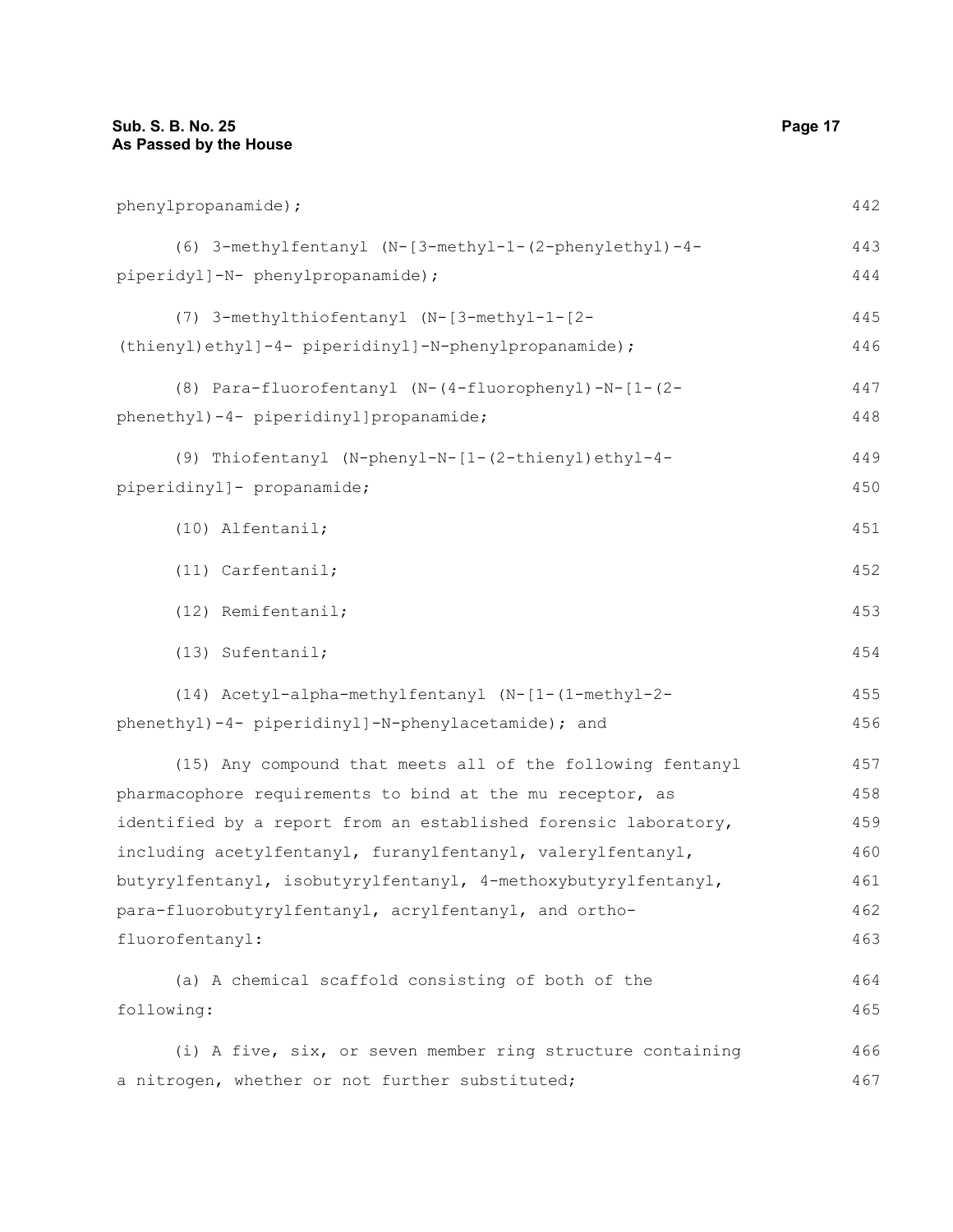phenylpropanamide);

(6) 3-methylfentanyl (N-[3-methyl-1-(2-phenylethyl)-4-piperidyl]-N- phenylpropanamide);

(7) 3-methylthiofentanyl (N-[3-methyl-1-[2-(thienyl)ethyl]-4- piperidinyl]-N-phenylpropanamide);

(8) Para-fluorofentanyl (N-(4-fluorophenyl)-N-[1-(2-phenethyl)-4- piperidinyl]propanamide;

(9) Thiofentanyl (N-phenyl-N-[1-(2-thienyl)ethyl-4-piperidinyl]- propanamide;

(10) Alfentanil;

(11) Carfentanil;

(12) Remifentanil;

(13) Sufentanil;

(14) Acetyl-alpha-methylfentanyl (N-[1-(1-methyl-2-phenethyl)-4- piperidinyl]-N-phenylacetamide); and

(15) Any compound that meets all of the following fentanyl pharmacophore requirements to bind at the mu receptor, as identified by a report from an established forensic laboratory, including acetylfentanyl, furanylfentanyl, valerylfentanyl, butyrylfentanyl, isobutyrylfentanyl, 4-methoxybutyrylfentanyl, para-fluorobutyrylfentanyl, acrylfentanyl, and ortho-fluorofentanyl:

(a) A chemical scaffold consisting of both of the following:

(i) A five, six, or seven member ring structure containing a nitrogen, whether or not further substituted;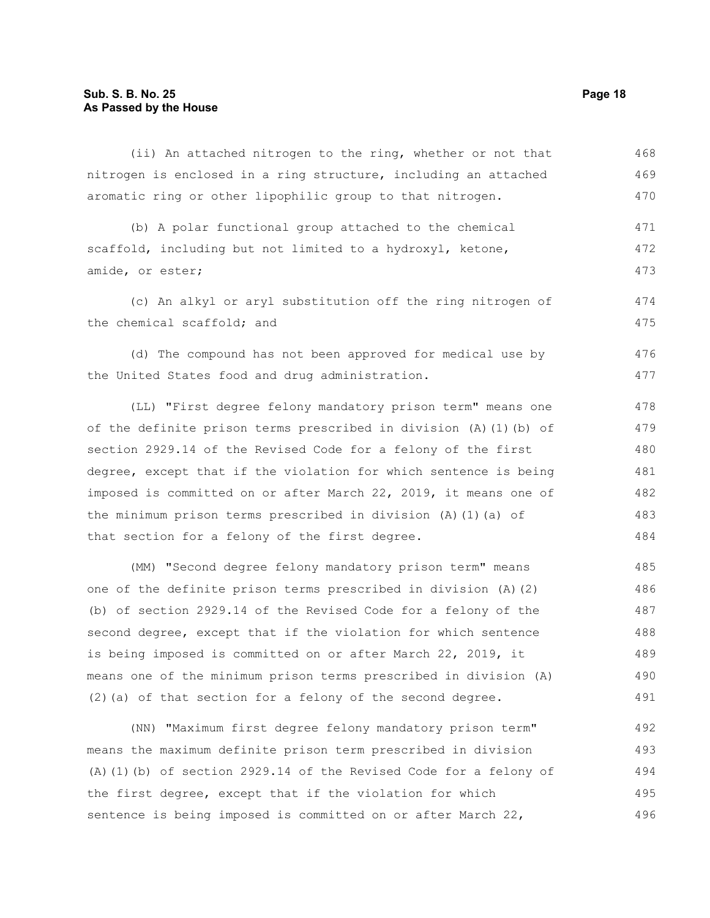(ii) An attached nitrogen to the ring, whether or not that nitrogen is enclosed in a ring structure, including an attached aromatic ring or other lipophilic group to that nitrogen.

(b) A polar functional group attached to the chemical scaffold, including but not limited to a hydroxyl, ketone, amide, or ester;

(c) An alkyl or aryl substitution off the ring nitrogen of the chemical scaffold; and

(d) The compound has not been approved for medical use by the United States food and drug administration.

(LL) "First degree felony mandatory prison term" means one of the definite prison terms prescribed in division (A)(1)(b) of section 2929.14 of the Revised Code for a felony of the first degree, except that if the violation for which sentence is being imposed is committed on or after March 22, 2019, it means one of the minimum prison terms prescribed in division (A)(1)(a) of that section for a felony of the first degree.

(MM) "Second degree felony mandatory prison term" means one of the definite prison terms prescribed in division (A)(2)(b) of section 2929.14 of the Revised Code for a felony of the second degree, except that if the violation for which sentence is being imposed is committed on or after March 22, 2019, it means one of the minimum prison terms prescribed in division (A)(2)(a) of that section for a felony of the second degree.

(NN) "Maximum first degree felony mandatory prison term" means the maximum definite prison term prescribed in division (A)(1)(b) of section 2929.14 of the Revised Code for a felony of the first degree, except that if the violation for which sentence is being imposed is committed on or after March 22,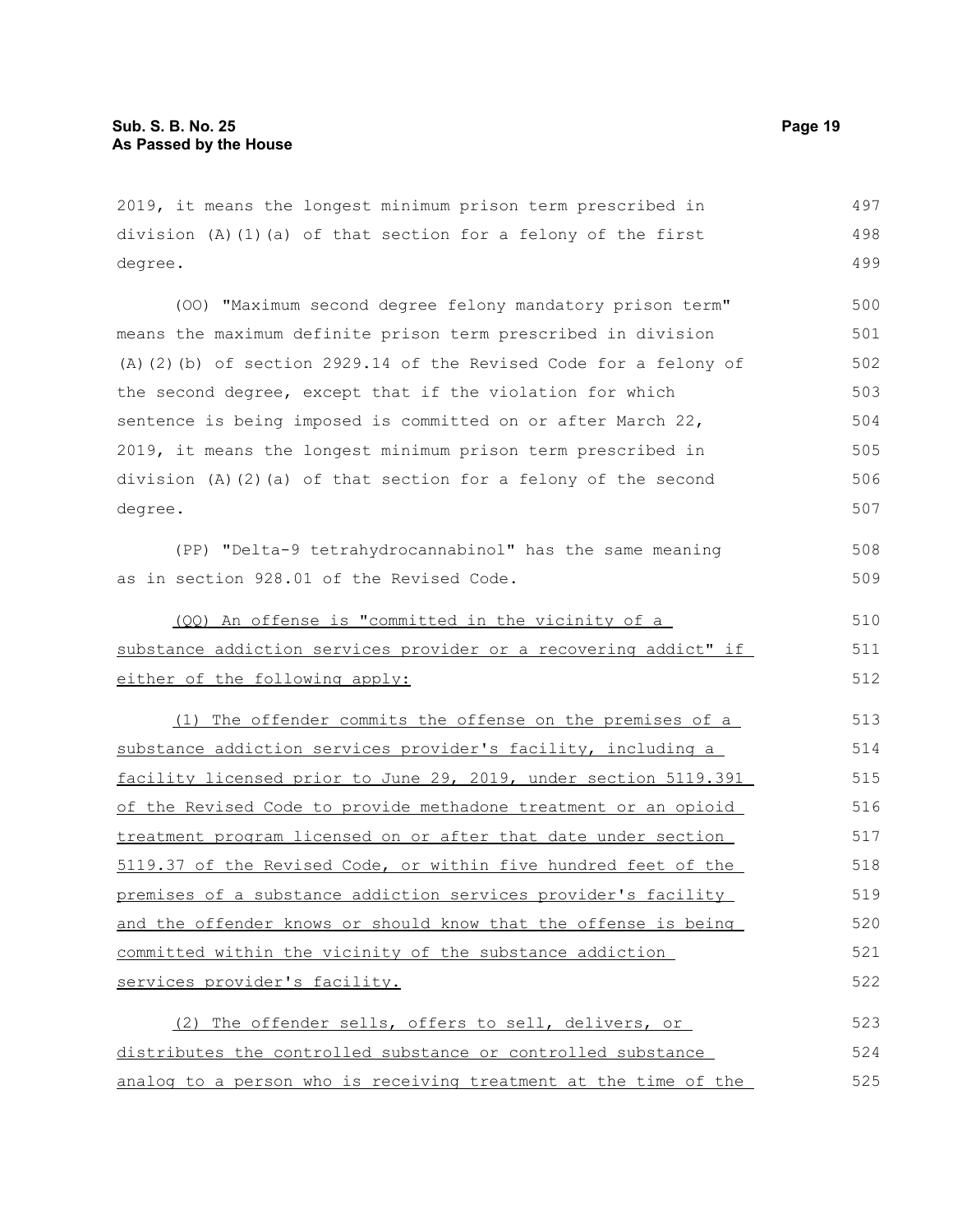2019, it means the longest minimum prison term prescribed in division (A)(1)(a) of that section for a felony of the first degree.

(OO) "Maximum second degree felony mandatory prison term" means the maximum definite prison term prescribed in division (A)(2)(b) of section 2929.14 of the Revised Code for a felony of the second degree, except that if the violation for which sentence is being imposed is committed on or after March 22, 2019, it means the longest minimum prison term prescribed in division (A)(2)(a) of that section for a felony of the second degree.

(PP) "Delta-9 tetrahydrocannabinol" has the same meaning as in section 928.01 of the Revised Code.

(QQ) An offense is "committed in the vicinity of a substance addiction services provider or a recovering addict" if either of the following apply:

(1) The offender commits the offense on the premises of a substance addiction services provider's facility, including a facility licensed prior to June 29, 2019, under section 5119.391 of the Revised Code to provide methadone treatment or an opioid treatment program licensed on or after that date under section 5119.37 of the Revised Code, or within five hundred feet of the premises of a substance addiction services provider's facility and the offender knows or should know that the offense is being committed within the vicinity of the substance addiction services provider's facility.

(2) The offender sells, offers to sell, delivers, or distributes the controlled substance or controlled substance analog to a person who is receiving treatment at the time of the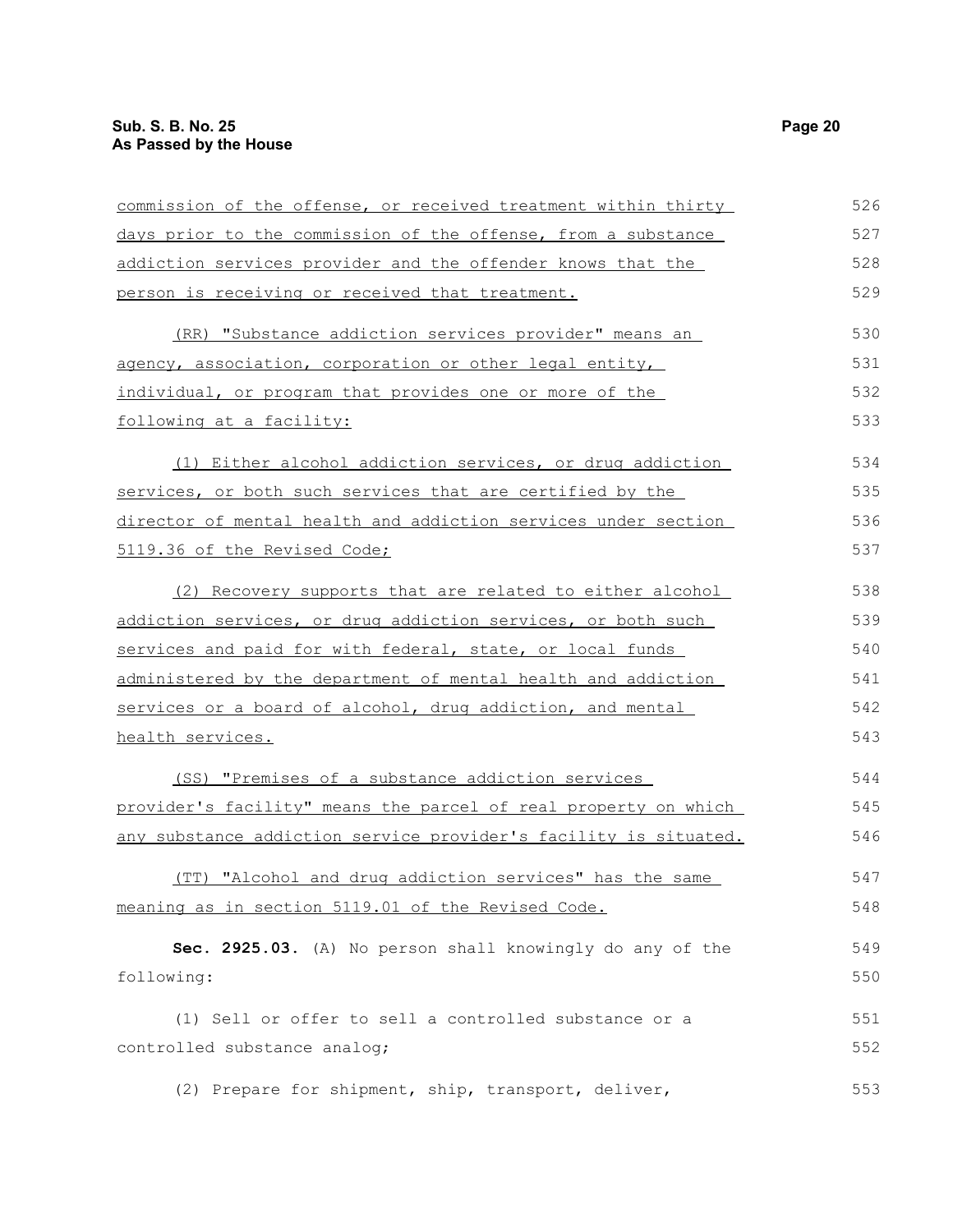commission of the offense, or received treatment within thirty days prior to the commission of the offense, from a substance addiction services provider and the offender knows that the person is receiving or received that treatment.

(RR) "Substance addiction services provider" means an agency, association, corporation or other legal entity, individual, or program that provides one or more of the following at a facility:

(1) Either alcohol addiction services, or drug addiction services, or both such services that are certified by the director of mental health and addiction services under section 5119.36 of the Revised Code;

(2) Recovery supports that are related to either alcohol addiction services, or drug addiction services, or both such services and paid for with federal, state, or local funds administered by the department of mental health and addiction services or a board of alcohol, drug addiction, and mental health services.

(SS) "Premises of a substance addiction services provider's facility" means the parcel of real property on which any substance addiction service provider's facility is situated.

(TT) "Alcohol and drug addiction services" has the same meaning as in section 5119.01 of the Revised Code.

**Sec. 2925.03.** (A) No person shall knowingly do any of the following:

(1) Sell or offer to sell a controlled substance or a controlled substance analog;

(2) Prepare for shipment, ship, transport, deliver,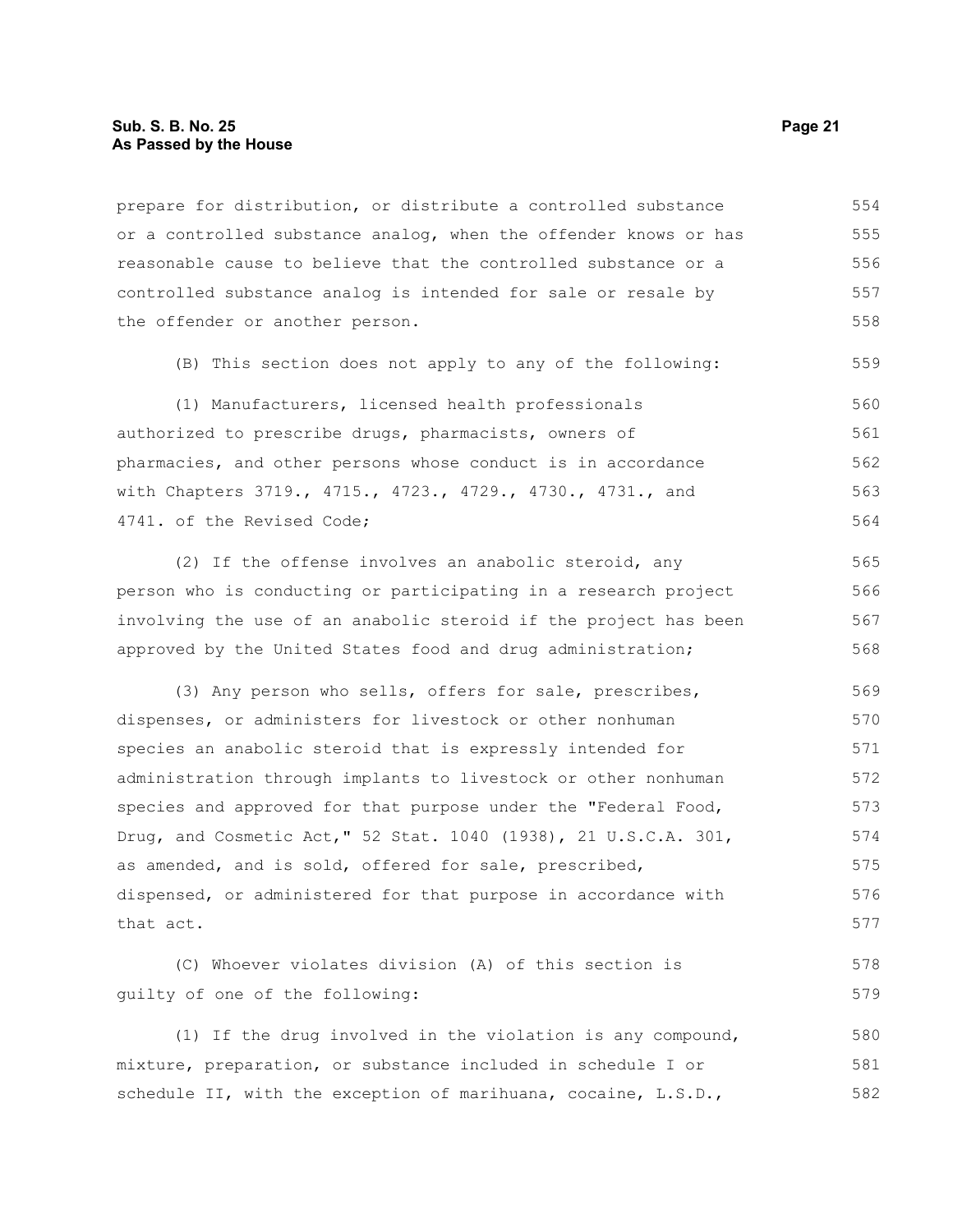prepare for distribution, or distribute a controlled substance or a controlled substance analog, when the offender knows or has reasonable cause to believe that the controlled substance or a controlled substance analog is intended for sale or resale by the offender or another person.

(B) This section does not apply to any of the following:

(1) Manufacturers, licensed health professionals authorized to prescribe drugs, pharmacists, owners of pharmacies, and other persons whose conduct is in accordance with Chapters 3719., 4715., 4723., 4729., 4730., 4731., and 4741. of the Revised Code;

(2) If the offense involves an anabolic steroid, any person who is conducting or participating in a research project involving the use of an anabolic steroid if the project has been approved by the United States food and drug administration;

(3) Any person who sells, offers for sale, prescribes, dispenses, or administers for livestock or other nonhuman species an anabolic steroid that is expressly intended for administration through implants to livestock or other nonhuman species and approved for that purpose under the "Federal Food, Drug, and Cosmetic Act," 52 Stat. 1040 (1938), 21 U.S.C.A. 301, as amended, and is sold, offered for sale, prescribed, dispensed, or administered for that purpose in accordance with that act.

(C) Whoever violates division (A) of this section is guilty of one of the following:

(1) If the drug involved in the violation is any compound, mixture, preparation, or substance included in schedule I or schedule II, with the exception of marihuana, cocaine, L.S.D.,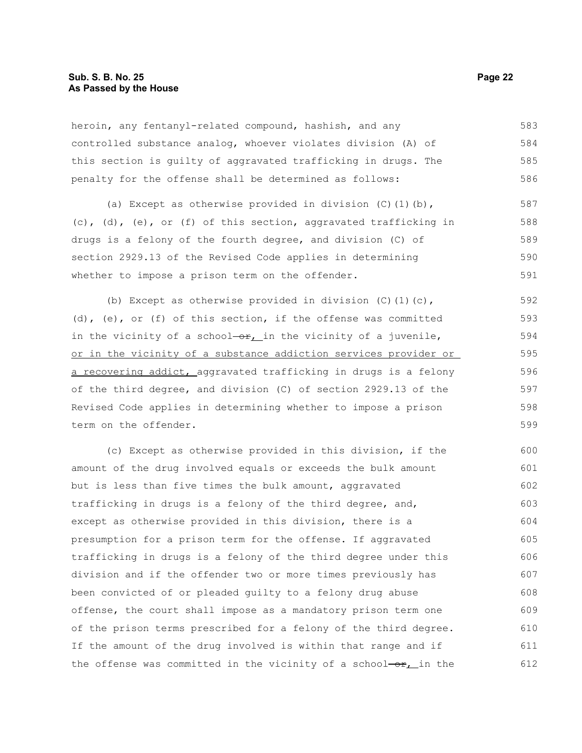heroin, any fentanyl-related compound, hashish, and any controlled substance analog, whoever violates division (A) of this section is guilty of aggravated trafficking in drugs. The penalty for the offense shall be determined as follows:

(a) Except as otherwise provided in division (C)(1)(b), (c), (d), (e), or (f) of this section, aggravated trafficking in drugs is a felony of the fourth degree, and division (C) of section 2929.13 of the Revised Code applies in determining whether to impose a prison term on the offender.

(b) Except as otherwise provided in division (C)(1)(c), (d), (e), or (f) of this section, if the offense was committed in the vicinity of a school ~~or~~, in the vicinity of a juvenile, <u>or in the vicinity of a substance addiction services provider or a recovering addict,</u> aggravated trafficking in drugs is a felony of the third degree, and division (C) of section 2929.13 of the Revised Code applies in determining whether to impose a prison term on the offender.

(c) Except as otherwise provided in this division, if the amount of the drug involved equals or exceeds the bulk amount but is less than five times the bulk amount, aggravated trafficking in drugs is a felony of the third degree, and, except as otherwise provided in this division, there is a presumption for a prison term for the offense. If aggravated trafficking in drugs is a felony of the third degree under this division and if the offender two or more times previously has been convicted of or pleaded guilty to a felony drug abuse offense, the court shall impose as a mandatory prison term one of the prison terms prescribed for a felony of the third degree. If the amount of the drug involved is within that range and if the offense was committed in the vicinity of a school ~~or~~, in the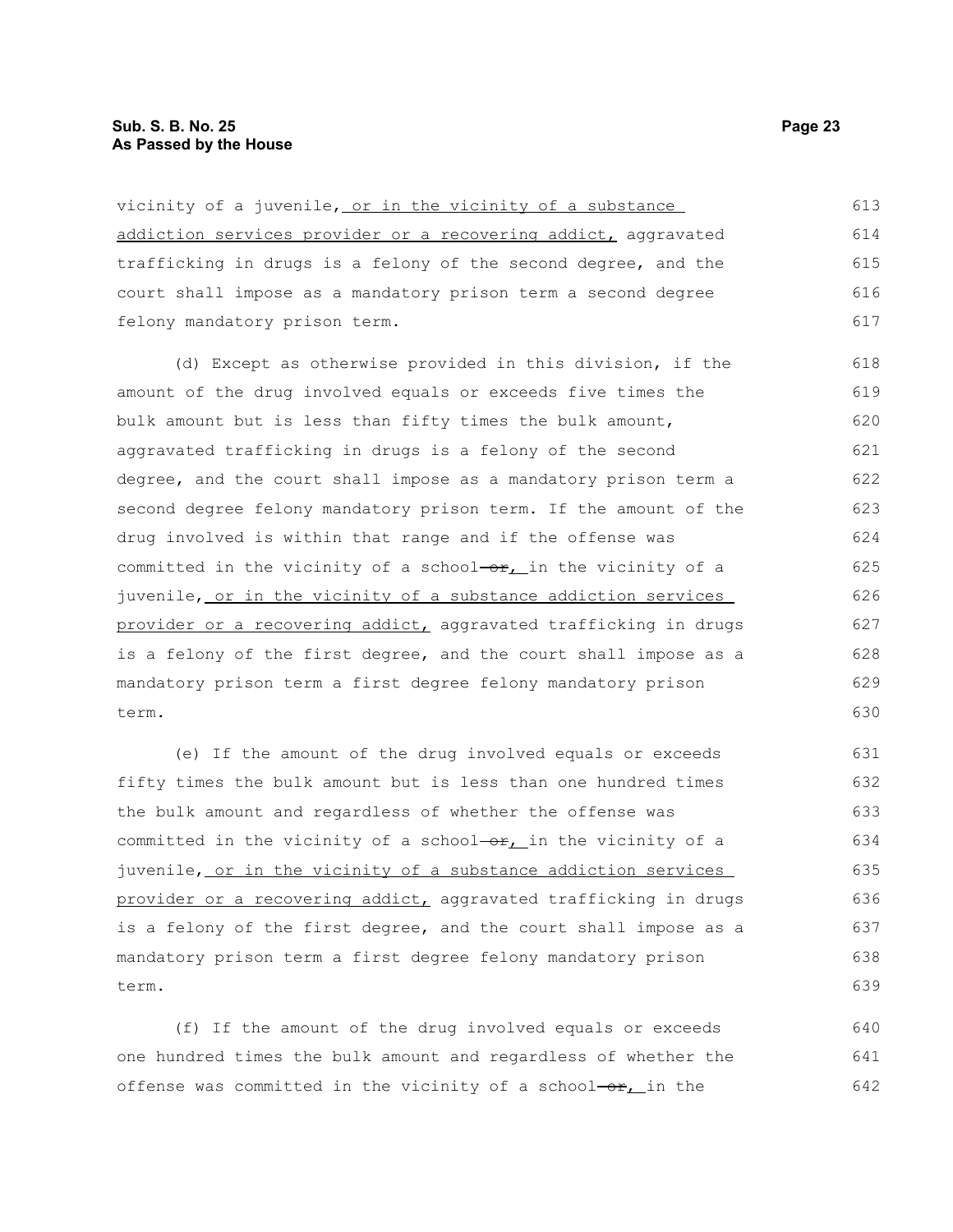vicinity of a juvenile, or in the vicinity of a substance addiction services provider or a recovering addict, aggravated trafficking in drugs is a felony of the second degree, and the court shall impose as a mandatory prison term a second degree felony mandatory prison term.

(d) Except as otherwise provided in this division, if the amount of the drug involved equals or exceeds five times the bulk amount but is less than fifty times the bulk amount, aggravated trafficking in drugs is a felony of the second degree, and the court shall impose as a mandatory prison term a second degree felony mandatory prison term. If the amount of the drug involved is within that range and if the offense was committed in the vicinity of a school ~~or~~, in the vicinity of a juvenile, or in the vicinity of a substance addiction services provider or a recovering addict, aggravated trafficking in drugs is a felony of the first degree, and the court shall impose as a mandatory prison term a first degree felony mandatory prison term.

(e) If the amount of the drug involved equals or exceeds fifty times the bulk amount but is less than one hundred times the bulk amount and regardless of whether the offense was committed in the vicinity of a school ~~or~~, in the vicinity of a juvenile, or in the vicinity of a substance addiction services provider or a recovering addict, aggravated trafficking in drugs is a felony of the first degree, and the court shall impose as a mandatory prison term a first degree felony mandatory prison term.

(f) If the amount of the drug involved equals or exceeds one hundred times the bulk amount and regardless of whether the offense was committed in the vicinity of a school ~~or~~, in the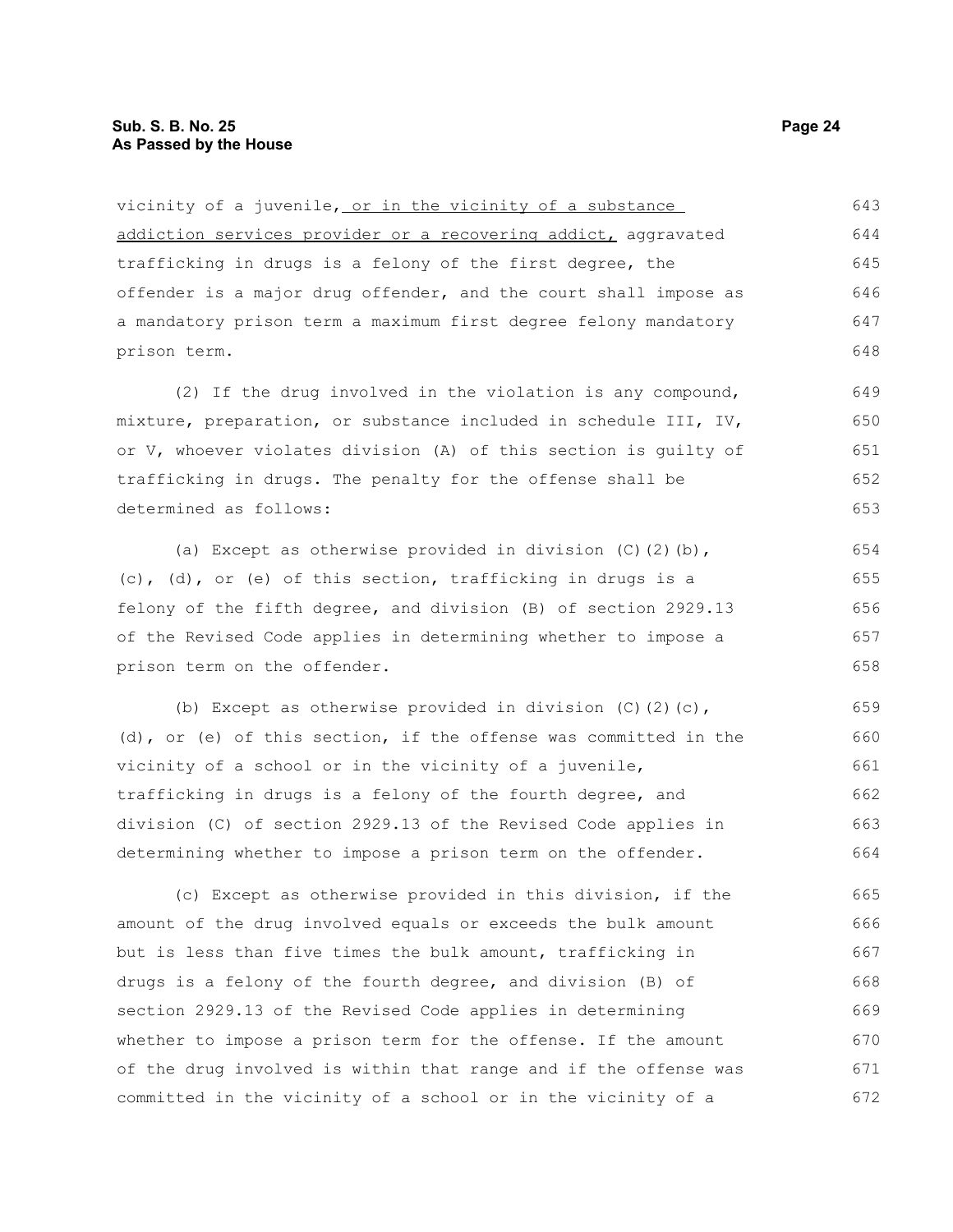vicinity of a juvenile, <u>or in the vicinity of a substance addiction services provider or a recovering addict,</u> aggravated trafficking in drugs is a felony of the first degree, the offender is a major drug offender, and the court shall impose as a mandatory prison term a maximum first degree felony mandatory prison term.

(2) If the drug involved in the violation is any compound, mixture, preparation, or substance included in schedule III, IV, or V, whoever violates division (A) of this section is guilty of trafficking in drugs. The penalty for the offense shall be determined as follows:

(a) Except as otherwise provided in division (C)(2)(b), (c), (d), or (e) of this section, trafficking in drugs is a felony of the fifth degree, and division (B) of section 2929.13 of the Revised Code applies in determining whether to impose a prison term on the offender.

(b) Except as otherwise provided in division (C)(2)(c), (d), or (e) of this section, if the offense was committed in the vicinity of a school or in the vicinity of a juvenile, trafficking in drugs is a felony of the fourth degree, and division (C) of section 2929.13 of the Revised Code applies in determining whether to impose a prison term on the offender.

(c) Except as otherwise provided in this division, if the amount of the drug involved equals or exceeds the bulk amount but is less than five times the bulk amount, trafficking in drugs is a felony of the fourth degree, and division (B) of section 2929.13 of the Revised Code applies in determining whether to impose a prison term for the offense. If the amount of the drug involved is within that range and if the offense was committed in the vicinity of a school or in the vicinity of a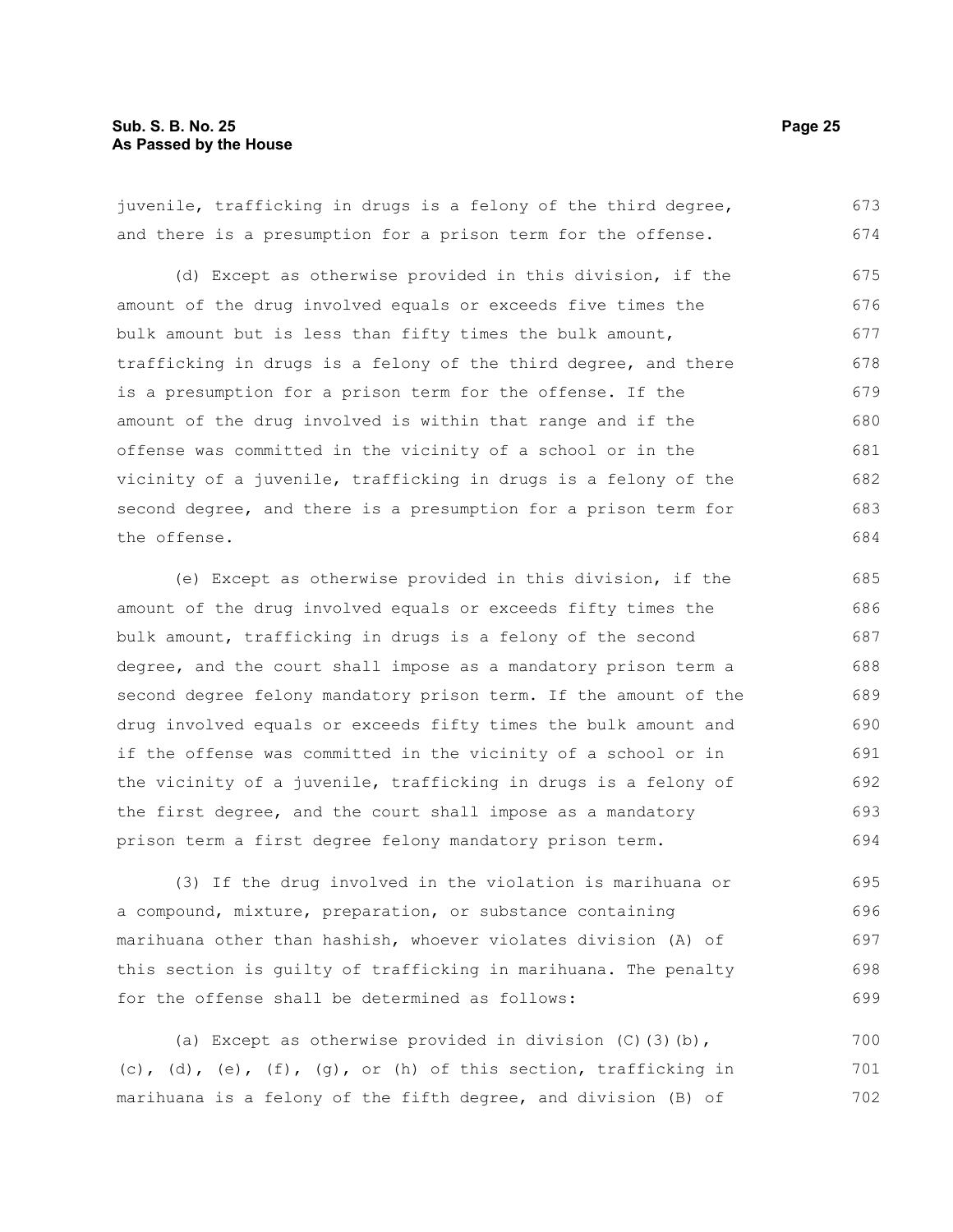juvenile, trafficking in drugs is a felony of the third degree, and there is a presumption for a prison term for the offense.

(d) Except as otherwise provided in this division, if the amount of the drug involved equals or exceeds five times the bulk amount but is less than fifty times the bulk amount, trafficking in drugs is a felony of the third degree, and there is a presumption for a prison term for the offense. If the amount of the drug involved is within that range and if the offense was committed in the vicinity of a school or in the vicinity of a juvenile, trafficking in drugs is a felony of the second degree, and there is a presumption for a prison term for the offense.

(e) Except as otherwise provided in this division, if the amount of the drug involved equals or exceeds fifty times the bulk amount, trafficking in drugs is a felony of the second degree, and the court shall impose as a mandatory prison term a second degree felony mandatory prison term. If the amount of the drug involved equals or exceeds fifty times the bulk amount and if the offense was committed in the vicinity of a school or in the vicinity of a juvenile, trafficking in drugs is a felony of the first degree, and the court shall impose as a mandatory prison term a first degree felony mandatory prison term.

(3) If the drug involved in the violation is marihuana or a compound, mixture, preparation, or substance containing marihuana other than hashish, whoever violates division (A) of this section is guilty of trafficking in marihuana. The penalty for the offense shall be determined as follows:

(a) Except as otherwise provided in division (C)(3)(b), (c), (d), (e), (f), (g), or (h) of this section, trafficking in marihuana is a felony of the fifth degree, and division (B) of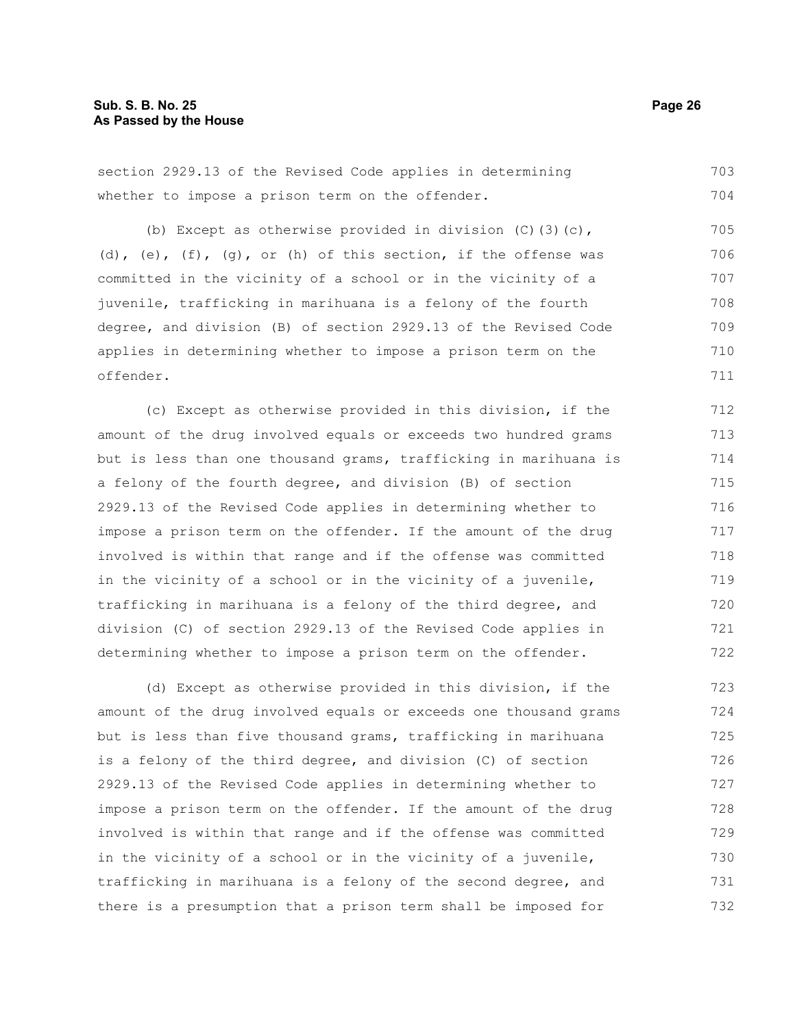section 2929.13 of the Revised Code applies in determining whether to impose a prison term on the offender.

(b) Except as otherwise provided in division (C)(3)(c), (d), (e), (f), (g), or (h) of this section, if the offense was committed in the vicinity of a school or in the vicinity of a juvenile, trafficking in marihuana is a felony of the fourth degree, and division (B) of section 2929.13 of the Revised Code applies in determining whether to impose a prison term on the offender.

(c) Except as otherwise provided in this division, if the amount of the drug involved equals or exceeds two hundred grams but is less than one thousand grams, trafficking in marihuana is a felony of the fourth degree, and division (B) of section 2929.13 of the Revised Code applies in determining whether to impose a prison term on the offender. If the amount of the drug involved is within that range and if the offense was committed in the vicinity of a school or in the vicinity of a juvenile, trafficking in marihuana is a felony of the third degree, and division (C) of section 2929.13 of the Revised Code applies in determining whether to impose a prison term on the offender.

(d) Except as otherwise provided in this division, if the amount of the drug involved equals or exceeds one thousand grams but is less than five thousand grams, trafficking in marihuana is a felony of the third degree, and division (C) of section 2929.13 of the Revised Code applies in determining whether to impose a prison term on the offender. If the amount of the drug involved is within that range and if the offense was committed in the vicinity of a school or in the vicinity of a juvenile, trafficking in marihuana is a felony of the second degree, and there is a presumption that a prison term shall be imposed for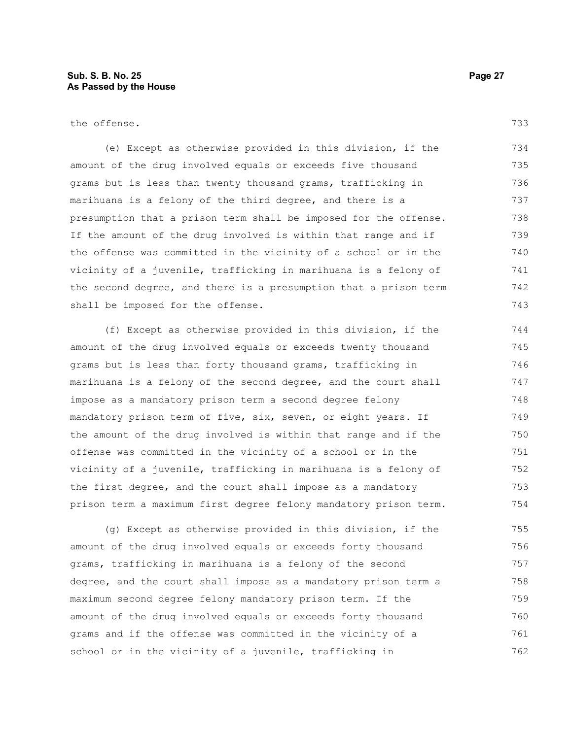the offense.

(e) Except as otherwise provided in this division, if the amount of the drug involved equals or exceeds five thousand grams but is less than twenty thousand grams, trafficking in marihuana is a felony of the third degree, and there is a presumption that a prison term shall be imposed for the offense. If the amount of the drug involved is within that range and if the offense was committed in the vicinity of a school or in the vicinity of a juvenile, trafficking in marihuana is a felony of the second degree, and there is a presumption that a prison term shall be imposed for the offense.

(f) Except as otherwise provided in this division, if the amount of the drug involved equals or exceeds twenty thousand grams but is less than forty thousand grams, trafficking in marihuana is a felony of the second degree, and the court shall impose as a mandatory prison term a second degree felony mandatory prison term of five, six, seven, or eight years. If the amount of the drug involved is within that range and if the offense was committed in the vicinity of a school or in the vicinity of a juvenile, trafficking in marihuana is a felony of the first degree, and the court shall impose as a mandatory prison term a maximum first degree felony mandatory prison term.

(g) Except as otherwise provided in this division, if the amount of the drug involved equals or exceeds forty thousand grams, trafficking in marihuana is a felony of the second degree, and the court shall impose as a mandatory prison term a maximum second degree felony mandatory prison term. If the amount of the drug involved equals or exceeds forty thousand grams and if the offense was committed in the vicinity of a school or in the vicinity of a juvenile, trafficking in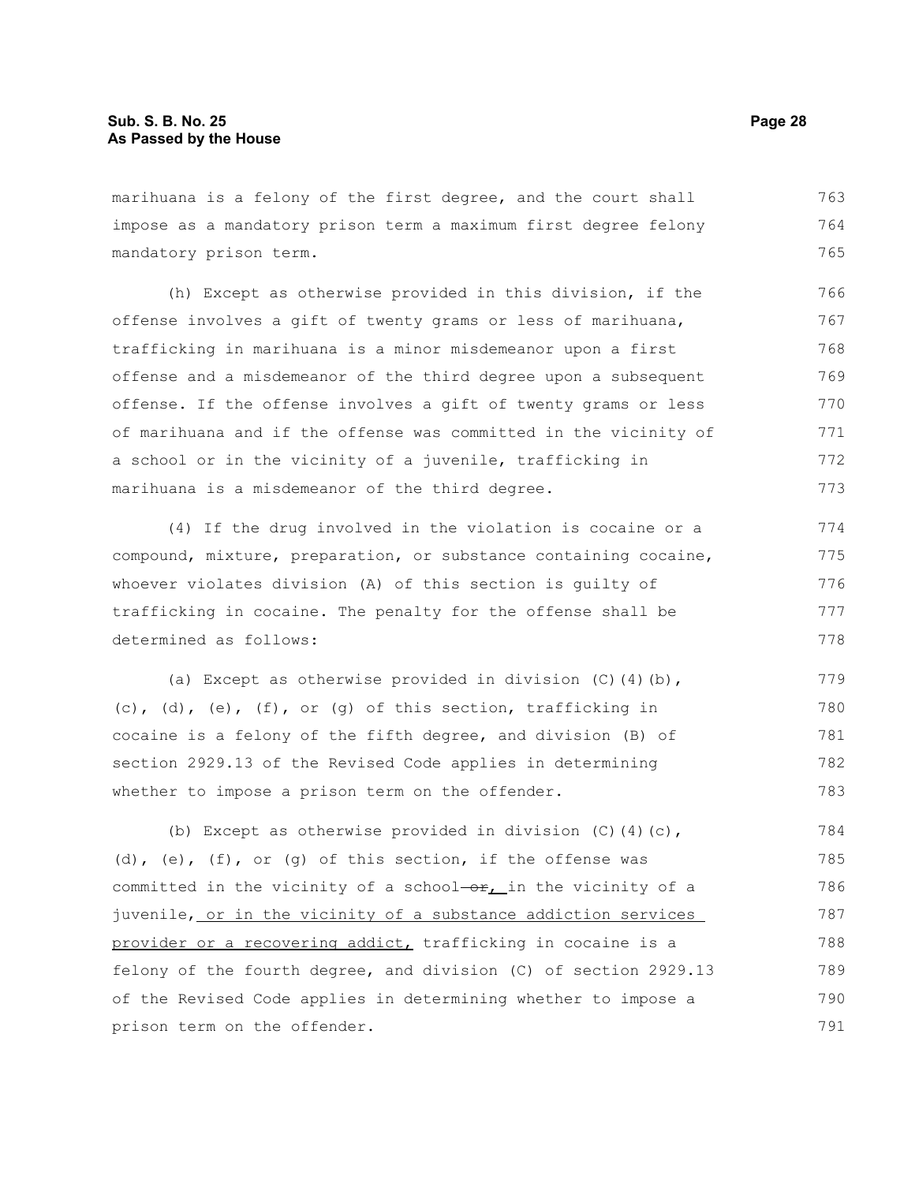marihuana is a felony of the first degree, and the court shall impose as a mandatory prison term a maximum first degree felony mandatory prison term.

(h) Except as otherwise provided in this division, if the offense involves a gift of twenty grams or less of marihuana, trafficking in marihuana is a minor misdemeanor upon a first offense and a misdemeanor of the third degree upon a subsequent offense. If the offense involves a gift of twenty grams or less of marihuana and if the offense was committed in the vicinity of a school or in the vicinity of a juvenile, trafficking in marihuana is a misdemeanor of the third degree.

(4) If the drug involved in the violation is cocaine or a compound, mixture, preparation, or substance containing cocaine, whoever violates division (A) of this section is guilty of trafficking in cocaine. The penalty for the offense shall be determined as follows:

(a) Except as otherwise provided in division (C)(4)(b), (c), (d), (e), (f), or (g) of this section, trafficking in cocaine is a felony of the fifth degree, and division (B) of section 2929.13 of the Revised Code applies in determining whether to impose a prison term on the offender.

(b) Except as otherwise provided in division (C)(4)(c), (d), (e), (f), or (g) of this section, if the offense was committed in the vicinity of a school ~~or~~, in the vicinity of a juvenile, or in the vicinity of a substance addiction services provider or a recovering addict, trafficking in cocaine is a felony of the fourth degree, and division (C) of section 2929.13 of the Revised Code applies in determining whether to impose a prison term on the offender.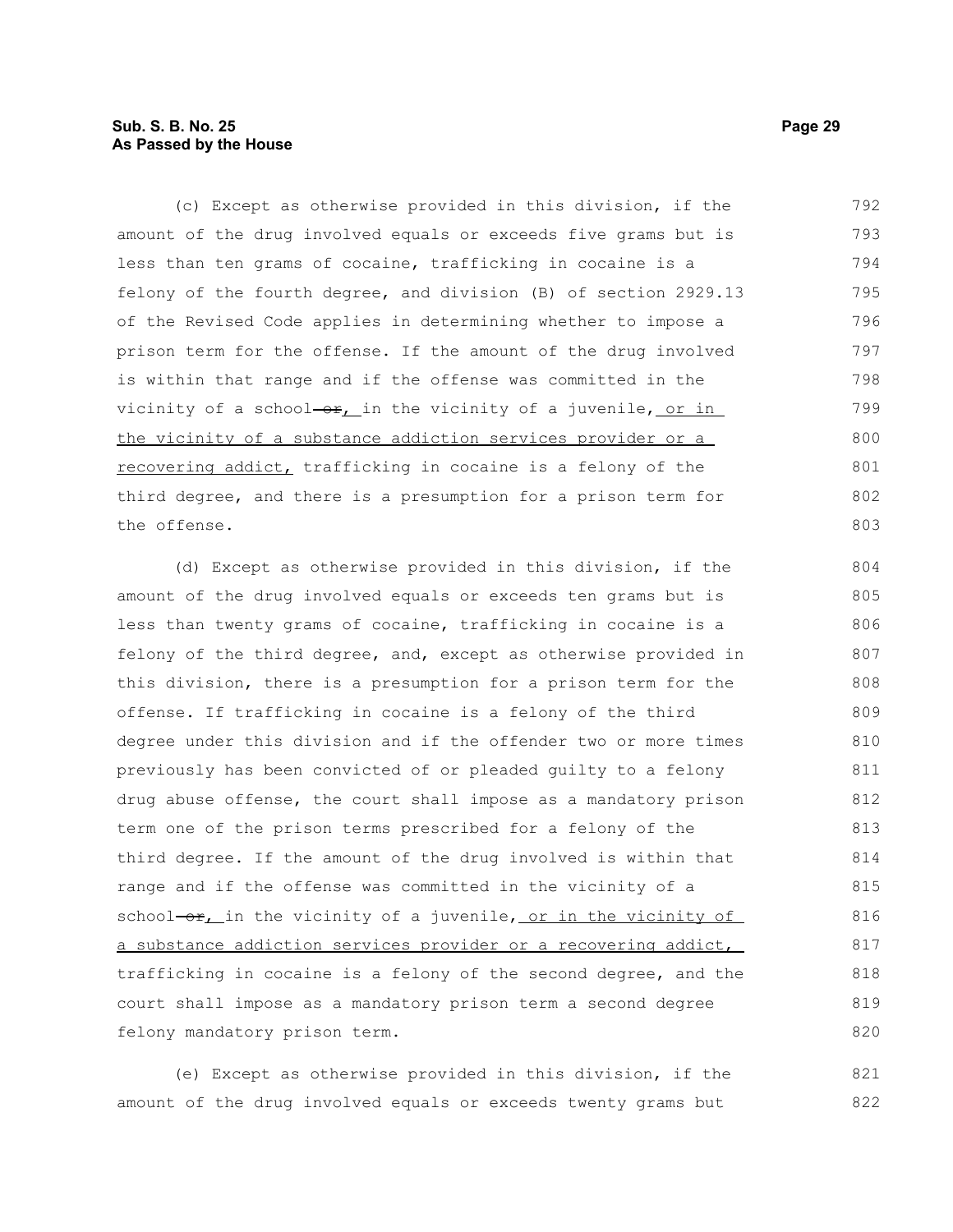(c) Except as otherwise provided in this division, if the amount of the drug involved equals or exceeds five grams but is less than ten grams of cocaine, trafficking in cocaine is a felony of the fourth degree, and division (B) of section 2929.13 of the Revised Code applies in determining whether to impose a prison term for the offense. If the amount of the drug involved is within that range and if the offense was committed in the vicinity of a school ~~or~~, in the vicinity of a juvenile, or in the vicinity of a substance addiction services provider or a recovering addict, trafficking in cocaine is a felony of the third degree, and there is a presumption for a prison term for the offense.

(d) Except as otherwise provided in this division, if the amount of the drug involved equals or exceeds ten grams but is less than twenty grams of cocaine, trafficking in cocaine is a felony of the third degree, and, except as otherwise provided in this division, there is a presumption for a prison term for the offense. If trafficking in cocaine is a felony of the third degree under this division and if the offender two or more times previously has been convicted of or pleaded guilty to a felony drug abuse offense, the court shall impose as a mandatory prison term one of the prison terms prescribed for a felony of the third degree. If the amount of the drug involved is within that range and if the offense was committed in the vicinity of a school ~~or~~, in the vicinity of a juvenile, or in the vicinity of a substance addiction services provider or a recovering addict, trafficking in cocaine is a felony of the second degree, and the court shall impose as a mandatory prison term a second degree felony mandatory prison term.

(e) Except as otherwise provided in this division, if the amount of the drug involved equals or exceeds twenty grams but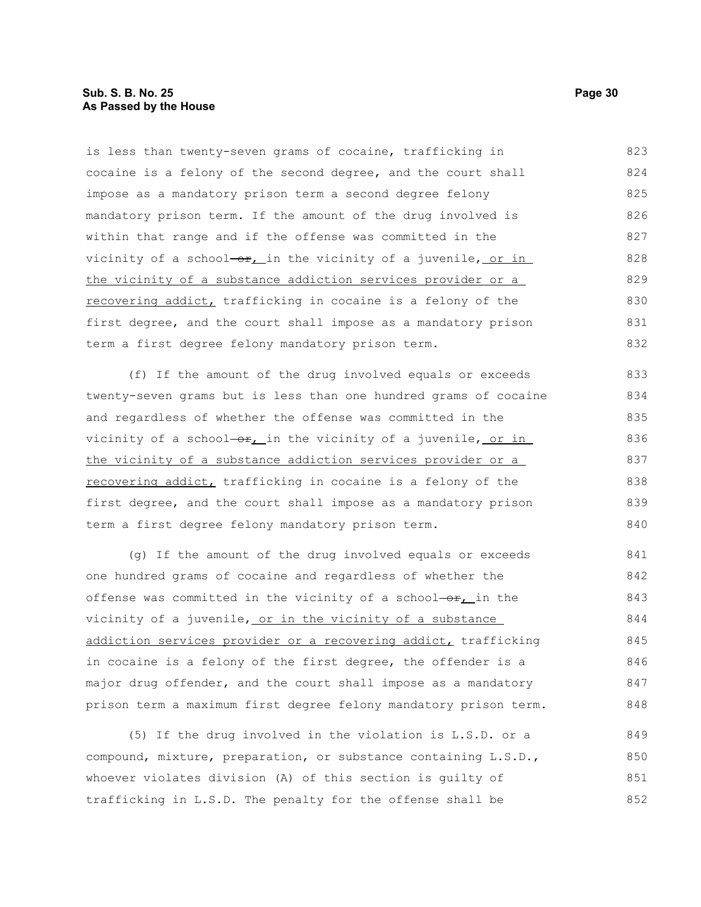is less than twenty-seven grams of cocaine, trafficking in cocaine is a felony of the second degree, and the court shall impose as a mandatory prison term a second degree felony mandatory prison term. If the amount of the drug involved is within that range and if the offense was committed in the vicinity of a school ~~or~~, in the vicinity of a juvenile, or in the vicinity of a substance addiction services provider or a recovering addict, trafficking in cocaine is a felony of the first degree, and the court shall impose as a mandatory prison term a first degree felony mandatory prison term.

(f) If the amount of the drug involved equals or exceeds twenty-seven grams but is less than one hundred grams of cocaine and regardless of whether the offense was committed in the vicinity of a school ~~or~~, in the vicinity of a juvenile, or in the vicinity of a substance addiction services provider or a recovering addict, trafficking in cocaine is a felony of the first degree, and the court shall impose as a mandatory prison term a first degree felony mandatory prison term.

(g) If the amount of the drug involved equals or exceeds one hundred grams of cocaine and regardless of whether the offense was committed in the vicinity of a school ~~or~~, in the vicinity of a juvenile, or in the vicinity of a substance addiction services provider or a recovering addict, trafficking in cocaine is a felony of the first degree, the offender is a major drug offender, and the court shall impose as a mandatory prison term a maximum first degree felony mandatory prison term.

(5) If the drug involved in the violation is L.S.D. or a compound, mixture, preparation, or substance containing L.S.D., whoever violates division (A) of this section is guilty of trafficking in L.S.D. The penalty for the offense shall be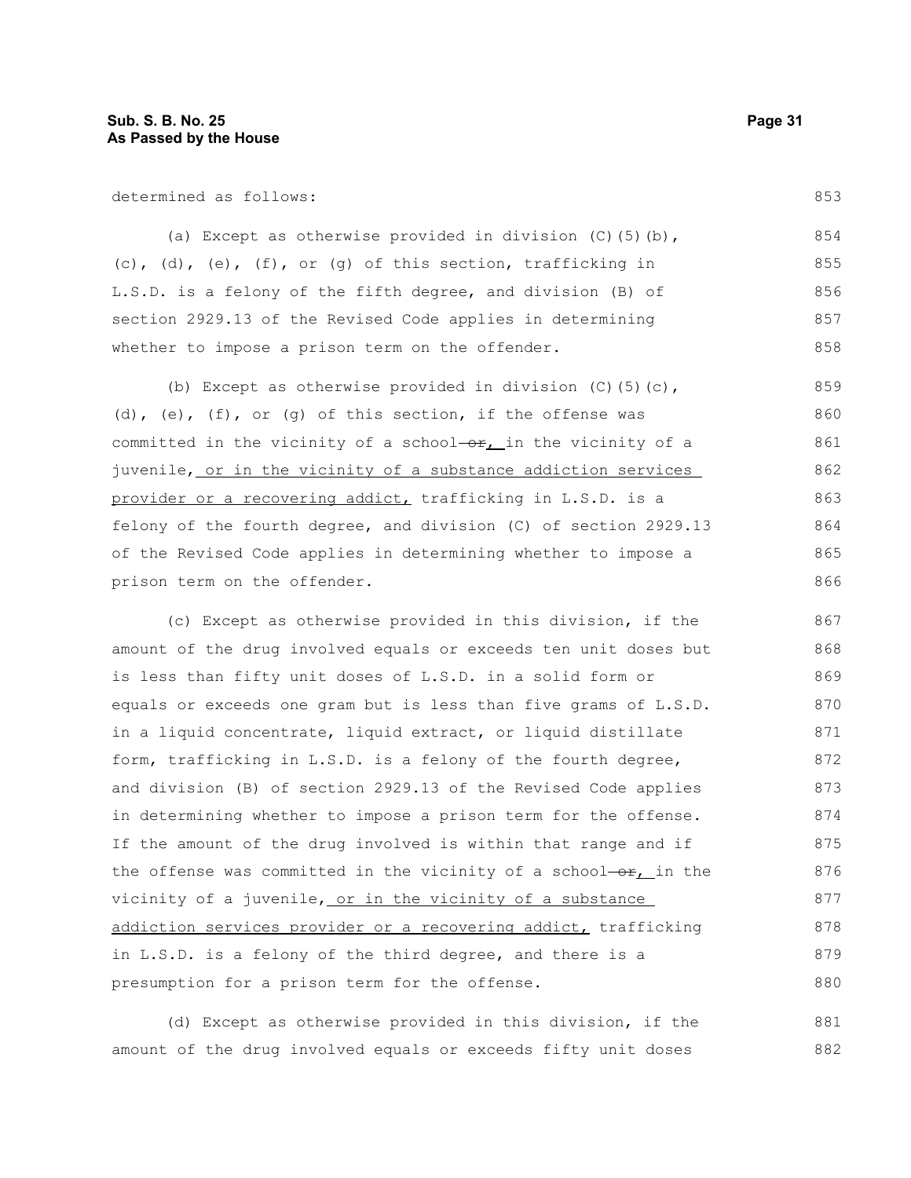determined as follows:

(a) Except as otherwise provided in division (C)(5)(b), (c), (d), (e), (f), or (g) of this section, trafficking in L.S.D. is a felony of the fifth degree, and division (B) of section 2929.13 of the Revised Code applies in determining whether to impose a prison term on the offender.

(b) Except as otherwise provided in division (C)(5)(c), (d), (e), (f), or (g) of this section, if the offense was committed in the vicinity of a school ~~or~~, in the vicinity of a juvenile, or in the vicinity of a substance addiction services provider or a recovering addict, trafficking in L.S.D. is a felony of the fourth degree, and division (C) of section 2929.13 of the Revised Code applies in determining whether to impose a prison term on the offender.

(c) Except as otherwise provided in this division, if the amount of the drug involved equals or exceeds ten unit doses but is less than fifty unit doses of L.S.D. in a solid form or equals or exceeds one gram but is less than five grams of L.S.D. in a liquid concentrate, liquid extract, or liquid distillate form, trafficking in L.S.D. is a felony of the fourth degree, and division (B) of section 2929.13 of the Revised Code applies in determining whether to impose a prison term for the offense. If the amount of the drug involved is within that range and if the offense was committed in the vicinity of a school ~~or~~, in the vicinity of a juvenile, or in the vicinity of a substance addiction services provider or a recovering addict, trafficking in L.S.D. is a felony of the third degree, and there is a presumption for a prison term for the offense.

(d) Except as otherwise provided in this division, if the amount of the drug involved equals or exceeds fifty unit doses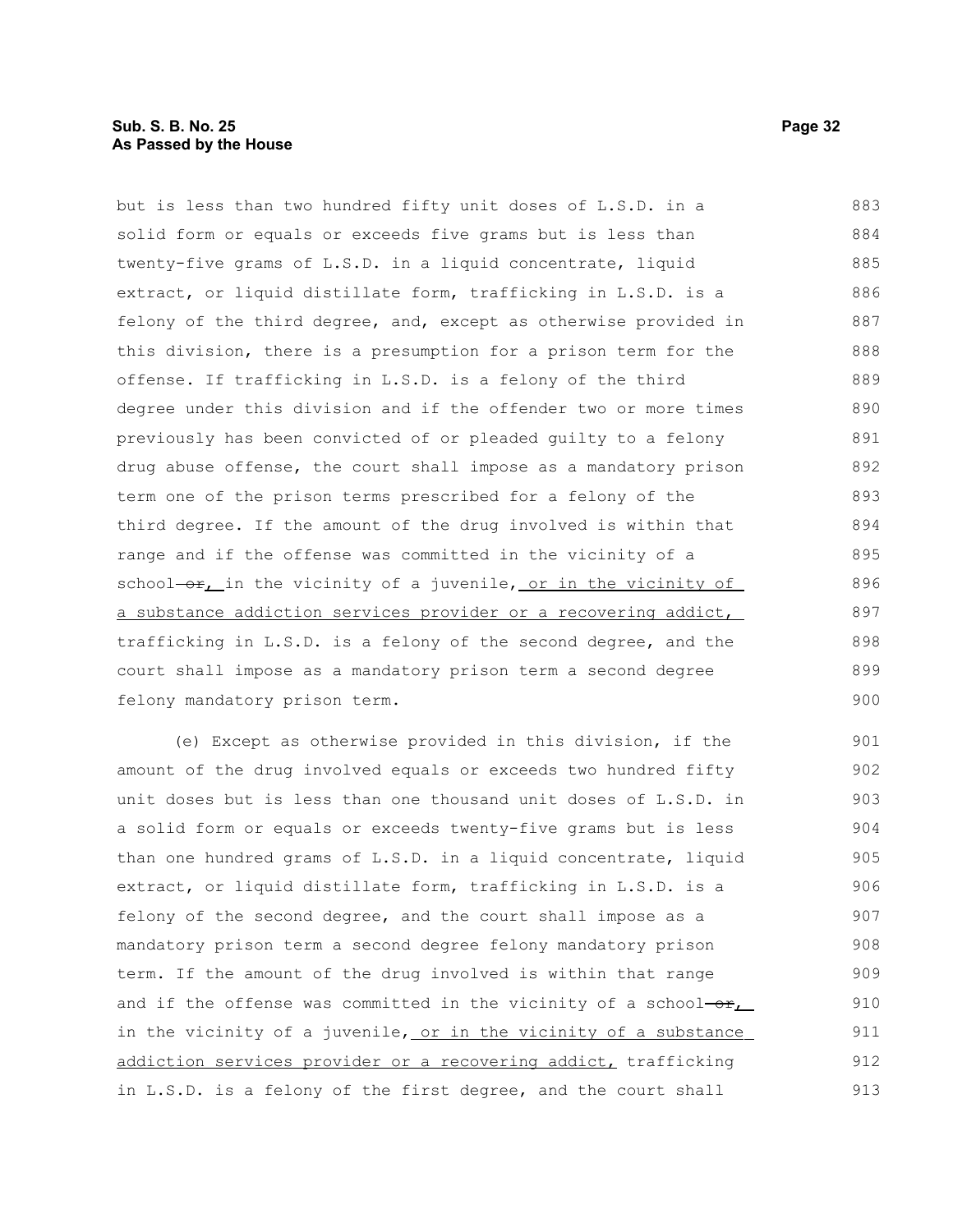but is less than two hundred fifty unit doses of L.S.D. in a solid form or equals or exceeds five grams but is less than twenty-five grams of L.S.D. in a liquid concentrate, liquid extract, or liquid distillate form, trafficking in L.S.D. is a felony of the third degree, and, except as otherwise provided in this division, there is a presumption for a prison term for the offense. If trafficking in L.S.D. is a felony of the third degree under this division and if the offender two or more times previously has been convicted of or pleaded guilty to a felony drug abuse offense, the court shall impose as a mandatory prison term one of the prison terms prescribed for a felony of the third degree. If the amount of the drug involved is within that range and if the offense was committed in the vicinity of a school ~~or~~, in the vicinity of a juvenile, or in the vicinity of a substance addiction services provider or a recovering addict, trafficking in L.S.D. is a felony of the second degree, and the court shall impose as a mandatory prison term a second degree felony mandatory prison term.

(e) Except as otherwise provided in this division, if the amount of the drug involved equals or exceeds two hundred fifty unit doses but is less than one thousand unit doses of L.S.D. in a solid form or equals or exceeds twenty-five grams but is less than one hundred grams of L.S.D. in a liquid concentrate, liquid extract, or liquid distillate form, trafficking in L.S.D. is a felony of the second degree, and the court shall impose as a mandatory prison term a second degree felony mandatory prison term. If the amount of the drug involved is within that range and if the offense was committed in the vicinity of a school ~~or~~, in the vicinity of a juvenile, or in the vicinity of a substance addiction services provider or a recovering addict, trafficking in L.S.D. is a felony of the first degree, and the court shall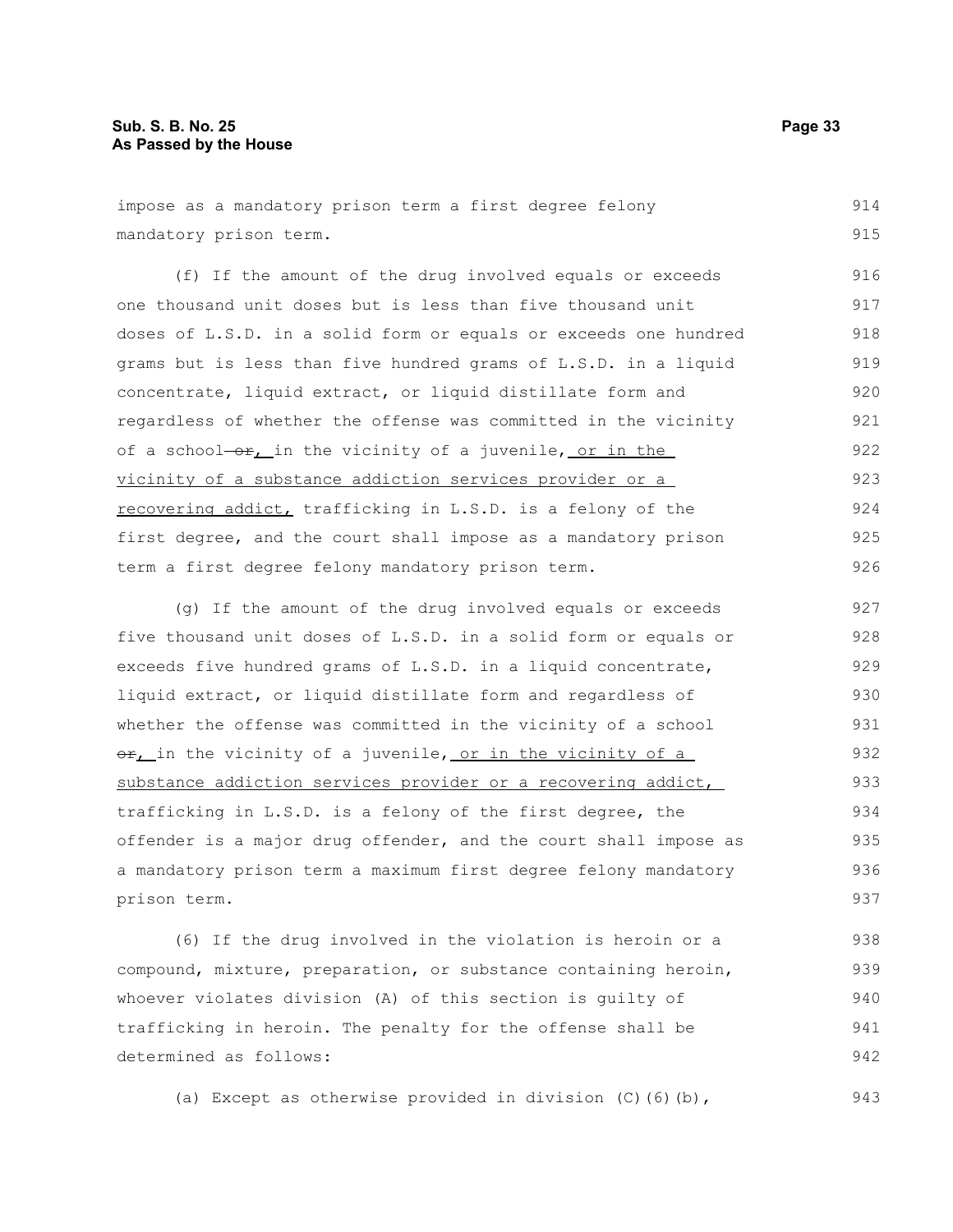impose as a mandatory prison term a first degree felony mandatory prison term.

(f) If the amount of the drug involved equals or exceeds one thousand unit doses but is less than five thousand unit doses of L.S.D. in a solid form or equals or exceeds one hundred grams but is less than five hundred grams of L.S.D. in a liquid concentrate, liquid extract, or liquid distillate form and regardless of whether the offense was committed in the vicinity of a school ~~or~~, in the vicinity of a juvenile, or in the vicinity of a substance addiction services provider or a recovering addict, trafficking in L.S.D. is a felony of the first degree, and the court shall impose as a mandatory prison term a first degree felony mandatory prison term.

(g) If the amount of the drug involved equals or exceeds five thousand unit doses of L.S.D. in a solid form or equals or exceeds five hundred grams of L.S.D. in a liquid concentrate, liquid extract, or liquid distillate form and regardless of whether the offense was committed in the vicinity of a school ~~or~~, in the vicinity of a juvenile, or in the vicinity of a substance addiction services provider or a recovering addict, trafficking in L.S.D. is a felony of the first degree, the offender is a major drug offender, and the court shall impose as a mandatory prison term a maximum first degree felony mandatory prison term.

(6) If the drug involved in the violation is heroin or a compound, mixture, preparation, or substance containing heroin, whoever violates division (A) of this section is guilty of trafficking in heroin. The penalty for the offense shall be determined as follows:

(a) Except as otherwise provided in division (C)(6)(b),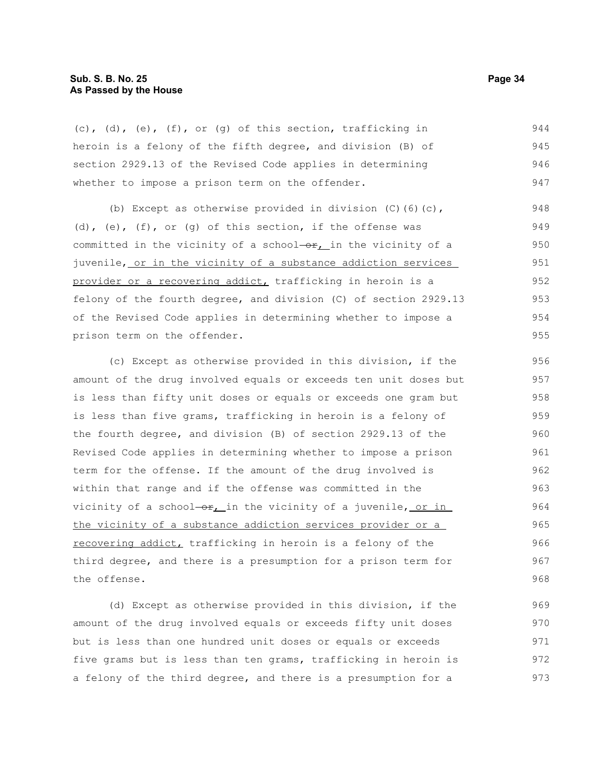(c), (d), (e), (f), or (g) of this section, trafficking in heroin is a felony of the fifth degree, and division (B) of section 2929.13 of the Revised Code applies in determining whether to impose a prison term on the offender.

(b) Except as otherwise provided in division (C)(6)(c), (d), (e), (f), or (g) of this section, if the offense was committed in the vicinity of a school ~~or~~, in the vicinity of a juvenile, <u>or in the vicinity of a substance addiction services provider or a recovering addict,</u> trafficking in heroin is a felony of the fourth degree, and division (C) of section 2929.13 of the Revised Code applies in determining whether to impose a prison term on the offender.

(c) Except as otherwise provided in this division, if the amount of the drug involved equals or exceeds ten unit doses but is less than fifty unit doses or equals or exceeds one gram but is less than five grams, trafficking in heroin is a felony of the fourth degree, and division (B) of section 2929.13 of the Revised Code applies in determining whether to impose a prison term for the offense. If the amount of the drug involved is within that range and if the offense was committed in the vicinity of a school ~~or~~, in the vicinity of a juvenile, <u>or in the vicinity of a substance addiction services provider or a recovering addict,</u> trafficking in heroin is a felony of the third degree, and there is a presumption for a prison term for the offense.

(d) Except as otherwise provided in this division, if the amount of the drug involved equals or exceeds fifty unit doses but is less than one hundred unit doses or equals or exceeds five grams but is less than ten grams, trafficking in heroin is a felony of the third degree, and there is a presumption for a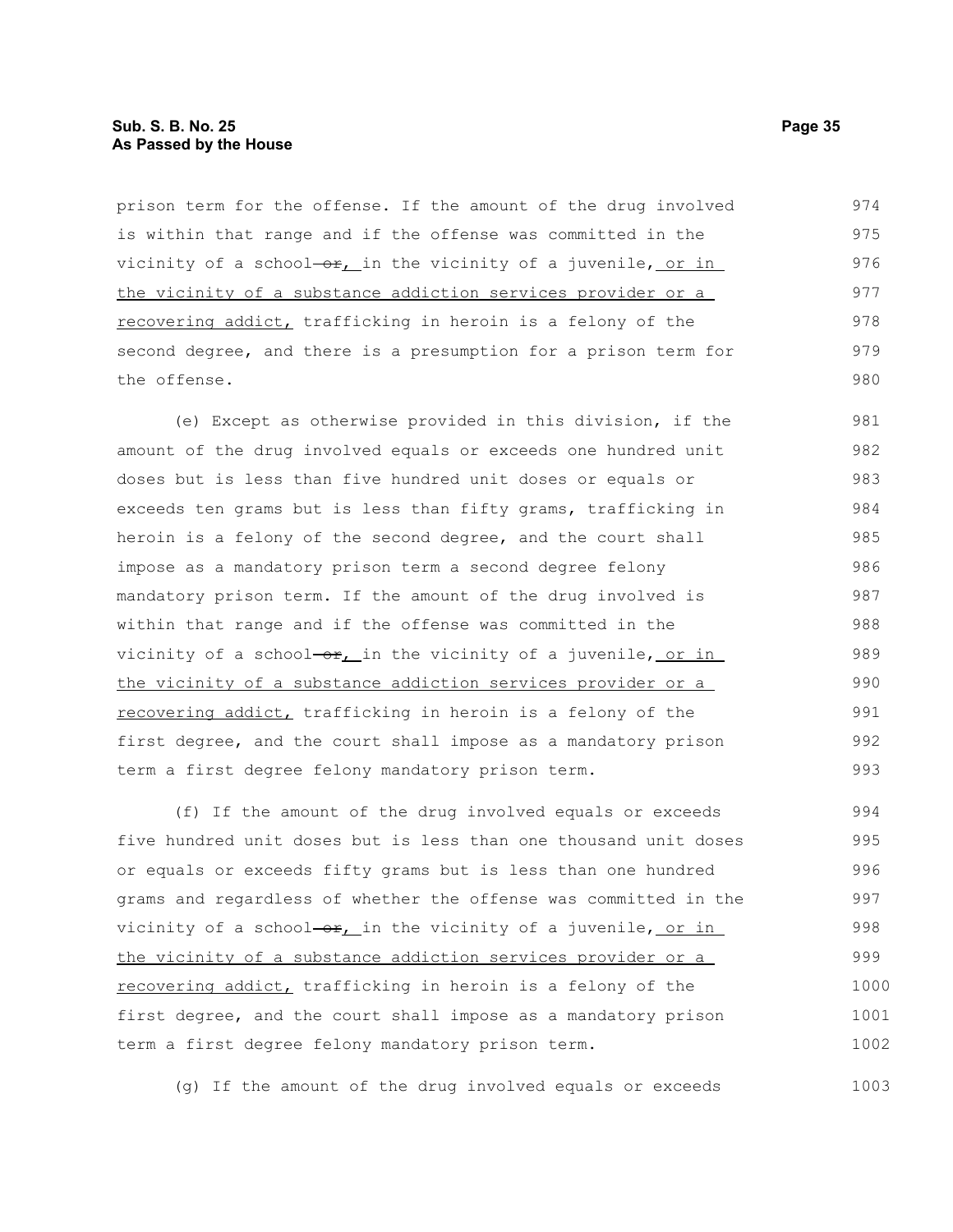prison term for the offense. If the amount of the drug involved is within that range and if the offense was committed in the vicinity of a school ~~or~~, in the vicinity of a juvenile, or in the vicinity of a substance addiction services provider or a recovering addict, trafficking in heroin is a felony of the second degree, and there is a presumption for a prison term for the offense.

(e) Except as otherwise provided in this division, if the amount of the drug involved equals or exceeds one hundred unit doses but is less than five hundred unit doses or equals or exceeds ten grams but is less than fifty grams, trafficking in heroin is a felony of the second degree, and the court shall impose as a mandatory prison term a second degree felony mandatory prison term. If the amount of the drug involved is within that range and if the offense was committed in the vicinity of a school ~~or~~, in the vicinity of a juvenile, or in the vicinity of a substance addiction services provider or a recovering addict, trafficking in heroin is a felony of the first degree, and the court shall impose as a mandatory prison term a first degree felony mandatory prison term.

(f) If the amount of the drug involved equals or exceeds five hundred unit doses but is less than one thousand unit doses or equals or exceeds fifty grams but is less than one hundred grams and regardless of whether the offense was committed in the vicinity of a school ~~or~~, in the vicinity of a juvenile, or in the vicinity of a substance addiction services provider or a recovering addict, trafficking in heroin is a felony of the first degree, and the court shall impose as a mandatory prison term a first degree felony mandatory prison term.

(g) If the amount of the drug involved equals or exceeds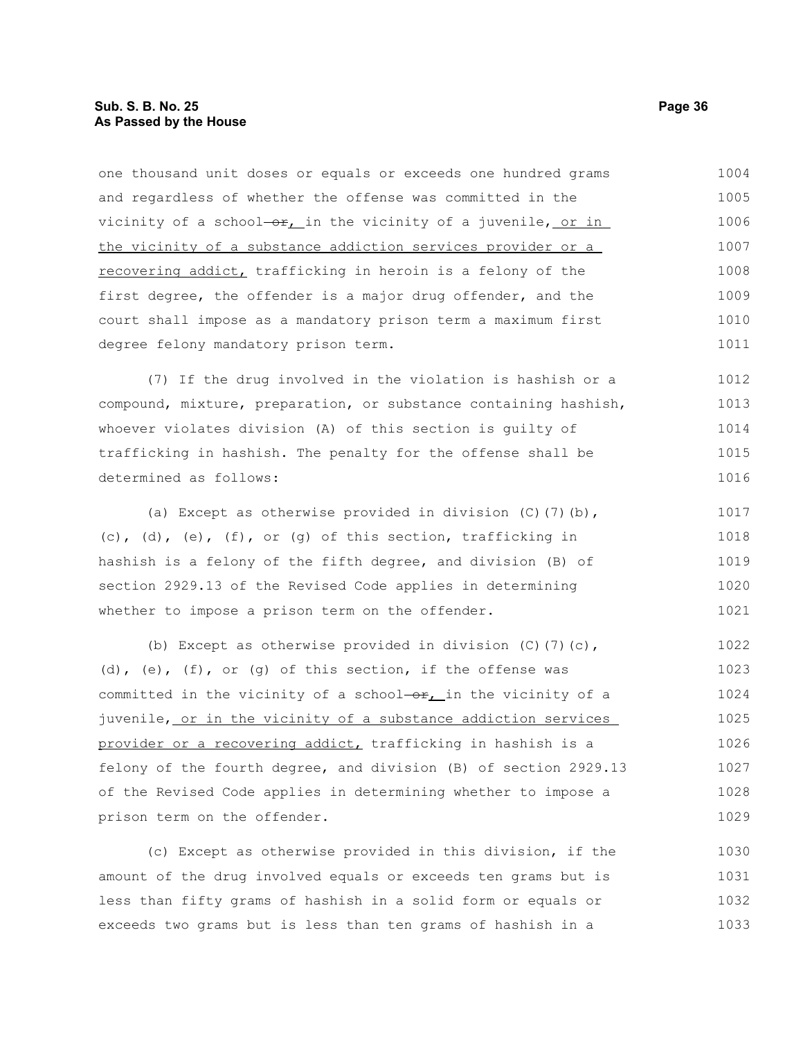one thousand unit doses or equals or exceeds one hundred grams and regardless of whether the offense was committed in the vicinity of a school ~~or~~, in the vicinity of a juvenile, or in the vicinity of a substance addiction services provider or a recovering addict, trafficking in heroin is a felony of the first degree, the offender is a major drug offender, and the court shall impose as a mandatory prison term a maximum first degree felony mandatory prison term.

(7) If the drug involved in the violation is hashish or a compound, mixture, preparation, or substance containing hashish, whoever violates division (A) of this section is guilty of trafficking in hashish. The penalty for the offense shall be determined as follows:

(a) Except as otherwise provided in division (C)(7)(b), (c), (d), (e), (f), or (g) of this section, trafficking in hashish is a felony of the fifth degree, and division (B) of section 2929.13 of the Revised Code applies in determining whether to impose a prison term on the offender.

(b) Except as otherwise provided in division (C)(7)(c), (d), (e), (f), or (g) of this section, if the offense was committed in the vicinity of a school ~~or~~, in the vicinity of a juvenile, or in the vicinity of a substance addiction services provider or a recovering addict, trafficking in hashish is a felony of the fourth degree, and division (B) of section 2929.13 of the Revised Code applies in determining whether to impose a prison term on the offender.

(c) Except as otherwise provided in this division, if the amount of the drug involved equals or exceeds ten grams but is less than fifty grams of hashish in a solid form or equals or exceeds two grams but is less than ten grams of hashish in a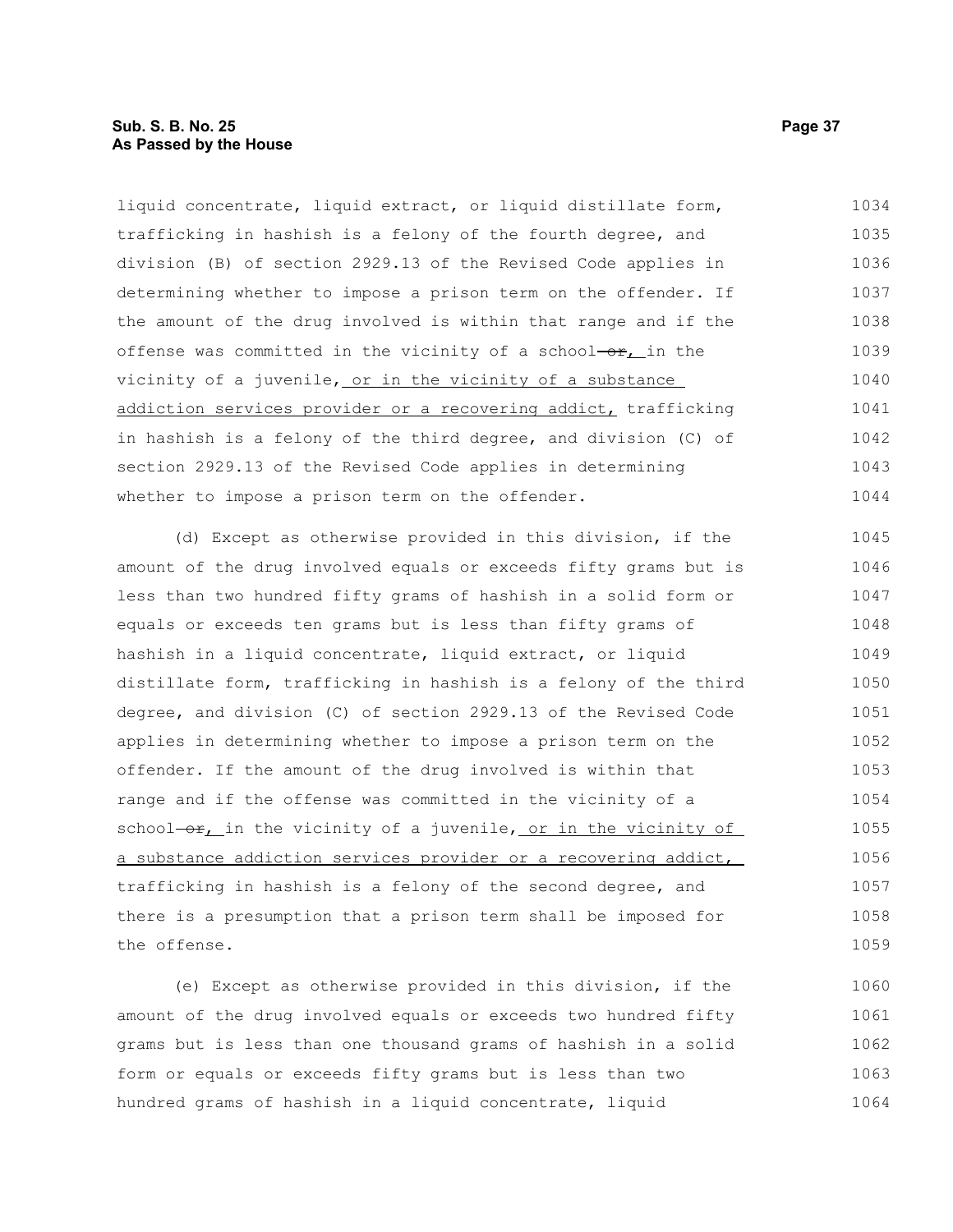liquid concentrate, liquid extract, or liquid distillate form, trafficking in hashish is a felony of the fourth degree, and division (B) of section 2929.13 of the Revised Code applies in determining whether to impose a prison term on the offender. If the amount of the drug involved is within that range and if the offense was committed in the vicinity of a school ~~or~~, in the vicinity of a juvenile, or in the vicinity of a substance addiction services provider or a recovering addict, trafficking in hashish is a felony of the third degree, and division (C) of section 2929.13 of the Revised Code applies in determining whether to impose a prison term on the offender.

(d) Except as otherwise provided in this division, if the amount of the drug involved equals or exceeds fifty grams but is less than two hundred fifty grams of hashish in a solid form or equals or exceeds ten grams but is less than fifty grams of hashish in a liquid concentrate, liquid extract, or liquid distillate form, trafficking in hashish is a felony of the third degree, and division (C) of section 2929.13 of the Revised Code applies in determining whether to impose a prison term on the offender. If the amount of the drug involved is within that range and if the offense was committed in the vicinity of a school ~~or~~, in the vicinity of a juvenile, or in the vicinity of a substance addiction services provider or a recovering addict, trafficking in hashish is a felony of the second degree, and there is a presumption that a prison term shall be imposed for the offense.

(e) Except as otherwise provided in this division, if the amount of the drug involved equals or exceeds two hundred fifty grams but is less than one thousand grams of hashish in a solid form or equals or exceeds fifty grams but is less than two hundred grams of hashish in a liquid concentrate, liquid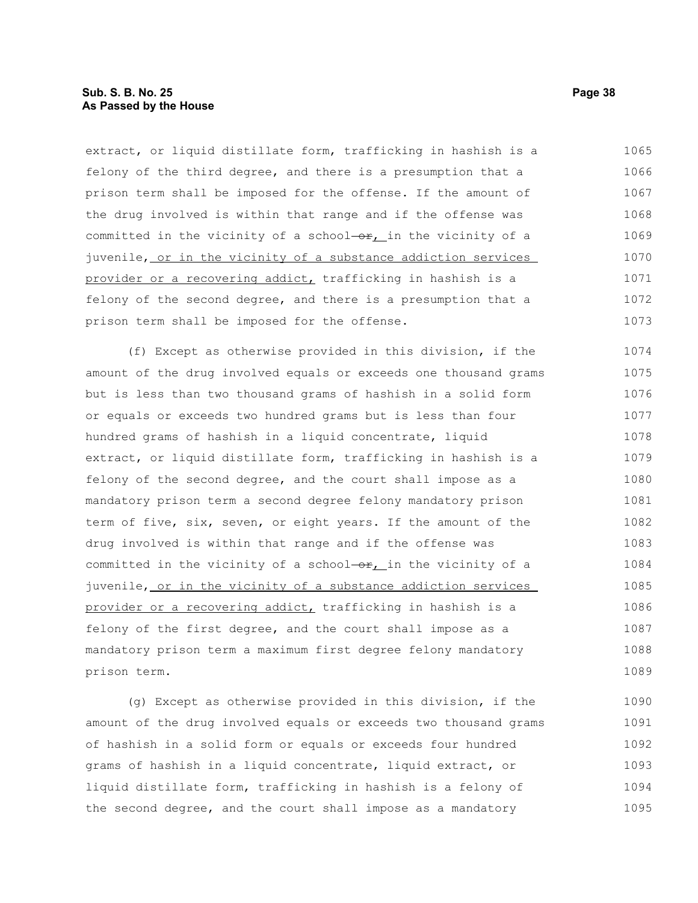extract, or liquid distillate form, trafficking in hashish is a felony of the third degree, and there is a presumption that a prison term shall be imposed for the offense. If the amount of the drug involved is within that range and if the offense was committed in the vicinity of a school ~~or~~, in the vicinity of a juvenile, or in the vicinity of a substance addiction services provider or a recovering addict, trafficking in hashish is a felony of the second degree, and there is a presumption that a prison term shall be imposed for the offense.

(f) Except as otherwise provided in this division, if the amount of the drug involved equals or exceeds one thousand grams but is less than two thousand grams of hashish in a solid form or equals or exceeds two hundred grams but is less than four hundred grams of hashish in a liquid concentrate, liquid extract, or liquid distillate form, trafficking in hashish is a felony of the second degree, and the court shall impose as a mandatory prison term a second degree felony mandatory prison term of five, six, seven, or eight years. If the amount of the drug involved is within that range and if the offense was committed in the vicinity of a school ~~or~~, in the vicinity of a juvenile, or in the vicinity of a substance addiction services provider or a recovering addict, trafficking in hashish is a felony of the first degree, and the court shall impose as a mandatory prison term a maximum first degree felony mandatory prison term.

(g) Except as otherwise provided in this division, if the amount of the drug involved equals or exceeds two thousand grams of hashish in a solid form or equals or exceeds four hundred grams of hashish in a liquid concentrate, liquid extract, or liquid distillate form, trafficking in hashish is a felony of the second degree, and the court shall impose as a mandatory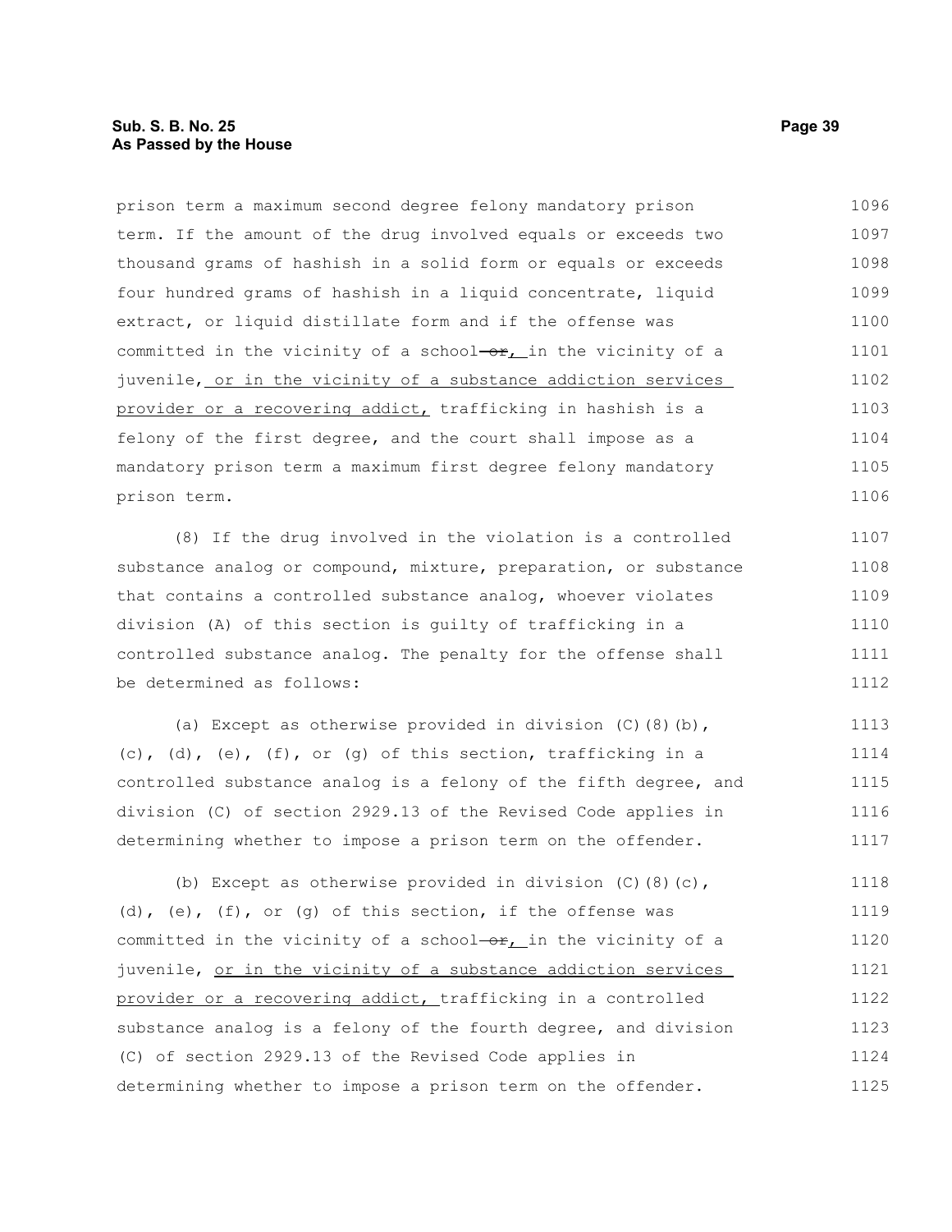prison term a maximum second degree felony mandatory prison term. If the amount of the drug involved equals or exceeds two thousand grams of hashish in a solid form or equals or exceeds four hundred grams of hashish in a liquid concentrate, liquid extract, or liquid distillate form and if the offense was committed in the vicinity of a school ~~or~~, in the vicinity of a juvenile, or in the vicinity of a substance addiction services provider or a recovering addict, trafficking in hashish is a felony of the first degree, and the court shall impose as a mandatory prison term a maximum first degree felony mandatory prison term.

(8) If the drug involved in the violation is a controlled substance analog or compound, mixture, preparation, or substance that contains a controlled substance analog, whoever violates division (A) of this section is guilty of trafficking in a controlled substance analog. The penalty for the offense shall be determined as follows:

(a) Except as otherwise provided in division (C)(8)(b), (c), (d), (e), (f), or (g) of this section, trafficking in a controlled substance analog is a felony of the fifth degree, and division (C) of section 2929.13 of the Revised Code applies in determining whether to impose a prison term on the offender.

(b) Except as otherwise provided in division (C)(8)(c), (d), (e), (f), or (g) of this section, if the offense was committed in the vicinity of a school ~~or~~, in the vicinity of a juvenile, or in the vicinity of a substance addiction services provider or a recovering addict, trafficking in a controlled substance analog is a felony of the fourth degree, and division (C) of section 2929.13 of the Revised Code applies in determining whether to impose a prison term on the offender.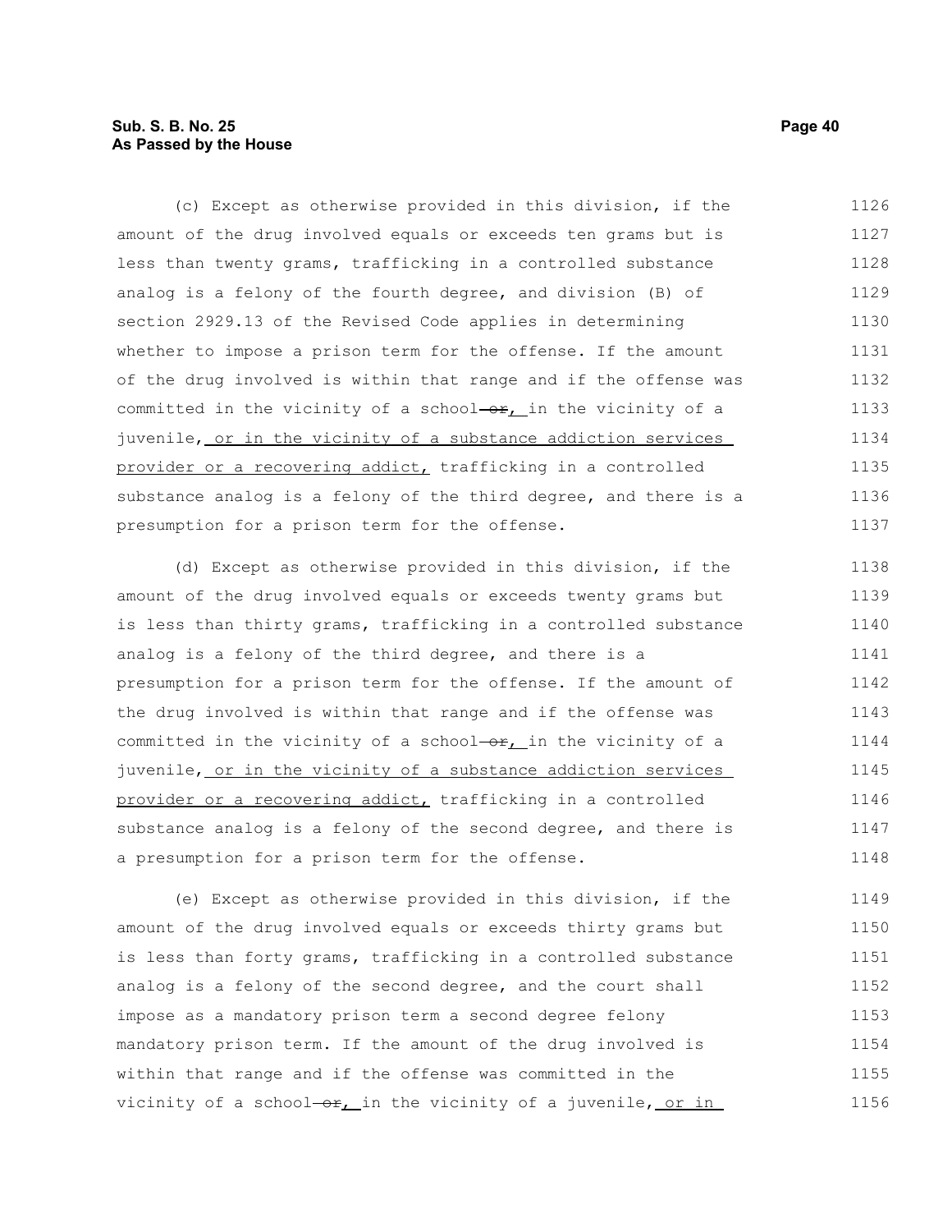(c) Except as otherwise provided in this division, if the amount of the drug involved equals or exceeds ten grams but is less than twenty grams, trafficking in a controlled substance analog is a felony of the fourth degree, and division (B) of section 2929.13 of the Revised Code applies in determining whether to impose a prison term for the offense. If the amount of the drug involved is within that range and if the offense was committed in the vicinity of a school ~~or~~, in the vicinity of a juvenile, or in the vicinity of a substance addiction services provider or a recovering addict, trafficking in a controlled substance analog is a felony of the third degree, and there is a presumption for a prison term for the offense.

(d) Except as otherwise provided in this division, if the amount of the drug involved equals or exceeds twenty grams but is less than thirty grams, trafficking in a controlled substance analog is a felony of the third degree, and there is a presumption for a prison term for the offense. If the amount of the drug involved is within that range and if the offense was committed in the vicinity of a school ~~or~~, in the vicinity of a juvenile, or in the vicinity of a substance addiction services provider or a recovering addict, trafficking in a controlled substance analog is a felony of the second degree, and there is a presumption for a prison term for the offense.

(e) Except as otherwise provided in this division, if the amount of the drug involved equals or exceeds thirty grams but is less than forty grams, trafficking in a controlled substance analog is a felony of the second degree, and the court shall impose as a mandatory prison term a second degree felony mandatory prison term. If the amount of the drug involved is within that range and if the offense was committed in the vicinity of a school ~~or~~, in the vicinity of a juvenile, or in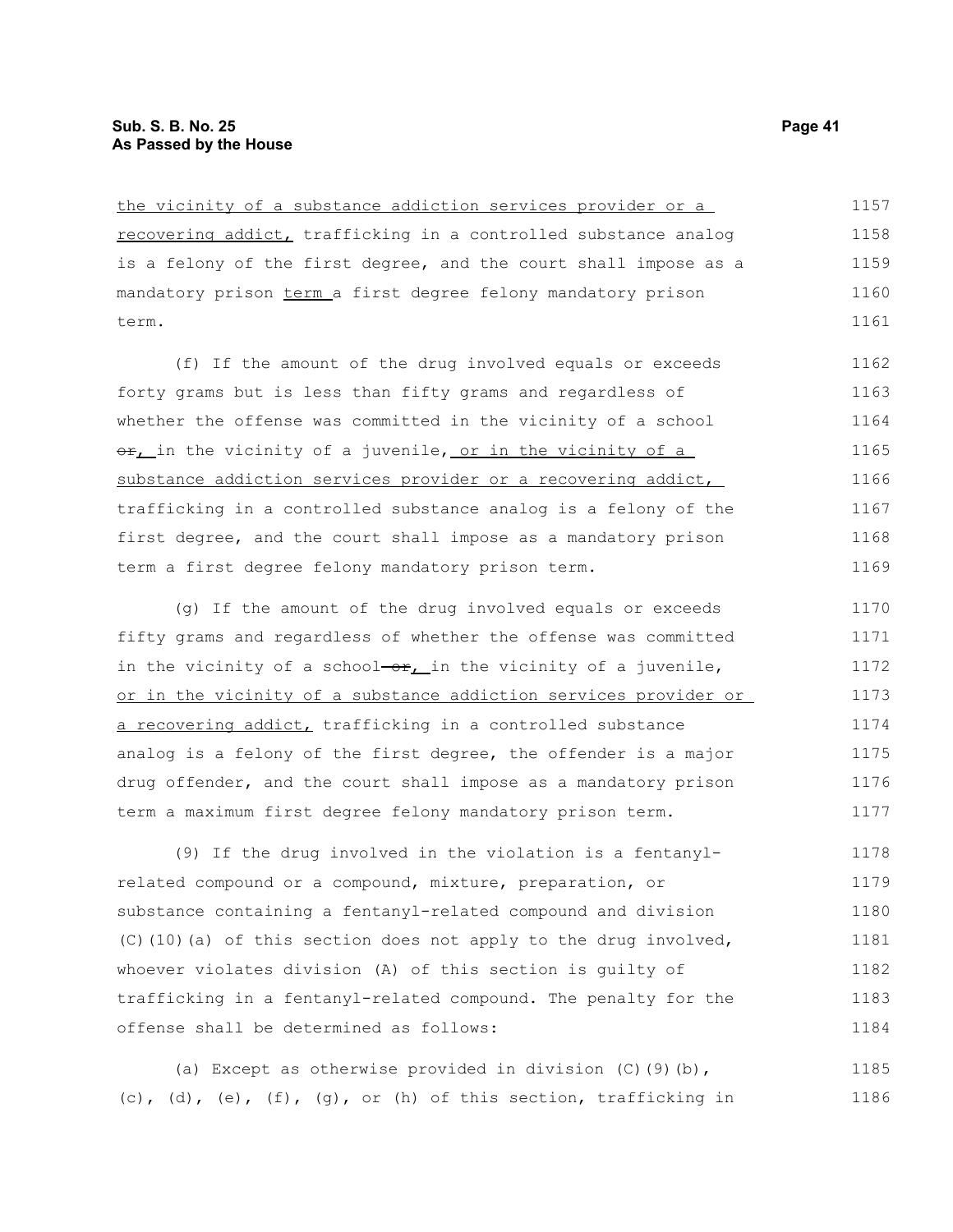the vicinity of a substance addiction services provider or a recovering addict, trafficking in a controlled substance analog is a felony of the first degree, and the court shall impose as a mandatory prison term a first degree felony mandatory prison term.

(f) If the amount of the drug involved equals or exceeds forty grams but is less than fifty grams and regardless of whether the offense was committed in the vicinity of a school or, in the vicinity of a juvenile, or in the vicinity of a substance addiction services provider or a recovering addict, trafficking in a controlled substance analog is a felony of the first degree, and the court shall impose as a mandatory prison term a first degree felony mandatory prison term.

(g) If the amount of the drug involved equals or exceeds fifty grams and regardless of whether the offense was committed in the vicinity of a school or, in the vicinity of a juvenile, or in the vicinity of a substance addiction services provider or a recovering addict, trafficking in a controlled substance analog is a felony of the first degree, the offender is a major drug offender, and the court shall impose as a mandatory prison term a maximum first degree felony mandatory prison term.

(9) If the drug involved in the violation is a fentanyl-related compound or a compound, mixture, preparation, or substance containing a fentanyl-related compound and division (C)(10)(a) of this section does not apply to the drug involved, whoever violates division (A) of this section is guilty of trafficking in a fentanyl-related compound. The penalty for the offense shall be determined as follows:

(a) Except as otherwise provided in division (C)(9)(b), (c), (d), (e), (f), (g), or (h) of this section, trafficking in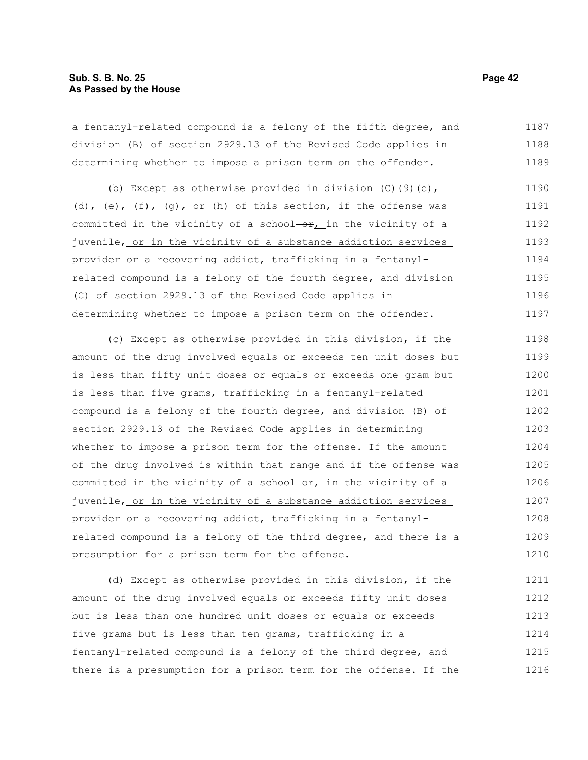a fentanyl-related compound is a felony of the fifth degree, and division (B) of section 2929.13 of the Revised Code applies in determining whether to impose a prison term on the offender.

(b) Except as otherwise provided in division (C)(9)(c), (d), (e), (f), (g), or (h) of this section, if the offense was committed in the vicinity of a school ~~or~~, in the vicinity of a juvenile, or in the vicinity of a substance addiction services provider or a recovering addict, trafficking in a fentanyl-related compound is a felony of the fourth degree, and division (C) of section 2929.13 of the Revised Code applies in determining whether to impose a prison term on the offender.

(c) Except as otherwise provided in this division, if the amount of the drug involved equals or exceeds ten unit doses but is less than fifty unit doses or equals or exceeds one gram but is less than five grams, trafficking in a fentanyl-related compound is a felony of the fourth degree, and division (B) of section 2929.13 of the Revised Code applies in determining whether to impose a prison term for the offense. If the amount of the drug involved is within that range and if the offense was committed in the vicinity of a school ~~or~~, in the vicinity of a juvenile, or in the vicinity of a substance addiction services provider or a recovering addict, trafficking in a fentanyl-related compound is a felony of the third degree, and there is a presumption for a prison term for the offense.

(d) Except as otherwise provided in this division, if the amount of the drug involved equals or exceeds fifty unit doses but is less than one hundred unit doses or equals or exceeds five grams but is less than ten grams, trafficking in a fentanyl-related compound is a felony of the third degree, and there is a presumption for a prison term for the offense. If the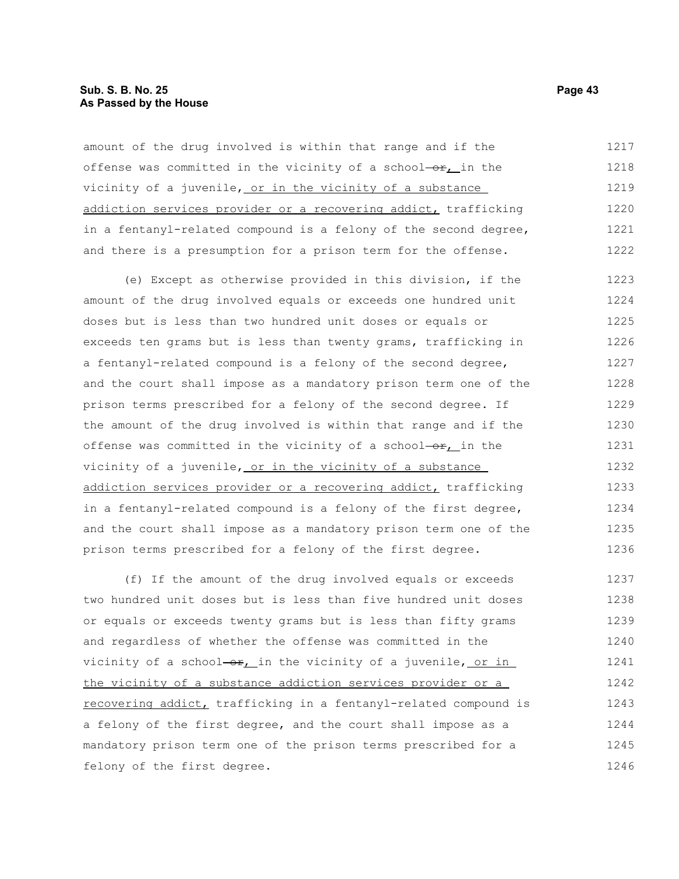amount of the drug involved is within that range and if the offense was committed in the vicinity of a school ~~or~~, in the vicinity of a juvenile, or in the vicinity of a substance addiction services provider or a recovering addict, trafficking in a fentanyl-related compound is a felony of the second degree, and there is a presumption for a prison term for the offense.

(e) Except as otherwise provided in this division, if the amount of the drug involved equals or exceeds one hundred unit doses but is less than two hundred unit doses or equals or exceeds ten grams but is less than twenty grams, trafficking in a fentanyl-related compound is a felony of the second degree, and the court shall impose as a mandatory prison term one of the prison terms prescribed for a felony of the second degree. If the amount of the drug involved is within that range and if the offense was committed in the vicinity of a school ~~or~~, in the vicinity of a juvenile, or in the vicinity of a substance addiction services provider or a recovering addict, trafficking in a fentanyl-related compound is a felony of the first degree, and the court shall impose as a mandatory prison term one of the prison terms prescribed for a felony of the first degree.

(f) If the amount of the drug involved equals or exceeds two hundred unit doses but is less than five hundred unit doses or equals or exceeds twenty grams but is less than fifty grams and regardless of whether the offense was committed in the vicinity of a school ~~or~~, in the vicinity of a juvenile, or in the vicinity of a substance addiction services provider or a recovering addict, trafficking in a fentanyl-related compound is a felony of the first degree, and the court shall impose as a mandatory prison term one of the prison terms prescribed for a felony of the first degree.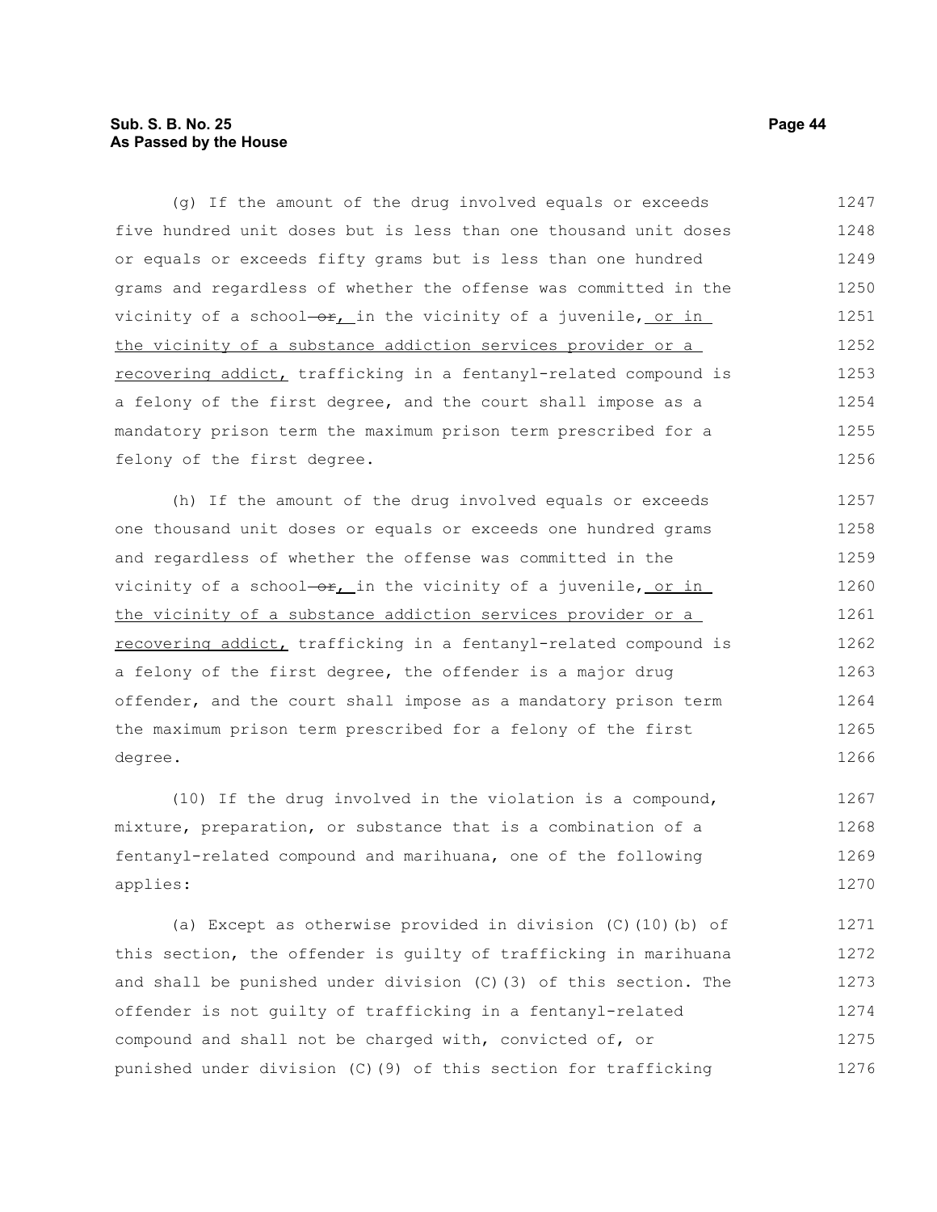(g) If the amount of the drug involved equals or exceeds five hundred unit doses but is less than one thousand unit doses or equals or exceeds fifty grams but is less than one hundred grams and regardless of whether the offense was committed in the vicinity of a school ~~or~~, in the vicinity of a juvenile, or in the vicinity of a substance addiction services provider or a recovering addict, trafficking in a fentanyl-related compound is a felony of the first degree, and the court shall impose as a mandatory prison term the maximum prison term prescribed for a felony of the first degree.

(h) If the amount of the drug involved equals or exceeds one thousand unit doses or equals or exceeds one hundred grams and regardless of whether the offense was committed in the vicinity of a school ~~or~~, in the vicinity of a juvenile, or in the vicinity of a substance addiction services provider or a recovering addict, trafficking in a fentanyl-related compound is a felony of the first degree, the offender is a major drug offender, and the court shall impose as a mandatory prison term the maximum prison term prescribed for a felony of the first degree.

(10) If the drug involved in the violation is a compound, mixture, preparation, or substance that is a combination of a fentanyl-related compound and marihuana, one of the following applies:

(a) Except as otherwise provided in division (C)(10)(b) of this section, the offender is guilty of trafficking in marihuana and shall be punished under division (C)(3) of this section. The offender is not guilty of trafficking in a fentanyl-related compound and shall not be charged with, convicted of, or punished under division (C)(9) of this section for trafficking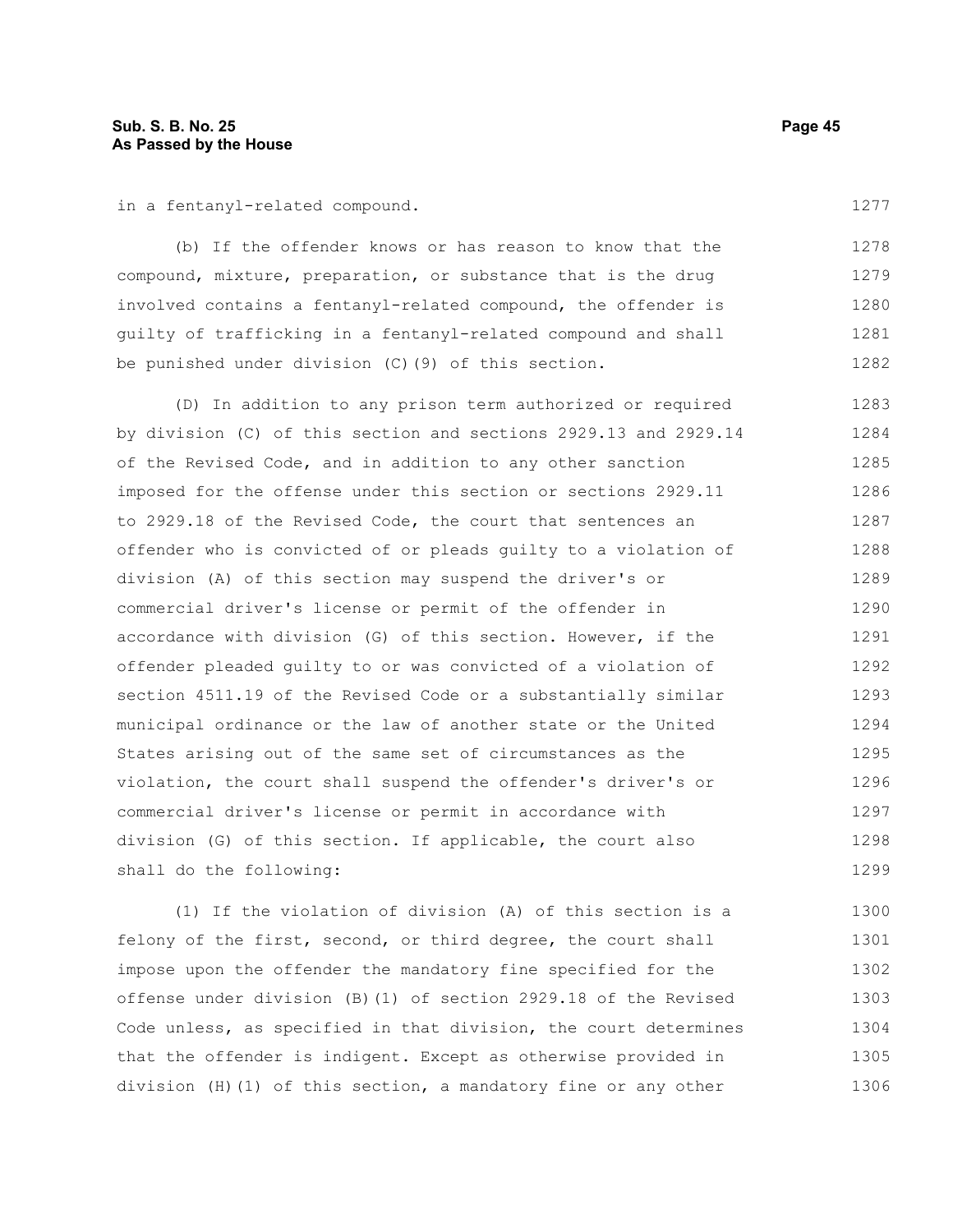in a fentanyl-related compound.

(b) If the offender knows or has reason to know that the compound, mixture, preparation, or substance that is the drug involved contains a fentanyl-related compound, the offender is guilty of trafficking in a fentanyl-related compound and shall be punished under division (C)(9) of this section.

(D) In addition to any prison term authorized or required by division (C) of this section and sections 2929.13 and 2929.14 of the Revised Code, and in addition to any other sanction imposed for the offense under this section or sections 2929.11 to 2929.18 of the Revised Code, the court that sentences an offender who is convicted of or pleads guilty to a violation of division (A) of this section may suspend the driver's or commercial driver's license or permit of the offender in accordance with division (G) of this section. However, if the offender pleaded guilty to or was convicted of a violation of section 4511.19 of the Revised Code or a substantially similar municipal ordinance or the law of another state or the United States arising out of the same set of circumstances as the violation, the court shall suspend the offender's driver's or commercial driver's license or permit in accordance with division (G) of this section. If applicable, the court also shall do the following:

(1) If the violation of division (A) of this section is a felony of the first, second, or third degree, the court shall impose upon the offender the mandatory fine specified for the offense under division (B)(1) of section 2929.18 of the Revised Code unless, as specified in that division, the court determines that the offender is indigent. Except as otherwise provided in division (H)(1) of this section, a mandatory fine or any other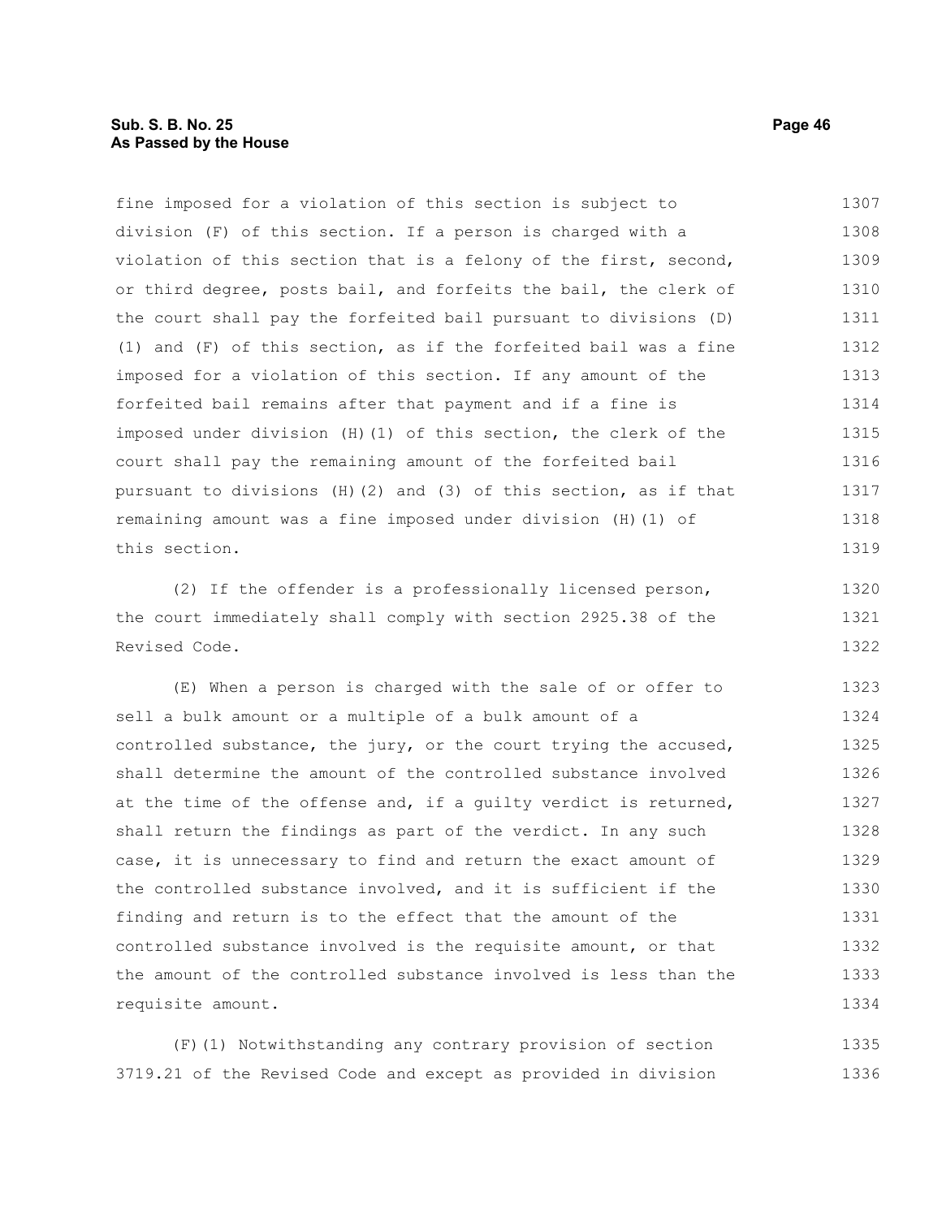fine imposed for a violation of this section is subject to division (F) of this section. If a person is charged with a violation of this section that is a felony of the first, second, or third degree, posts bail, and forfeits the bail, the clerk of the court shall pay the forfeited bail pursuant to divisions (D)(1) and (F) of this section, as if the forfeited bail was a fine imposed for a violation of this section. If any amount of the forfeited bail remains after that payment and if a fine is imposed under division (H)(1) of this section, the clerk of the court shall pay the remaining amount of the forfeited bail pursuant to divisions (H)(2) and (3) of this section, as if that remaining amount was a fine imposed under division (H)(1) of this section.

(2) If the offender is a professionally licensed person, the court immediately shall comply with section 2925.38 of the Revised Code.

(E) When a person is charged with the sale of or offer to sell a bulk amount or a multiple of a bulk amount of a controlled substance, the jury, or the court trying the accused, shall determine the amount of the controlled substance involved at the time of the offense and, if a guilty verdict is returned, shall return the findings as part of the verdict. In any such case, it is unnecessary to find and return the exact amount of the controlled substance involved, and it is sufficient if the finding and return is to the effect that the amount of the controlled substance involved is the requisite amount, or that the amount of the controlled substance involved is less than the requisite amount.

(F)(1) Notwithstanding any contrary provision of section 3719.21 of the Revised Code and except as provided in division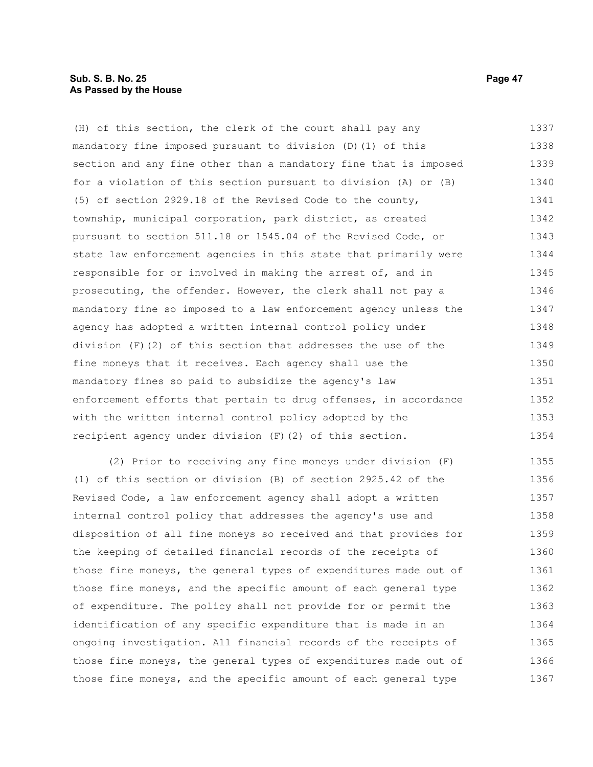(H) of this section, the clerk of the court shall pay any mandatory fine imposed pursuant to division (D)(1) of this section and any fine other than a mandatory fine that is imposed for a violation of this section pursuant to division (A) or (B)(5) of section 2929.18 of the Revised Code to the county, township, municipal corporation, park district, as created pursuant to section 511.18 or 1545.04 of the Revised Code, or state law enforcement agencies in this state that primarily were responsible for or involved in making the arrest of, and in prosecuting, the offender. However, the clerk shall not pay a mandatory fine so imposed to a law enforcement agency unless the agency has adopted a written internal control policy under division (F)(2) of this section that addresses the use of the fine moneys that it receives. Each agency shall use the mandatory fines so paid to subsidize the agency's law enforcement efforts that pertain to drug offenses, in accordance with the written internal control policy adopted by the recipient agency under division (F)(2) of this section.

(2) Prior to receiving any fine moneys under division (F)(1) of this section or division (B) of section 2925.42 of the Revised Code, a law enforcement agency shall adopt a written internal control policy that addresses the agency's use and disposition of all fine moneys so received and that provides for the keeping of detailed financial records of the receipts of those fine moneys, the general types of expenditures made out of those fine moneys, and the specific amount of each general type of expenditure. The policy shall not provide for or permit the identification of any specific expenditure that is made in an ongoing investigation. All financial records of the receipts of those fine moneys, the general types of expenditures made out of those fine moneys, and the specific amount of each general type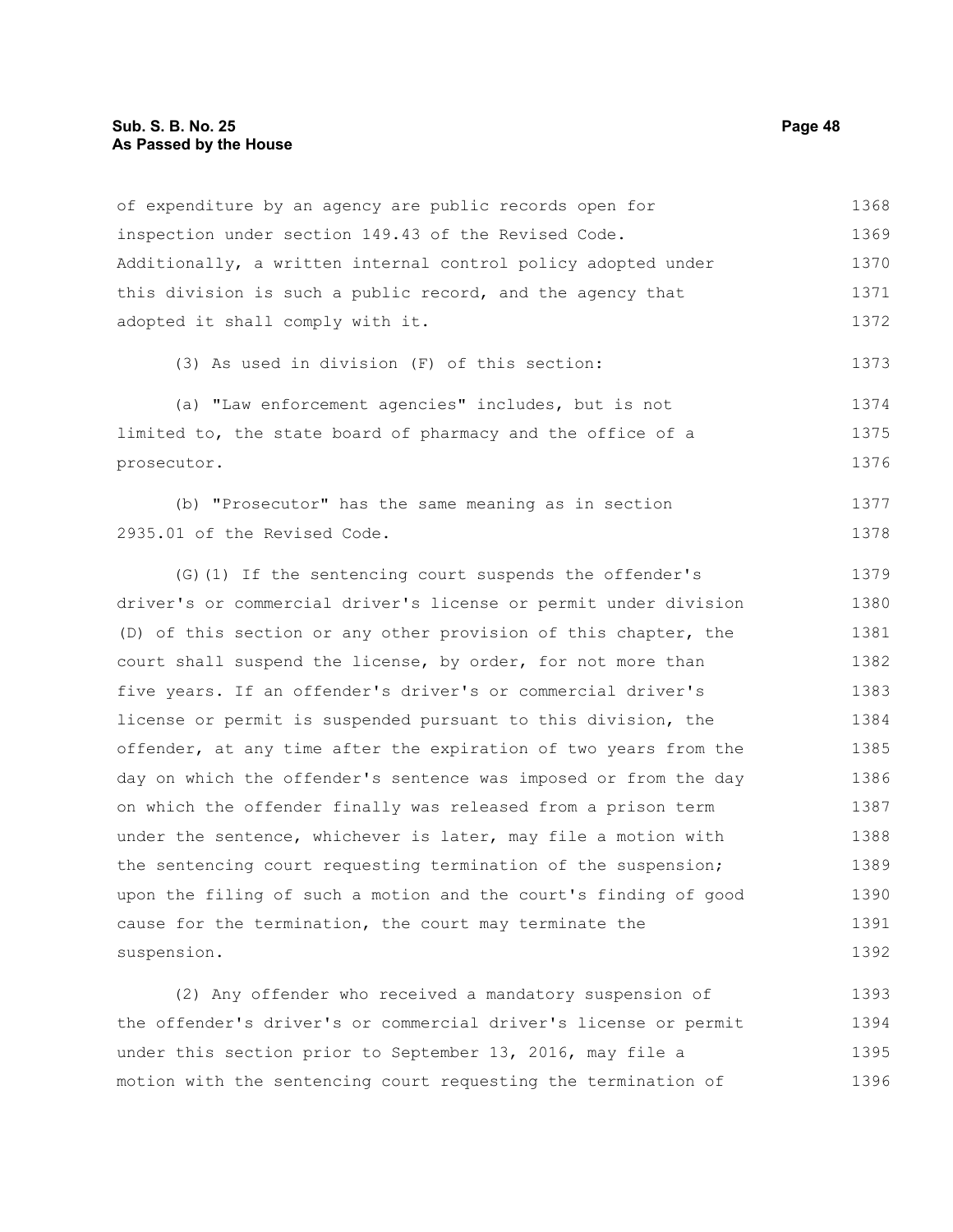of expenditure by an agency are public records open for inspection under section 149.43 of the Revised Code. Additionally, a written internal control policy adopted under this division is such a public record, and the agency that adopted it shall comply with it.

(3) As used in division (F) of this section:

(a) "Law enforcement agencies" includes, but is not limited to, the state board of pharmacy and the office of a prosecutor.

(b) "Prosecutor" has the same meaning as in section 2935.01 of the Revised Code.

(G)(1) If the sentencing court suspends the offender's driver's or commercial driver's license or permit under division (D) of this section or any other provision of this chapter, the court shall suspend the license, by order, for not more than five years. If an offender's driver's or commercial driver's license or permit is suspended pursuant to this division, the offender, at any time after the expiration of two years from the day on which the offender's sentence was imposed or from the day on which the offender finally was released from a prison term under the sentence, whichever is later, may file a motion with the sentencing court requesting termination of the suspension; upon the filing of such a motion and the court's finding of good cause for the termination, the court may terminate the suspension.

(2) Any offender who received a mandatory suspension of the offender's driver's or commercial driver's license or permit under this section prior to September 13, 2016, may file a motion with the sentencing court requesting the termination of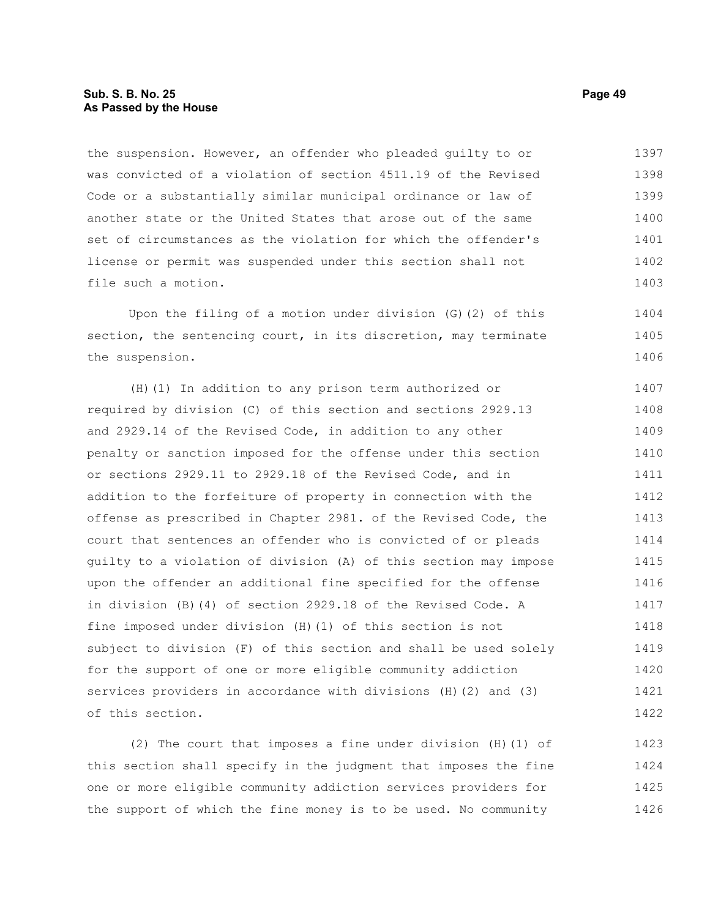the suspension. However, an offender who pleaded guilty to or was convicted of a violation of section 4511.19 of the Revised Code or a substantially similar municipal ordinance or law of another state or the United States that arose out of the same set of circumstances as the violation for which the offender's license or permit was suspended under this section shall not file such a motion.

Upon the filing of a motion under division (G)(2) of this section, the sentencing court, in its discretion, may terminate the suspension.

(H)(1) In addition to any prison term authorized or required by division (C) of this section and sections 2929.13 and 2929.14 of the Revised Code, in addition to any other penalty or sanction imposed for the offense under this section or sections 2929.11 to 2929.18 of the Revised Code, and in addition to the forfeiture of property in connection with the offense as prescribed in Chapter 2981. of the Revised Code, the court that sentences an offender who is convicted of or pleads guilty to a violation of division (A) of this section may impose upon the offender an additional fine specified for the offense in division (B)(4) of section 2929.18 of the Revised Code. A fine imposed under division (H)(1) of this section is not subject to division (F) of this section and shall be used solely for the support of one or more eligible community addiction services providers in accordance with divisions (H)(2) and (3) of this section.

(2) The court that imposes a fine under division (H)(1) of this section shall specify in the judgment that imposes the fine one or more eligible community addiction services providers for the support of which the fine money is to be used. No community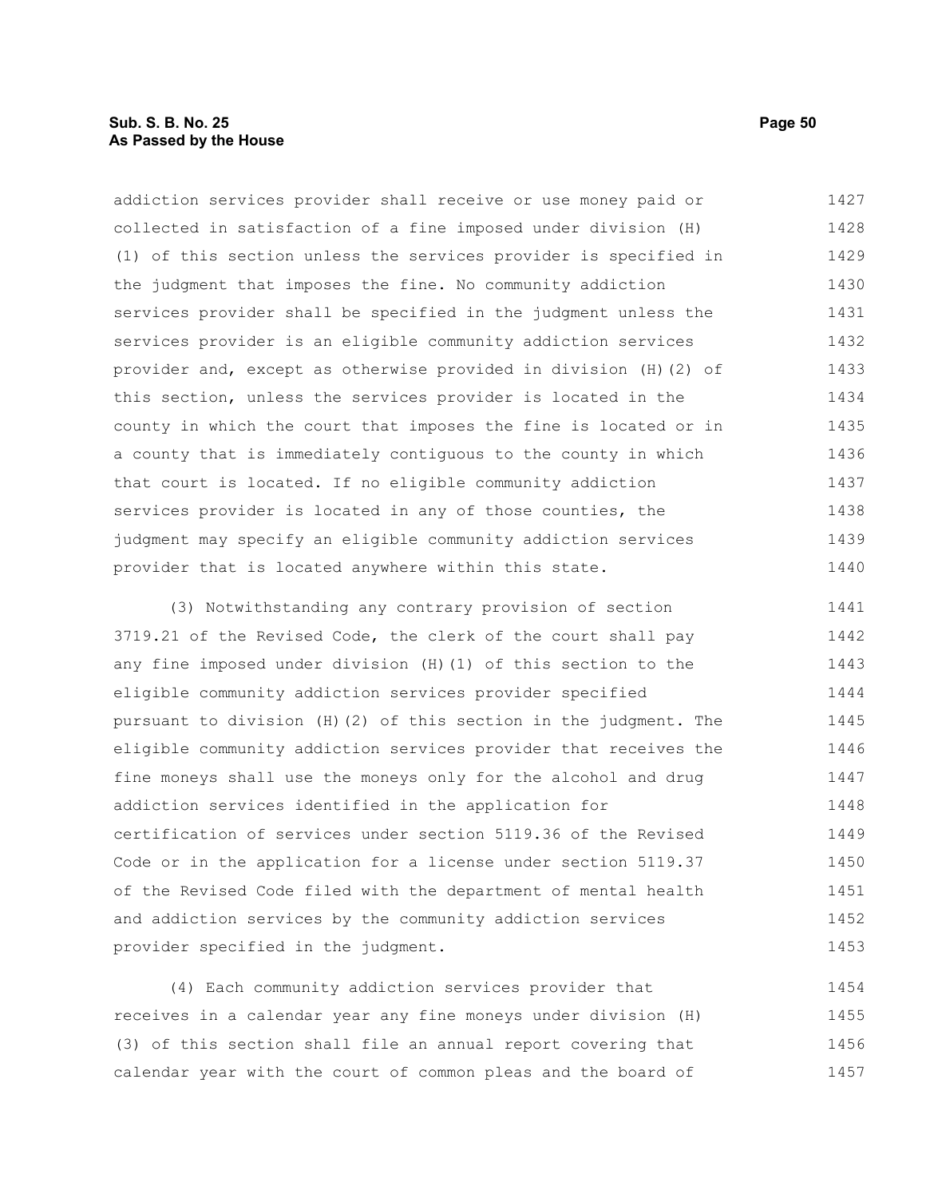addiction services provider shall receive or use money paid or collected in satisfaction of a fine imposed under division (H)(1) of this section unless the services provider is specified in the judgment that imposes the fine. No community addiction services provider shall be specified in the judgment unless the services provider is an eligible community addiction services provider and, except as otherwise provided in division (H)(2) of this section, unless the services provider is located in the county in which the court that imposes the fine is located or in a county that is immediately contiguous to the county in which that court is located. If no eligible community addiction services provider is located in any of those counties, the judgment may specify an eligible community addiction services provider that is located anywhere within this state.

(3) Notwithstanding any contrary provision of section 3719.21 of the Revised Code, the clerk of the court shall pay any fine imposed under division (H)(1) of this section to the eligible community addiction services provider specified pursuant to division (H)(2) of this section in the judgment. The eligible community addiction services provider that receives the fine moneys shall use the moneys only for the alcohol and drug addiction services identified in the application for certification of services under section 5119.36 of the Revised Code or in the application for a license under section 5119.37 of the Revised Code filed with the department of mental health and addiction services by the community addiction services provider specified in the judgment.

(4) Each community addiction services provider that receives in a calendar year any fine moneys under division (H)(3) of this section shall file an annual report covering that calendar year with the court of common pleas and the board of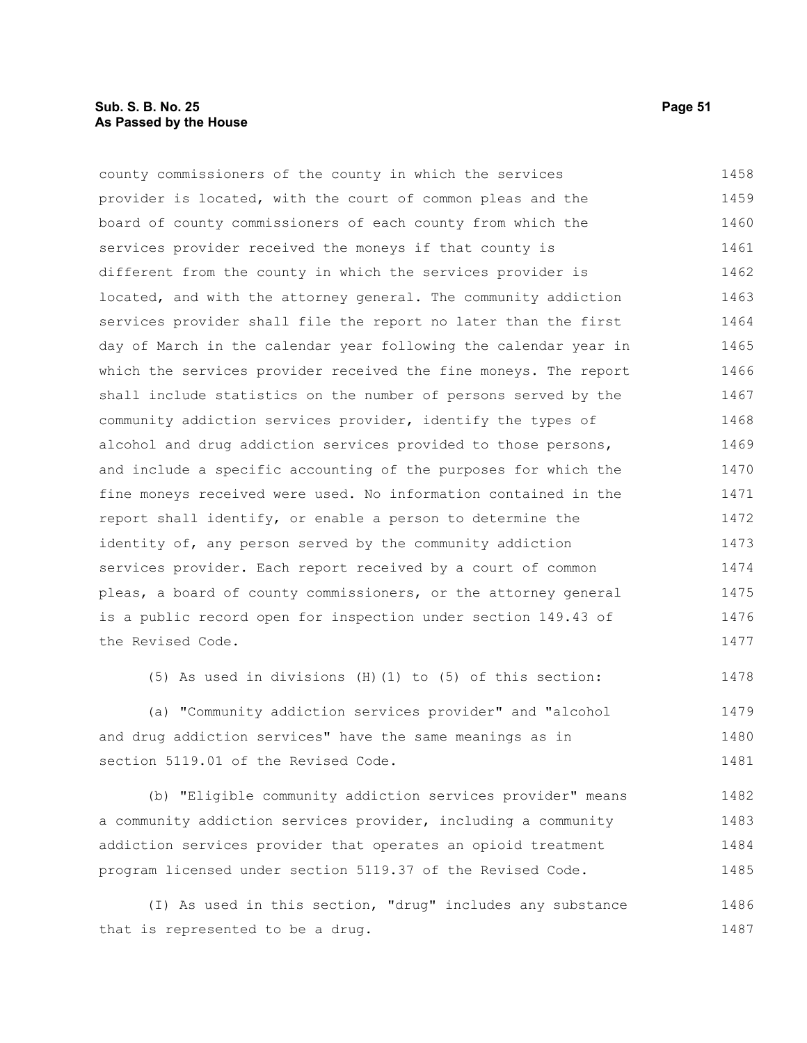county commissioners of the county in which the services provider is located, with the court of common pleas and the board of county commissioners of each county from which the services provider received the moneys if that county is different from the county in which the services provider is located, and with the attorney general. The community addiction services provider shall file the report no later than the first day of March in the calendar year following the calendar year in which the services provider received the fine moneys. The report shall include statistics on the number of persons served by the community addiction services provider, identify the types of alcohol and drug addiction services provided to those persons, and include a specific accounting of the purposes for which the fine moneys received were used. No information contained in the report shall identify, or enable a person to determine the identity of, any person served by the community addiction services provider. Each report received by a court of common pleas, a board of county commissioners, or the attorney general is a public record open for inspection under section 149.43 of the Revised Code.

(5) As used in divisions (H)(1) to (5) of this section:

(a) "Community addiction services provider" and "alcohol and drug addiction services" have the same meanings as in section 5119.01 of the Revised Code.

(b) "Eligible community addiction services provider" means a community addiction services provider, including a community addiction services provider that operates an opioid treatment program licensed under section 5119.37 of the Revised Code.

(I) As used in this section, "drug" includes any substance that is represented to be a drug.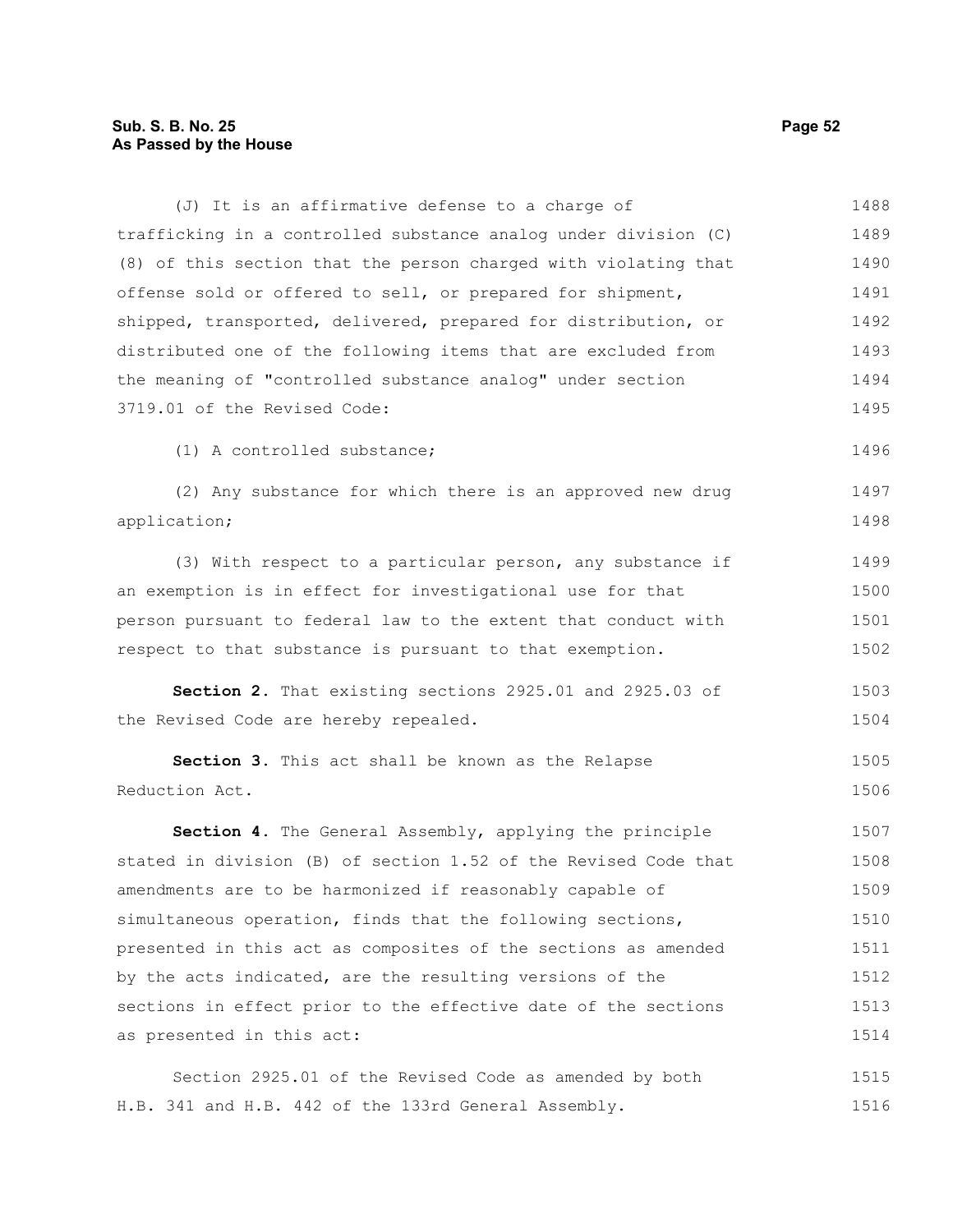(J) It is an affirmative defense to a charge of trafficking in a controlled substance analog under division (C)(8) of this section that the person charged with violating that offense sold or offered to sell, or prepared for shipment, shipped, transported, delivered, prepared for distribution, or distributed one of the following items that are excluded from the meaning of "controlled substance analog" under section 3719.01 of the Revised Code:

(1) A controlled substance;

(2) Any substance for which there is an approved new drug application;

(3) With respect to a particular person, any substance if an exemption is in effect for investigational use for that person pursuant to federal law to the extent that conduct with respect to that substance is pursuant to that exemption.

**Section 2.** That existing sections 2925.01 and 2925.03 of the Revised Code are hereby repealed.

**Section 3.** This act shall be known as the Relapse Reduction Act.

**Section 4.** The General Assembly, applying the principle stated in division (B) of section 1.52 of the Revised Code that amendments are to be harmonized if reasonably capable of simultaneous operation, finds that the following sections, presented in this act as composites of the sections as amended by the acts indicated, are the resulting versions of the sections in effect prior to the effective date of the sections as presented in this act:

Section 2925.01 of the Revised Code as amended by both H.B. 341 and H.B. 442 of the 133rd General Assembly.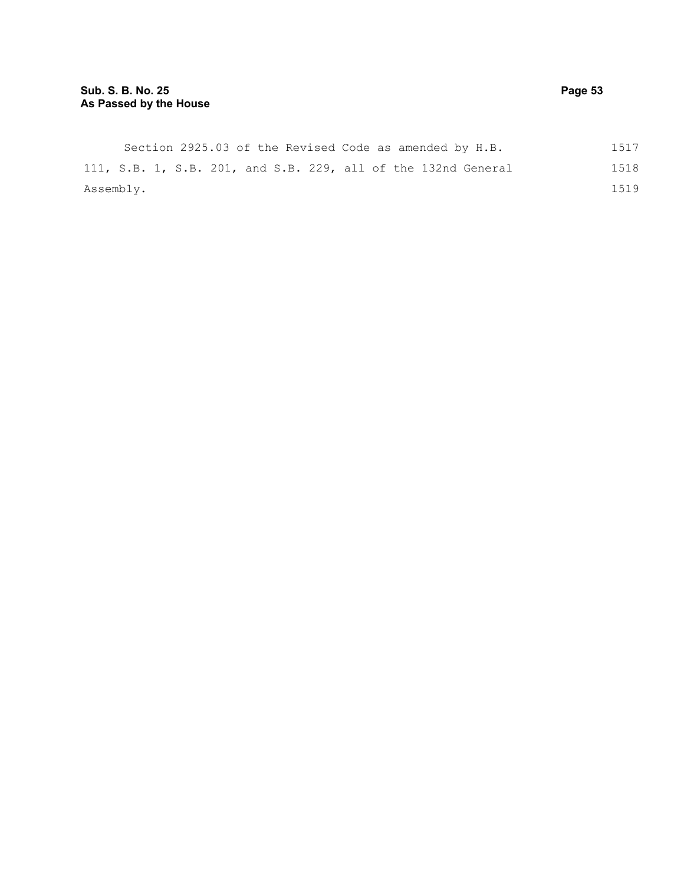Section 2925.03 of the Revised Code as amended by H.B. 111, S.B. 1, S.B. 201, and S.B. 229, all of the 132nd General Assembly.